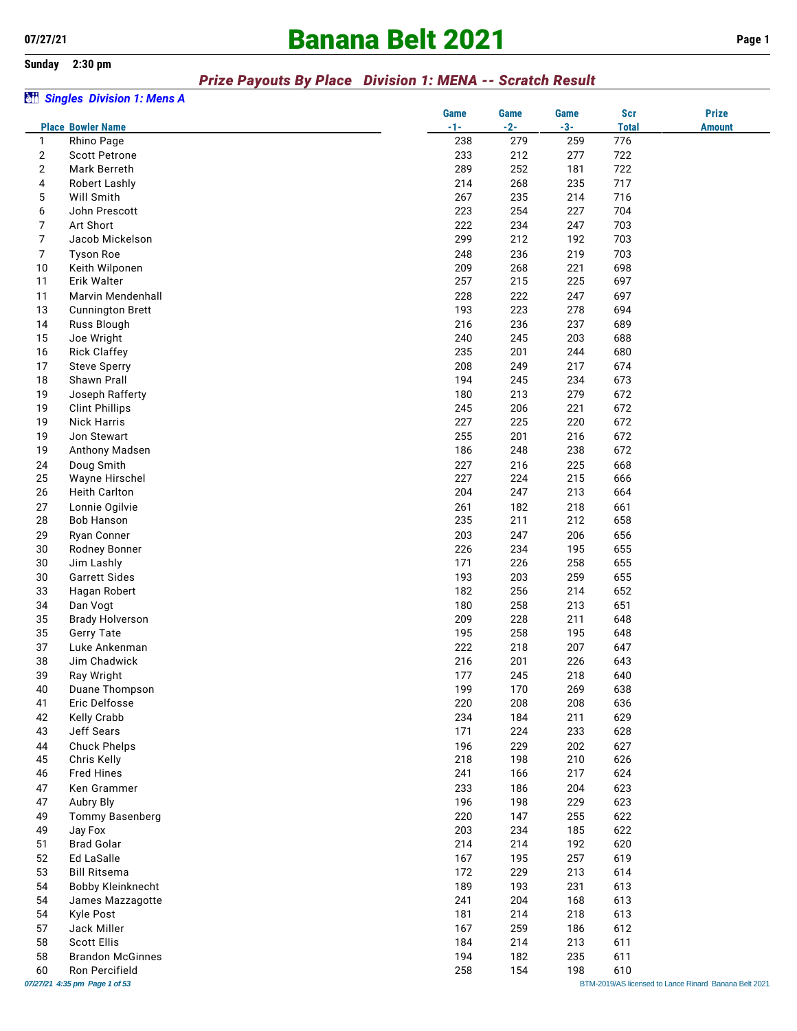07/27/21

# Banana Belt 2021

Sunday 2:30 pm

## *Prize Payouts By Place Division 1: MENA -- Scratch Result*

### *Singles Division 1: Mens A*

| Place | Bowler Name | Game -1- | Game -2- | Game -3- | Scr Total | Prize Amount |
|---|---|---|---|---|---|---|
| 1 | Rhino Page | 238 | 279 | 259 | 776 | |
| 2 | Scott Petrone | 233 | 212 | 277 | 722 | |
| 2 | Mark Berreth | 289 | 252 | 181 | 722 | |
| 4 | Robert Lashly | 214 | 268 | 235 | 717 | |
| 5 | Will Smith | 267 | 235 | 214 | 716 | |
| 6 | John Prescott | 223 | 254 | 227 | 704 | |
| 7 | Art Short | 222 | 234 | 247 | 703 | |
| 7 | Jacob Mickelson | 299 | 212 | 192 | 703 | |
| 7 | Tyson Roe | 248 | 236 | 219 | 703 | |
| 10 | Keith Wilponen | 209 | 268 | 221 | 698 | |
| 11 | Erik Walter | 257 | 215 | 225 | 697 | |
| 11 | Marvin Mendenhall | 228 | 222 | 247 | 697 | |
| 13 | Cunnington Brett | 193 | 223 | 278 | 694 | |
| 14 | Russ Blough | 216 | 236 | 237 | 689 | |
| 15 | Joe Wright | 240 | 245 | 203 | 688 | |
| 16 | Rick Claffey | 235 | 201 | 244 | 680 | |
| 17 | Steve Sperry | 208 | 249 | 217 | 674 | |
| 18 | Shawn Prall | 194 | 245 | 234 | 673 | |
| 19 | Joseph Rafferty | 180 | 213 | 279 | 672 | |
| 19 | Clint Phillips | 245 | 206 | 221 | 672 | |
| 19 | Nick Harris | 227 | 225 | 220 | 672 | |
| 19 | Jon Stewart | 255 | 201 | 216 | 672 | |
| 19 | Anthony Madsen | 186 | 248 | 238 | 672 | |
| 24 | Doug Smith | 227 | 216 | 225 | 668 | |
| 25 | Wayne Hirschel | 227 | 224 | 215 | 666 | |
| 26 | Heith Carlton | 204 | 247 | 213 | 664 | |
| 27 | Lonnie Ogilvie | 261 | 182 | 218 | 661 | |
| 28 | Bob Hanson | 235 | 211 | 212 | 658 | |
| 29 | Ryan Conner | 203 | 247 | 206 | 656 | |
| 30 | Rodney Bonner | 226 | 234 | 195 | 655 | |
| 30 | Jim Lashly | 171 | 226 | 258 | 655 | |
| 30 | Garrett Sides | 193 | 203 | 259 | 655 | |
| 33 | Hagan Robert | 182 | 256 | 214 | 652 | |
| 34 | Dan Vogt | 180 | 258 | 213 | 651 | |
| 35 | Brady Holverson | 209 | 228 | 211 | 648 | |
| 35 | Gerry Tate | 195 | 258 | 195 | 648 | |
| 37 | Luke Ankenman | 222 | 218 | 207 | 647 | |
| 38 | Jim Chadwick | 216 | 201 | 226 | 643 | |
| 39 | Ray Wright | 177 | 245 | 218 | 640 | |
| 40 | Duane Thompson | 199 | 170 | 269 | 638 | |
| 41 | Eric Delfosse | 220 | 208 | 208 | 636 | |
| 42 | Kelly Crabb | 234 | 184 | 211 | 629 | |
| 43 | Jeff Sears | 171 | 224 | 233 | 628 | |
| 44 | Chuck Phelps | 196 | 229 | 202 | 627 | |
| 45 | Chris Kelly | 218 | 198 | 210 | 626 | |
| 46 | Fred Hines | 241 | 166 | 217 | 624 | |
| 47 | Ken Grammer | 233 | 186 | 204 | 623 | |
| 47 | Aubry Bly | 196 | 198 | 229 | 623 | |
| 49 | Tommy Basenberg | 220 | 147 | 255 | 622 | |
| 49 | Jay Fox | 203 | 234 | 185 | 622 | |
| 51 | Brad Golar | 214 | 214 | 192 | 620 | |
| 52 | Ed LaSalle | 167 | 195 | 257 | 619 | |
| 53 | Bill Ritsema | 172 | 229 | 213 | 614 | |
| 54 | Bobby Kleinknecht | 189 | 193 | 231 | 613 | |
| 54 | James Mazzagotte | 241 | 204 | 168 | 613 | |
| 54 | Kyle Post | 181 | 214 | 218 | 613 | |
| 57 | Jack Miller | 167 | 259 | 186 | 612 | |
| 58 | Scott Ellis | 184 | 214 | 213 | 611 | |
| 58 | Brandon McGinnes | 194 | 182 | 235 | 611 | |
| 60 | Ron Percifield | 258 | 154 | 198 | 610 | |

BTM-2019/AS licensed to Lance Rinard Banana Belt 2021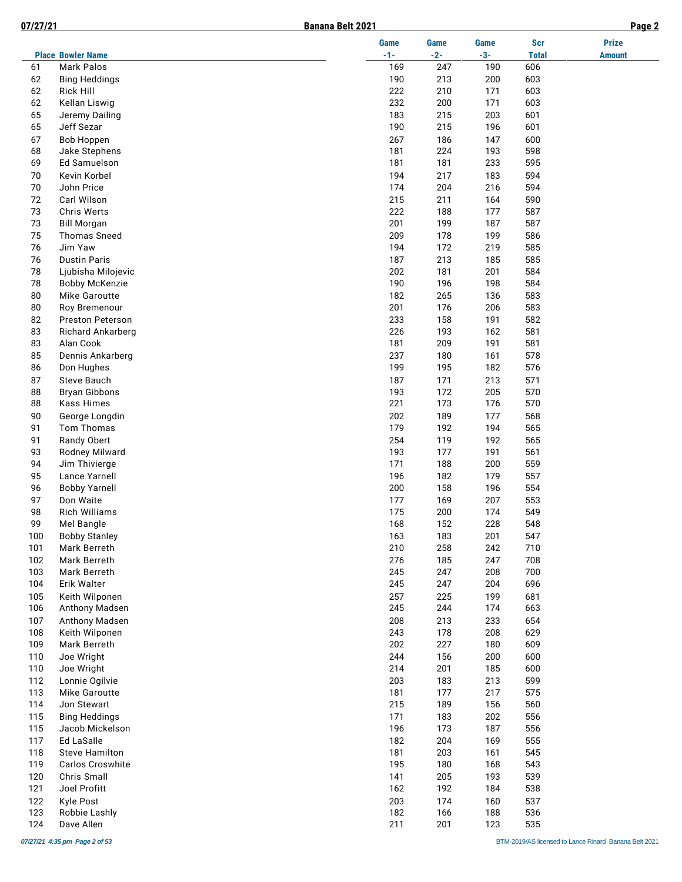| Place | Bowler Name | Game -1- | Game -2- | Game -3- | Scr Total | Prize Amount |
|---|---|---|---|---|---|---|
| 61 | Mark Palos | 169 | 247 | 190 | 606 | |
| 62 | Bing Heddings | 190 | 213 | 200 | 603 | |
| 62 | Rick Hill | 222 | 210 | 171 | 603 | |
| 62 | Kellan Liswig | 232 | 200 | 171 | 603 | |
| 65 | Jeremy Dailing | 183 | 215 | 203 | 601 | |
| 65 | Jeff Sezar | 190 | 215 | 196 | 601 | |
| 67 | Bob Hoppen | 267 | 186 | 147 | 600 | |
| 68 | Jake Stephens | 181 | 224 | 193 | 598 | |
| 69 | Ed Samuelson | 181 | 181 | 233 | 595 | |
| 70 | Kevin Korbel | 194 | 217 | 183 | 594 | |
| 70 | John Price | 174 | 204 | 216 | 594 | |
| 72 | Carl Wilson | 215 | 211 | 164 | 590 | |
| 73 | Chris Werts | 222 | 188 | 177 | 587 | |
| 73 | Bill Morgan | 201 | 199 | 187 | 587 | |
| 75 | Thomas Sneed | 209 | 178 | 199 | 586 | |
| 76 | Jim Yaw | 194 | 172 | 219 | 585 | |
| 76 | Dustin Paris | 187 | 213 | 185 | 585 | |
| 78 | Ljubisha Milojevic | 202 | 181 | 201 | 584 | |
| 78 | Bobby McKenzie | 190 | 196 | 198 | 584 | |
| 80 | Mike Garoutte | 182 | 265 | 136 | 583 | |
| 80 | Roy Bremenour | 201 | 176 | 206 | 583 | |
| 82 | Preston Peterson | 233 | 158 | 191 | 582 | |
| 83 | Richard Ankarberg | 226 | 193 | 162 | 581 | |
| 83 | Alan Cook | 181 | 209 | 191 | 581 | |
| 85 | Dennis Ankarberg | 237 | 180 | 161 | 578 | |
| 86 | Don Hughes | 199 | 195 | 182 | 576 | |
| 87 | Steve Bauch | 187 | 171 | 213 | 571 | |
| 88 | Bryan Gibbons | 193 | 172 | 205 | 570 | |
| 88 | Kass Himes | 221 | 173 | 176 | 570 | |
| 90 | George Longdin | 202 | 189 | 177 | 568 | |
| 91 | Tom Thomas | 179 | 192 | 194 | 565 | |
| 91 | Randy Obert | 254 | 119 | 192 | 565 | |
| 93 | Rodney Milward | 193 | 177 | 191 | 561 | |
| 94 | Jim Thivierge | 171 | 188 | 200 | 559 | |
| 95 | Lance Yarnell | 196 | 182 | 179 | 557 | |
| 96 | Bobby Yarnell | 200 | 158 | 196 | 554 | |
| 97 | Don Waite | 177 | 169 | 207 | 553 | |
| 98 | Rich Williams | 175 | 200 | 174 | 549 | |
| 99 | Mel Bangle | 168 | 152 | 228 | 548 | |
| 100 | Bobby Stanley | 163 | 183 | 201 | 547 | |
| 101 | Mark Berreth | 210 | 258 | 242 | 710 | |
| 102 | Mark Berreth | 276 | 185 | 247 | 708 | |
| 103 | Mark Berreth | 245 | 247 | 208 | 700 | |
| 104 | Erik Walter | 245 | 247 | 204 | 696 | |
| 105 | Keith Wilponen | 257 | 225 | 199 | 681 | |
| 106 | Anthony Madsen | 245 | 244 | 174 | 663 | |
| 107 | Anthony Madsen | 208 | 213 | 233 | 654 | |
| 108 | Keith Wilponen | 243 | 178 | 208 | 629 | |
| 109 | Mark Berreth | 202 | 227 | 180 | 609 | |
| 110 | Joe Wright | 244 | 156 | 200 | 600 | |
| 110 | Joe Wright | 214 | 201 | 185 | 600 | |
| 112 | Lonnie Ogilvie | 203 | 183 | 213 | 599 | |
| 113 | Mike Garoutte | 181 | 177 | 217 | 575 | |
| 114 | Jon Stewart | 215 | 189 | 156 | 560 | |
| 115 | Bing Heddings | 171 | 183 | 202 | 556 | |
| 115 | Jacob Mickelson | 196 | 173 | 187 | 556 | |
| 117 | Ed LaSalle | 182 | 204 | 169 | 555 | |
| 118 | Steve Hamilton | 181 | 203 | 161 | 545 | |
| 119 | Carlos Croswhite | 195 | 180 | 168 | 543 | |
| 120 | Chris Small | 141 | 205 | 193 | 539 | |
| 121 | Joel Profitt | 162 | 192 | 184 | 538 | |
| 122 | Kyle Post | 203 | 174 | 160 | 537 | |
| 123 | Robbie Lashly | 182 | 166 | 188 | 536 | |
| 124 | Dave Allen | 211 | 201 | 123 | 535 | |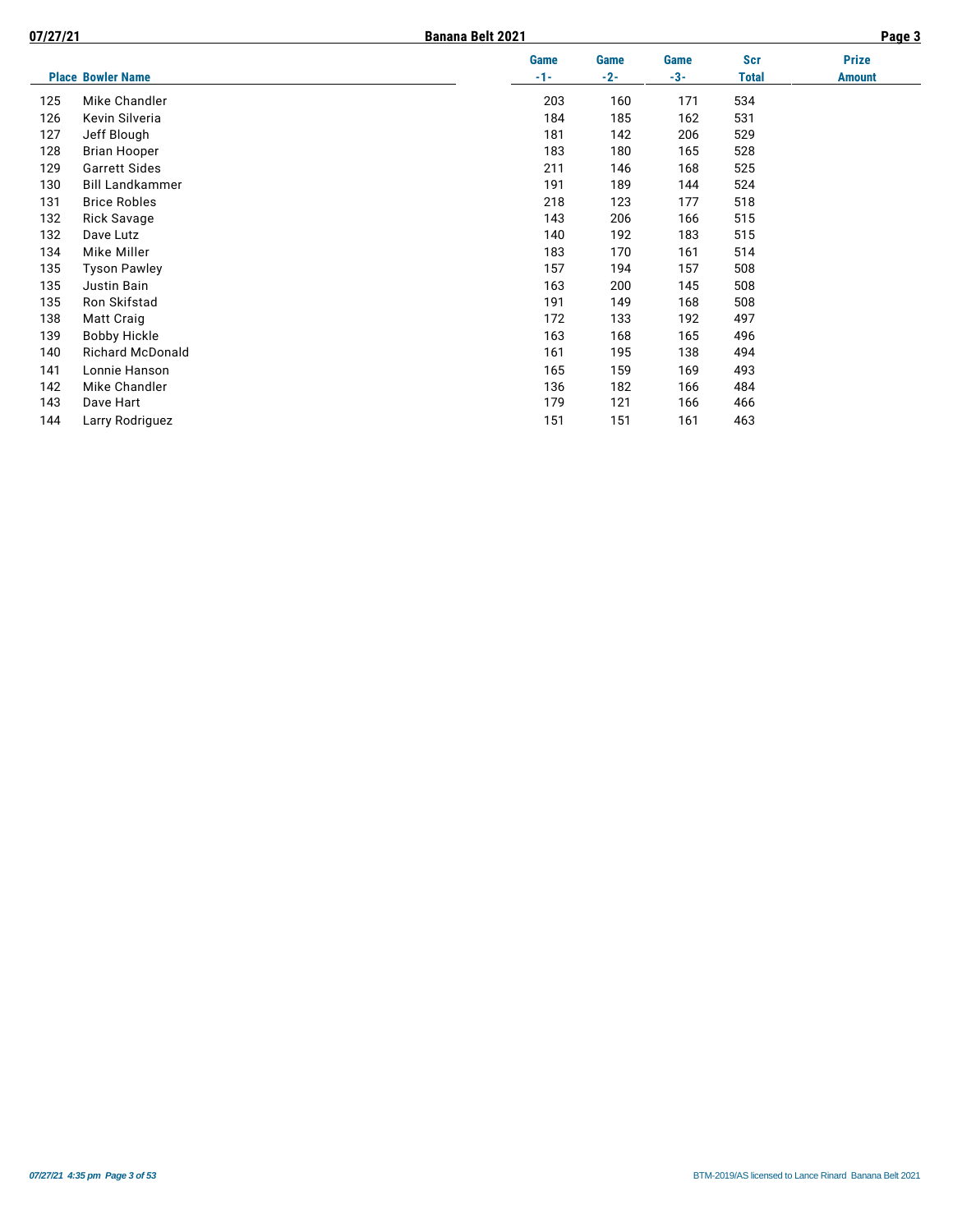| Place | Bowler Name | Game -1- | Game -2- | Game -3- | Scr Total | Prize Amount |
|---|---|---|---|---|---|---|
| 125 | Mike Chandler | 203 | 160 | 171 | 534 | |
| 126 | Kevin Silveria | 184 | 185 | 162 | 531 | |
| 127 | Jeff Blough | 181 | 142 | 206 | 529 | |
| 128 | Brian Hooper | 183 | 180 | 165 | 528 | |
| 129 | Garrett Sides | 211 | 146 | 168 | 525 | |
| 130 | Bill Landkammer | 191 | 189 | 144 | 524 | |
| 131 | Brice Robles | 218 | 123 | 177 | 518 | |
| 132 | Rick Savage | 143 | 206 | 166 | 515 | |
| 132 | Dave Lutz | 140 | 192 | 183 | 515 | |
| 134 | Mike Miller | 183 | 170 | 161 | 514 | |
| 135 | Tyson Pawley | 157 | 194 | 157 | 508 | |
| 135 | Justin Bain | 163 | 200 | 145 | 508 | |
| 135 | Ron Skifstad | 191 | 149 | 168 | 508 | |
| 138 | Matt Craig | 172 | 133 | 192 | 497 | |
| 139 | Bobby Hickle | 163 | 168 | 165 | 496 | |
| 140 | Richard McDonald | 161 | 195 | 138 | 494 | |
| 141 | Lonnie Hanson | 165 | 159 | 169 | 493 | |
| 142 | Mike Chandler | 136 | 182 | 166 | 484 | |
| 143 | Dave Hart | 179 | 121 | 166 | 466 | |
| 144 | Larry Rodriguez | 151 | 151 | 161 | 463 | |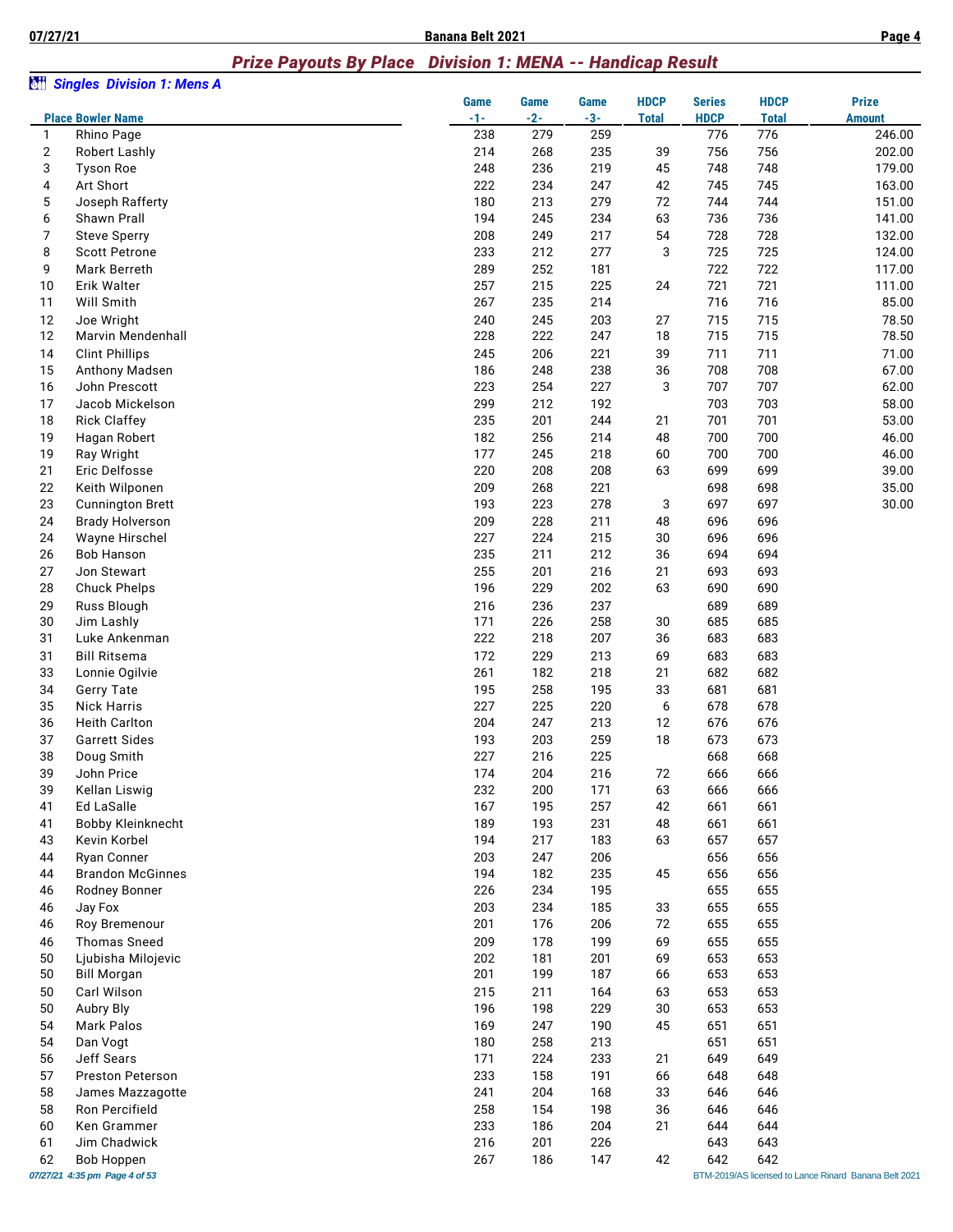## Prize Payouts By Place   Division 1: MENA -- Handicap Result

### Singles  Division 1: Mens A

| Place | Bowler Name | Game -1- | Game -2- | Game -3- | HDCP Total | Series HDCP | HDCP Total | Prize Amount |
|---|---|---|---|---|---|---|---|---|
| 1 | Rhino Page | 238 | 279 | 259 | | 776 | 776 | 246.00 |
| 2 | Robert Lashly | 214 | 268 | 235 | 39 | 756 | 756 | 202.00 |
| 3 | Tyson Roe | 248 | 236 | 219 | 45 | 748 | 748 | 179.00 |
| 4 | Art Short | 222 | 234 | 247 | 42 | 745 | 745 | 163.00 |
| 5 | Joseph Rafferty | 180 | 213 | 279 | 72 | 744 | 744 | 151.00 |
| 6 | Shawn Prall | 194 | 245 | 234 | 63 | 736 | 736 | 141.00 |
| 7 | Steve Sperry | 208 | 249 | 217 | 54 | 728 | 728 | 132.00 |
| 8 | Scott Petrone | 233 | 212 | 277 | 3 | 725 | 725 | 124.00 |
| 9 | Mark Berreth | 289 | 252 | 181 | | 722 | 722 | 117.00 |
| 10 | Erik Walter | 257 | 215 | 225 | 24 | 721 | 721 | 111.00 |
| 11 | Will Smith | 267 | 235 | 214 | | 716 | 716 | 85.00 |
| 12 | Joe Wright | 240 | 245 | 203 | 27 | 715 | 715 | 78.50 |
| 12 | Marvin Mendenhall | 228 | 222 | 247 | 18 | 715 | 715 | 78.50 |
| 14 | Clint Phillips | 245 | 206 | 221 | 39 | 711 | 711 | 71.00 |
| 15 | Anthony Madsen | 186 | 248 | 238 | 36 | 708 | 708 | 67.00 |
| 16 | John Prescott | 223 | 254 | 227 | 3 | 707 | 707 | 62.00 |
| 17 | Jacob Mickelson | 299 | 212 | 192 | | 703 | 703 | 58.00 |
| 18 | Rick Claffey | 235 | 201 | 244 | 21 | 701 | 701 | 53.00 |
| 19 | Hagan Robert | 182 | 256 | 214 | 48 | 700 | 700 | 46.00 |
| 19 | Ray Wright | 177 | 245 | 218 | 60 | 700 | 700 | 46.00 |
| 21 | Eric Delfosse | 220 | 208 | 208 | 63 | 699 | 699 | 39.00 |
| 22 | Keith Wilponen | 209 | 268 | 221 | | 698 | 698 | 35.00 |
| 23 | Cunnington Brett | 193 | 223 | 278 | 3 | 697 | 697 | 30.00 |
| 24 | Brady Holverson | 209 | 228 | 211 | 48 | 696 | 696 | |
| 24 | Wayne Hirschel | 227 | 224 | 215 | 30 | 696 | 696 | |
| 26 | Bob Hanson | 235 | 211 | 212 | 36 | 694 | 694 | |
| 27 | Jon Stewart | 255 | 201 | 216 | 21 | 693 | 693 | |
| 28 | Chuck Phelps | 196 | 229 | 202 | 63 | 690 | 690 | |
| 29 | Russ Blough | 216 | 236 | 237 | | 689 | 689 | |
| 30 | Jim Lashly | 171 | 226 | 258 | 30 | 685 | 685 | |
| 31 | Luke Ankenman | 222 | 218 | 207 | 36 | 683 | 683 | |
| 31 | Bill Ritsema | 172 | 229 | 213 | 69 | 683 | 683 | |
| 33 | Lonnie Ogilvie | 261 | 182 | 218 | 21 | 682 | 682 | |
| 34 | Gerry Tate | 195 | 258 | 195 | 33 | 681 | 681 | |
| 35 | Nick Harris | 227 | 225 | 220 | 6 | 678 | 678 | |
| 36 | Heith Carlton | 204 | 247 | 213 | 12 | 676 | 676 | |
| 37 | Garrett Sides | 193 | 203 | 259 | 18 | 673 | 673 | |
| 38 | Doug Smith | 227 | 216 | 225 | | 668 | 668 | |
| 39 | John Price | 174 | 204 | 216 | 72 | 666 | 666 | |
| 39 | Kellan Liswig | 232 | 200 | 171 | 63 | 666 | 666 | |
| 41 | Ed LaSalle | 167 | 195 | 257 | 42 | 661 | 661 | |
| 41 | Bobby Kleinknecht | 189 | 193 | 231 | 48 | 661 | 661 | |
| 43 | Kevin Korbel | 194 | 217 | 183 | 63 | 657 | 657 | |
| 44 | Ryan Conner | 203 | 247 | 206 | | 656 | 656 | |
| 44 | Brandon McGinnes | 194 | 182 | 235 | 45 | 656 | 656 | |
| 46 | Rodney Bonner | 226 | 234 | 195 | | 655 | 655 | |
| 46 | Jay Fox | 203 | 234 | 185 | 33 | 655 | 655 | |
| 46 | Roy Bremenour | 201 | 176 | 206 | 72 | 655 | 655 | |
| 46 | Thomas Sneed | 209 | 178 | 199 | 69 | 655 | 655 | |
| 50 | Ljubisha Milojevic | 202 | 181 | 201 | 69 | 653 | 653 | |
| 50 | Bill Morgan | 201 | 199 | 187 | 66 | 653 | 653 | |
| 50 | Carl Wilson | 215 | 211 | 164 | 63 | 653 | 653 | |
| 50 | Aubry Bly | 196 | 198 | 229 | 30 | 653 | 653 | |
| 54 | Mark Palos | 169 | 247 | 190 | 45 | 651 | 651 | |
| 54 | Dan Vogt | 180 | 258 | 213 | | 651 | 651 | |
| 56 | Jeff Sears | 171 | 224 | 233 | 21 | 649 | 649 | |
| 57 | Preston Peterson | 233 | 158 | 191 | 66 | 648 | 648 | |
| 58 | James Mazzagotte | 241 | 204 | 168 | 33 | 646 | 646 | |
| 58 | Ron Percifield | 258 | 154 | 198 | 36 | 646 | 646 | |
| 60 | Ken Grammer | 233 | 186 | 204 | 21 | 644 | 644 | |
| 61 | Jim Chadwick | 216 | 201 | 226 | | 643 | 643 | |
| 62 | Bob Hoppen | 267 | 186 | 147 | 42 | 642 | 642 | |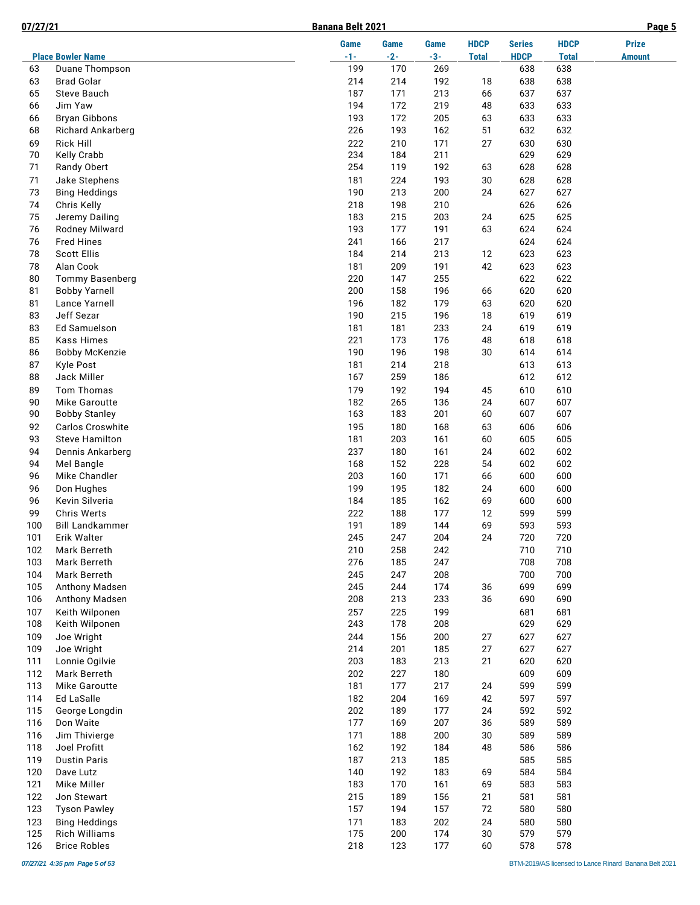| Place | Bowler Name | Game -1- | Game -2- | Game -3- | HDCP Total | Series HDCP | HDCP Total | Prize Amount |
|---|---|---|---|---|---|---|---|---|
| 63 | Duane Thompson | 199 | 170 | 269 | | 638 | 638 | |
| 63 | Brad Golar | 214 | 214 | 192 | 18 | 638 | 638 | |
| 65 | Steve Bauch | 187 | 171 | 213 | 66 | 637 | 637 | |
| 66 | Jim Yaw | 194 | 172 | 219 | 48 | 633 | 633 | |
| 66 | Bryan Gibbons | 193 | 172 | 205 | 63 | 633 | 633 | |
| 68 | Richard Ankarberg | 226 | 193 | 162 | 51 | 632 | 632 | |
| 69 | Rick Hill | 222 | 210 | 171 | 27 | 630 | 630 | |
| 70 | Kelly Crabb | 234 | 184 | 211 | | 629 | 629 | |
| 71 | Randy Obert | 254 | 119 | 192 | 63 | 628 | 628 | |
| 71 | Jake Stephens | 181 | 224 | 193 | 30 | 628 | 628 | |
| 73 | Bing Heddings | 190 | 213 | 200 | 24 | 627 | 627 | |
| 74 | Chris Kelly | 218 | 198 | 210 | | 626 | 626 | |
| 75 | Jeremy Dailing | 183 | 215 | 203 | 24 | 625 | 625 | |
| 76 | Rodney Milward | 193 | 177 | 191 | 63 | 624 | 624 | |
| 76 | Fred Hines | 241 | 166 | 217 | | 624 | 624 | |
| 78 | Scott Ellis | 184 | 214 | 213 | 12 | 623 | 623 | |
| 78 | Alan Cook | 181 | 209 | 191 | 42 | 623 | 623 | |
| 80 | Tommy Basenberg | 220 | 147 | 255 | | 622 | 622 | |
| 81 | Bobby Yarnell | 200 | 158 | 196 | 66 | 620 | 620 | |
| 81 | Lance Yarnell | 196 | 182 | 179 | 63 | 620 | 620 | |
| 83 | Jeff Sezar | 190 | 215 | 196 | 18 | 619 | 619 | |
| 83 | Ed Samuelson | 181 | 181 | 233 | 24 | 619 | 619 | |
| 85 | Kass Himes | 221 | 173 | 176 | 48 | 618 | 618 | |
| 86 | Bobby McKenzie | 190 | 196 | 198 | 30 | 614 | 614 | |
| 87 | Kyle Post | 181 | 214 | 218 | | 613 | 613 | |
| 88 | Jack Miller | 167 | 259 | 186 | | 612 | 612 | |
| 89 | Tom Thomas | 179 | 192 | 194 | 45 | 610 | 610 | |
| 90 | Mike Garoutte | 182 | 265 | 136 | 24 | 607 | 607 | |
| 90 | Bobby Stanley | 163 | 183 | 201 | 60 | 607 | 607 | |
| 92 | Carlos Croswhite | 195 | 180 | 168 | 63 | 606 | 606 | |
| 93 | Steve Hamilton | 181 | 203 | 161 | 60 | 605 | 605 | |
| 94 | Dennis Ankarberg | 237 | 180 | 161 | 24 | 602 | 602 | |
| 94 | Mel Bangle | 168 | 152 | 228 | 54 | 602 | 602 | |
| 96 | Mike Chandler | 203 | 160 | 171 | 66 | 600 | 600 | |
| 96 | Don Hughes | 199 | 195 | 182 | 24 | 600 | 600 | |
| 96 | Kevin Silveria | 184 | 185 | 162 | 69 | 600 | 600 | |
| 99 | Chris Werts | 222 | 188 | 177 | 12 | 599 | 599 | |
| 100 | Bill Landkammer | 191 | 189 | 144 | 69 | 593 | 593 | |
| 101 | Erik Walter | 245 | 247 | 204 | 24 | 720 | 720 | |
| 102 | Mark Berreth | 210 | 258 | 242 | | 710 | 710 | |
| 103 | Mark Berreth | 276 | 185 | 247 | | 708 | 708 | |
| 104 | Mark Berreth | 245 | 247 | 208 | | 700 | 700 | |
| 105 | Anthony Madsen | 245 | 244 | 174 | 36 | 699 | 699 | |
| 106 | Anthony Madsen | 208 | 213 | 233 | 36 | 690 | 690 | |
| 107 | Keith Wilponen | 257 | 225 | 199 | | 681 | 681 | |
| 108 | Keith Wilponen | 243 | 178 | 208 | | 629 | 629 | |
| 109 | Joe Wright | 244 | 156 | 200 | 27 | 627 | 627 | |
| 109 | Joe Wright | 214 | 201 | 185 | 27 | 627 | 627 | |
| 111 | Lonnie Ogilvie | 203 | 183 | 213 | 21 | 620 | 620 | |
| 112 | Mark Berreth | 202 | 227 | 180 | | 609 | 609 | |
| 113 | Mike Garoutte | 181 | 177 | 217 | 24 | 599 | 599 | |
| 114 | Ed LaSalle | 182 | 204 | 169 | 42 | 597 | 597 | |
| 115 | George Longdin | 202 | 189 | 177 | 24 | 592 | 592 | |
| 116 | Don Waite | 177 | 169 | 207 | 36 | 589 | 589 | |
| 116 | Jim Thivierge | 171 | 188 | 200 | 30 | 589 | 589 | |
| 118 | Joel Profitt | 162 | 192 | 184 | 48 | 586 | 586 | |
| 119 | Dustin Paris | 187 | 213 | 185 | | 585 | 585 | |
| 120 | Dave Lutz | 140 | 192 | 183 | 69 | 584 | 584 | |
| 121 | Mike Miller | 183 | 170 | 161 | 69 | 583 | 583 | |
| 122 | Jon Stewart | 215 | 189 | 156 | 21 | 581 | 581 | |
| 123 | Tyson Pawley | 157 | 194 | 157 | 72 | 580 | 580 | |
| 123 | Bing Heddings | 171 | 183 | 202 | 24 | 580 | 580 | |
| 125 | Rich Williams | 175 | 200 | 174 | 30 | 579 | 579 | |
| 126 | Brice Robles | 218 | 123 | 177 | 60 | 578 | 578 | |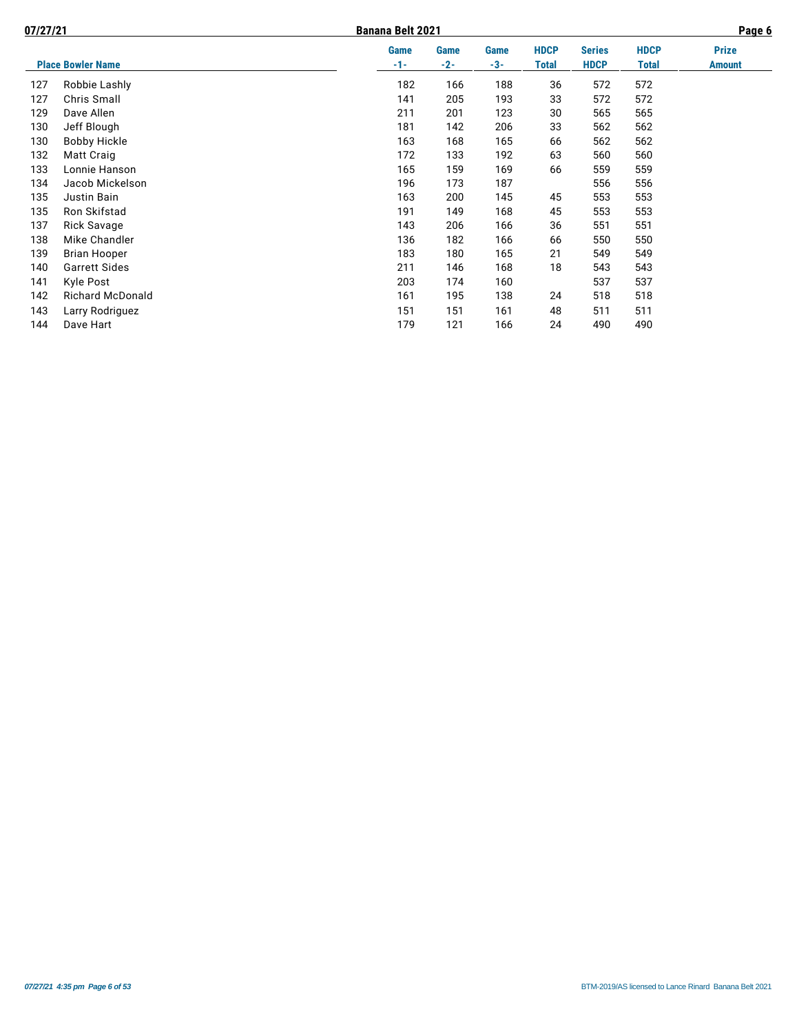| Place | Bowler Name | Game -1- | Game -2- | Game -3- | HDCP Total | Series HDCP | HDCP Total | Prize Amount |
|---|---|---|---|---|---|---|---|---|
| 127 | Robbie Lashly | 182 | 166 | 188 | 36 | 572 | 572 | |
| 127 | Chris Small | 141 | 205 | 193 | 33 | 572 | 572 | |
| 129 | Dave Allen | 211 | 201 | 123 | 30 | 565 | 565 | |
| 130 | Jeff Blough | 181 | 142 | 206 | 33 | 562 | 562 | |
| 130 | Bobby Hickle | 163 | 168 | 165 | 66 | 562 | 562 | |
| 132 | Matt Craig | 172 | 133 | 192 | 63 | 560 | 560 | |
| 133 | Lonnie Hanson | 165 | 159 | 169 | 66 | 559 | 559 | |
| 134 | Jacob Mickelson | 196 | 173 | 187 | | 556 | 556 | |
| 135 | Justin Bain | 163 | 200 | 145 | 45 | 553 | 553 | |
| 135 | Ron Skifstad | 191 | 149 | 168 | 45 | 553 | 553 | |
| 137 | Rick Savage | 143 | 206 | 166 | 36 | 551 | 551 | |
| 138 | Mike Chandler | 136 | 182 | 166 | 66 | 550 | 550 | |
| 139 | Brian Hooper | 183 | 180 | 165 | 21 | 549 | 549 | |
| 140 | Garrett Sides | 211 | 146 | 168 | 18 | 543 | 543 | |
| 141 | Kyle Post | 203 | 174 | 160 | | 537 | 537 | |
| 142 | Richard McDonald | 161 | 195 | 138 | 24 | 518 | 518 | |
| 143 | Larry Rodriguez | 151 | 151 | 161 | 48 | 511 | 511 | |
| 144 | Dave Hart | 179 | 121 | 166 | 24 | 490 | 490 | |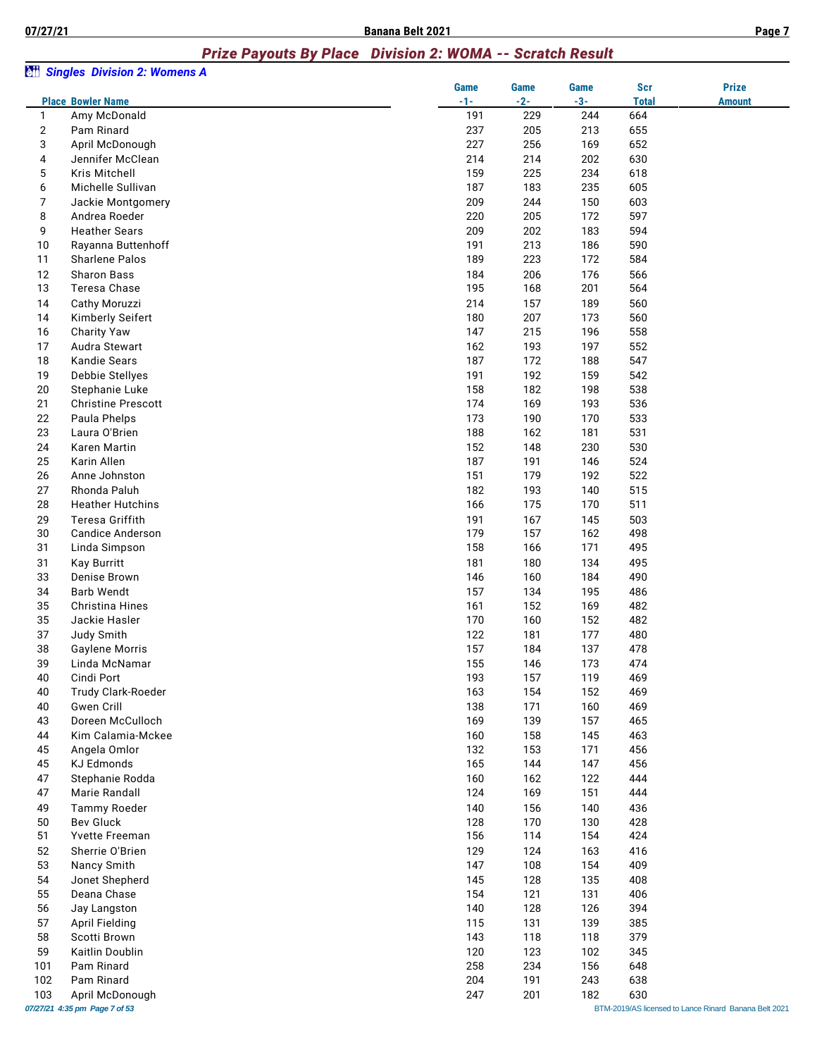## Prize Payouts By Place   Division 2: WOMA -- Scratch Result

### Singles  Division 2: Womens A

| Place | Bowler Name | Game -1- | Game -2- | Game -3- | Scr Total | Prize Amount |
|---|---|---|---|---|---|---|
| 1 | Amy McDonald | 191 | 229 | 244 | 664 | |
| 2 | Pam Rinard | 237 | 205 | 213 | 655 | |
| 3 | April McDonough | 227 | 256 | 169 | 652 | |
| 4 | Jennifer McClean | 214 | 214 | 202 | 630 | |
| 5 | Kris Mitchell | 159 | 225 | 234 | 618 | |
| 6 | Michelle Sullivan | 187 | 183 | 235 | 605 | |
| 7 | Jackie Montgomery | 209 | 244 | 150 | 603 | |
| 8 | Andrea Roeder | 220 | 205 | 172 | 597 | |
| 9 | Heather Sears | 209 | 202 | 183 | 594 | |
| 10 | Rayanna Buttenhoff | 191 | 213 | 186 | 590 | |
| 11 | Sharlene Palos | 189 | 223 | 172 | 584 | |
| 12 | Sharon Bass | 184 | 206 | 176 | 566 | |
| 13 | Teresa Chase | 195 | 168 | 201 | 564 | |
| 14 | Cathy Moruzzi | 214 | 157 | 189 | 560 | |
| 14 | Kimberly Seifert | 180 | 207 | 173 | 560 | |
| 16 | Charity Yaw | 147 | 215 | 196 | 558 | |
| 17 | Audra Stewart | 162 | 193 | 197 | 552 | |
| 18 | Kandie Sears | 187 | 172 | 188 | 547 | |
| 19 | Debbie Stellyes | 191 | 192 | 159 | 542 | |
| 20 | Stephanie Luke | 158 | 182 | 198 | 538 | |
| 21 | Christine Prescott | 174 | 169 | 193 | 536 | |
| 22 | Paula Phelps | 173 | 190 | 170 | 533 | |
| 23 | Laura O'Brien | 188 | 162 | 181 | 531 | |
| 24 | Karen Martin | 152 | 148 | 230 | 530 | |
| 25 | Karin Allen | 187 | 191 | 146 | 524 | |
| 26 | Anne Johnston | 151 | 179 | 192 | 522 | |
| 27 | Rhonda Paluh | 182 | 193 | 140 | 515 | |
| 28 | Heather Hutchins | 166 | 175 | 170 | 511 | |
| 29 | Teresa Griffith | 191 | 167 | 145 | 503 | |
| 30 | Candice Anderson | 179 | 157 | 162 | 498 | |
| 31 | Linda Simpson | 158 | 166 | 171 | 495 | |
| 31 | Kay Burritt | 181 | 180 | 134 | 495 | |
| 33 | Denise Brown | 146 | 160 | 184 | 490 | |
| 34 | Barb Wendt | 157 | 134 | 195 | 486 | |
| 35 | Christina Hines | 161 | 152 | 169 | 482 | |
| 35 | Jackie Hasler | 170 | 160 | 152 | 482 | |
| 37 | Judy Smith | 122 | 181 | 177 | 480 | |
| 38 | Gaylene Morris | 157 | 184 | 137 | 478 | |
| 39 | Linda McNamar | 155 | 146 | 173 | 474 | |
| 40 | Cindi Port | 193 | 157 | 119 | 469 | |
| 40 | Trudy Clark-Roeder | 163 | 154 | 152 | 469 | |
| 40 | Gwen Crill | 138 | 171 | 160 | 469 | |
| 43 | Doreen McCulloch | 169 | 139 | 157 | 465 | |
| 44 | Kim Calamia-Mckee | 160 | 158 | 145 | 463 | |
| 45 | Angela Omlor | 132 | 153 | 171 | 456 | |
| 45 | KJ Edmonds | 165 | 144 | 147 | 456 | |
| 47 | Stephanie Rodda | 160 | 162 | 122 | 444 | |
| 47 | Marie Randall | 124 | 169 | 151 | 444 | |
| 49 | Tammy Roeder | 140 | 156 | 140 | 436 | |
| 50 | Bev Gluck | 128 | 170 | 130 | 428 | |
| 51 | Yvette Freeman | 156 | 114 | 154 | 424 | |
| 52 | Sherrie O'Brien | 129 | 124 | 163 | 416 | |
| 53 | Nancy Smith | 147 | 108 | 154 | 409 | |
| 54 | Jonet Shepherd | 145 | 128 | 135 | 408 | |
| 55 | Deana Chase | 154 | 121 | 131 | 406 | |
| 56 | Jay Langston | 140 | 128 | 126 | 394 | |
| 57 | April Fielding | 115 | 131 | 139 | 385 | |
| 58 | Scotti Brown | 143 | 118 | 118 | 379 | |
| 59 | Kaitlin Doublin | 120 | 123 | 102 | 345 | |
| 101 | Pam Rinard | 258 | 234 | 156 | 648 | |
| 102 | Pam Rinard | 204 | 191 | 243 | 638 | |
| 103 | April McDonough | 247 | 201 | 182 | 630 | |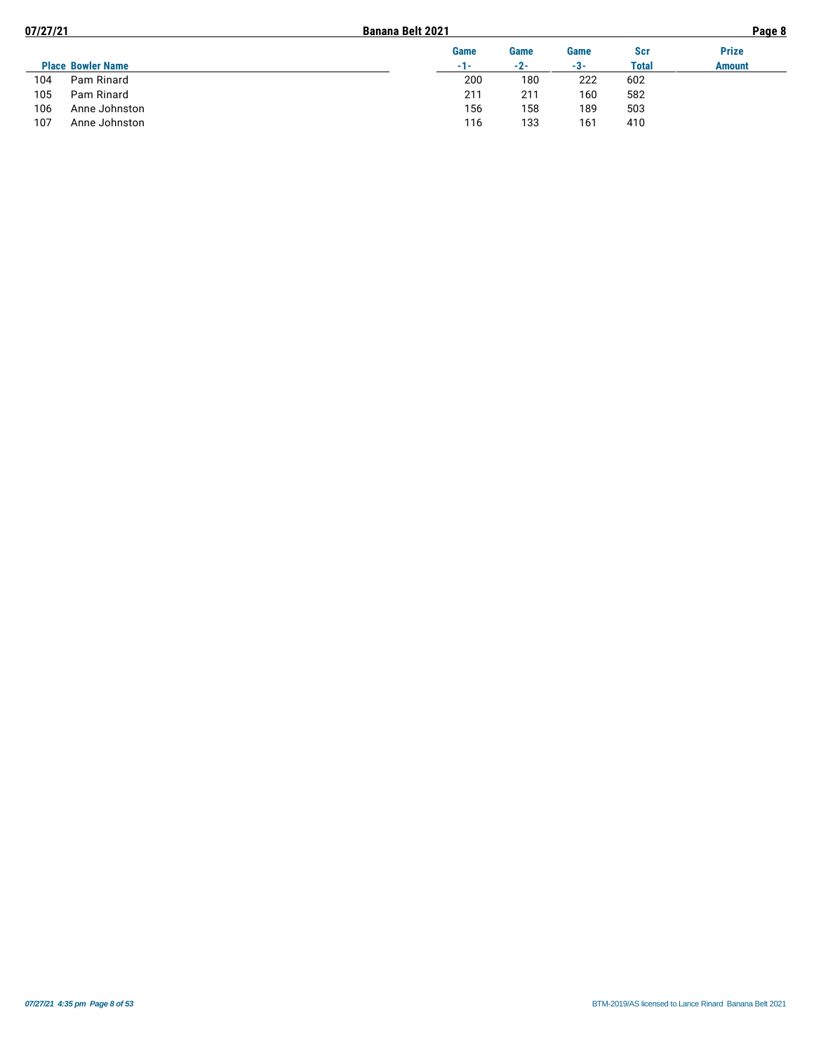| Place | Bowler Name | Game -1- | Game -2- | Game -3- | Scr Total | Prize Amount |
|---|---|---|---|---|---|---|
| 104 | Pam Rinard | 200 | 180 | 222 | 602 | |
| 105 | Pam Rinard | 211 | 211 | 160 | 582 | |
| 106 | Anne Johnston | 156 | 158 | 189 | 503 | |
| 107 | Anne Johnston | 116 | 133 | 161 | 410 | |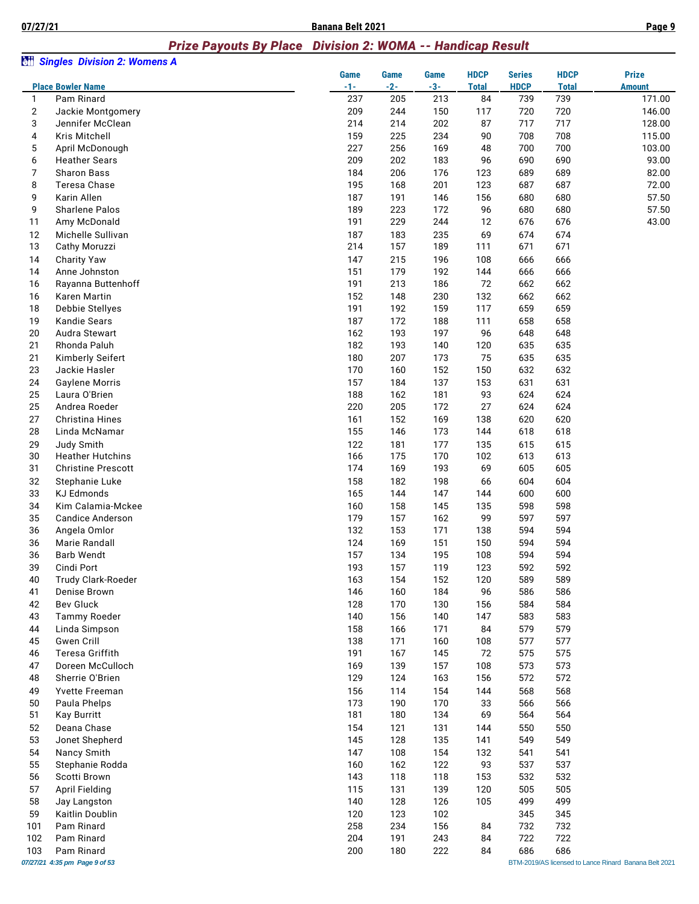## Prize Payouts By Place   Division 2: WOMA -- Handicap Result

### Singles  Division 2: Womens A

| Place | Bowler Name | Game -1- | Game -2- | Game -3- | HDCP Total | Series HDCP | HDCP Total | Prize Amount |
|---|---|---|---|---|---|---|---|---|
| 1 | Pam Rinard | 237 | 205 | 213 | 84 | 739 | 739 | 171.00 |
| 2 | Jackie Montgomery | 209 | 244 | 150 | 117 | 720 | 720 | 146.00 |
| 3 | Jennifer McClean | 214 | 214 | 202 | 87 | 717 | 717 | 128.00 |
| 4 | Kris Mitchell | 159 | 225 | 234 | 90 | 708 | 708 | 115.00 |
| 5 | April McDonough | 227 | 256 | 169 | 48 | 700 | 700 | 103.00 |
| 6 | Heather Sears | 209 | 202 | 183 | 96 | 690 | 690 | 93.00 |
| 7 | Sharon Bass | 184 | 206 | 176 | 123 | 689 | 689 | 82.00 |
| 8 | Teresa Chase | 195 | 168 | 201 | 123 | 687 | 687 | 72.00 |
| 9 | Karin Allen | 187 | 191 | 146 | 156 | 680 | 680 | 57.50 |
| 9 | Sharlene Palos | 189 | 223 | 172 | 96 | 680 | 680 | 57.50 |
| 11 | Amy McDonald | 191 | 229 | 244 | 12 | 676 | 676 | 43.00 |
| 12 | Michelle Sullivan | 187 | 183 | 235 | 69 | 674 | 674 | |
| 13 | Cathy Moruzzi | 214 | 157 | 189 | 111 | 671 | 671 | |
| 14 | Charity Yaw | 147 | 215 | 196 | 108 | 666 | 666 | |
| 14 | Anne Johnston | 151 | 179 | 192 | 144 | 666 | 666 | |
| 16 | Rayanna Buttenhoff | 191 | 213 | 186 | 72 | 662 | 662 | |
| 16 | Karen Martin | 152 | 148 | 230 | 132 | 662 | 662 | |
| 18 | Debbie Stellyes | 191 | 192 | 159 | 117 | 659 | 659 | |
| 19 | Kandie Sears | 187 | 172 | 188 | 111 | 658 | 658 | |
| 20 | Audra Stewart | 162 | 193 | 197 | 96 | 648 | 648 | |
| 21 | Rhonda Paluh | 182 | 193 | 140 | 120 | 635 | 635 | |
| 21 | Kimberly Seifert | 180 | 207 | 173 | 75 | 635 | 635 | |
| 23 | Jackie Hasler | 170 | 160 | 152 | 150 | 632 | 632 | |
| 24 | Gaylene Morris | 157 | 184 | 137 | 153 | 631 | 631 | |
| 25 | Laura O'Brien | 188 | 162 | 181 | 93 | 624 | 624 | |
| 25 | Andrea Roeder | 220 | 205 | 172 | 27 | 624 | 624 | |
| 27 | Christina Hines | 161 | 152 | 169 | 138 | 620 | 620 | |
| 28 | Linda McNamar | 155 | 146 | 173 | 144 | 618 | 618 | |
| 29 | Judy Smith | 122 | 181 | 177 | 135 | 615 | 615 | |
| 30 | Heather Hutchins | 166 | 175 | 170 | 102 | 613 | 613 | |
| 31 | Christine Prescott | 174 | 169 | 193 | 69 | 605 | 605 | |
| 32 | Stephanie Luke | 158 | 182 | 198 | 66 | 604 | 604 | |
| 33 | KJ Edmonds | 165 | 144 | 147 | 144 | 600 | 600 | |
| 34 | Kim Calamia-Mckee | 160 | 158 | 145 | 135 | 598 | 598 | |
| 35 | Candice Anderson | 179 | 157 | 162 | 99 | 597 | 597 | |
| 36 | Angela Omlor | 132 | 153 | 171 | 138 | 594 | 594 | |
| 36 | Marie Randall | 124 | 169 | 151 | 150 | 594 | 594 | |
| 36 | Barb Wendt | 157 | 134 | 195 | 108 | 594 | 594 | |
| 39 | Cindi Port | 193 | 157 | 119 | 123 | 592 | 592 | |
| 40 | Trudy Clark-Roeder | 163 | 154 | 152 | 120 | 589 | 589 | |
| 41 | Denise Brown | 146 | 160 | 184 | 96 | 586 | 586 | |
| 42 | Bev Gluck | 128 | 170 | 130 | 156 | 584 | 584 | |
| 43 | Tammy Roeder | 140 | 156 | 140 | 147 | 583 | 583 | |
| 44 | Linda Simpson | 158 | 166 | 171 | 84 | 579 | 579 | |
| 45 | Gwen Crill | 138 | 171 | 160 | 108 | 577 | 577 | |
| 46 | Teresa Griffith | 191 | 167 | 145 | 72 | 575 | 575 | |
| 47 | Doreen McCulloch | 169 | 139 | 157 | 108 | 573 | 573 | |
| 48 | Sherrie O'Brien | 129 | 124 | 163 | 156 | 572 | 572 | |
| 49 | Yvette Freeman | 156 | 114 | 154 | 144 | 568 | 568 | |
| 50 | Paula Phelps | 173 | 190 | 170 | 33 | 566 | 566 | |
| 51 | Kay Burritt | 181 | 180 | 134 | 69 | 564 | 564 | |
| 52 | Deana Chase | 154 | 121 | 131 | 144 | 550 | 550 | |
| 53 | Jonet Shepherd | 145 | 128 | 135 | 141 | 549 | 549 | |
| 54 | Nancy Smith | 147 | 108 | 154 | 132 | 541 | 541 | |
| 55 | Stephanie Rodda | 160 | 162 | 122 | 93 | 537 | 537 | |
| 56 | Scotti Brown | 143 | 118 | 118 | 153 | 532 | 532 | |
| 57 | April Fielding | 115 | 131 | 139 | 120 | 505 | 505 | |
| 58 | Jay Langston | 140 | 128 | 126 | 105 | 499 | 499 | |
| 59 | Kaitlin Doublin | 120 | 123 | 102 | | 345 | 345 | |
| 101 | Pam Rinard | 258 | 234 | 156 | 84 | 732 | 732 | |
| 102 | Pam Rinard | 204 | 191 | 243 | 84 | 722 | 722 | |
| 103 | Pam Rinard | 200 | 180 | 222 | 84 | 686 | 686 | |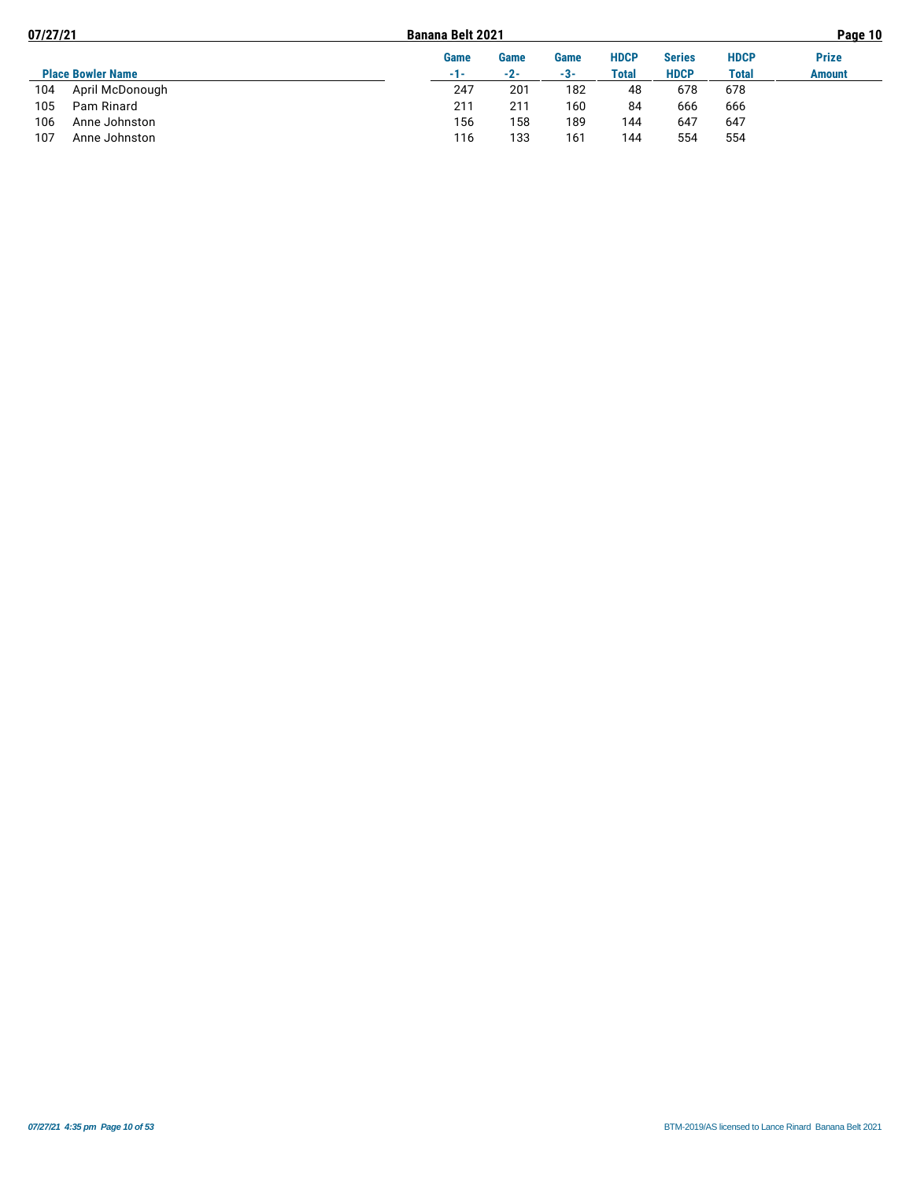| Place | Bowler Name | Game -1- | Game -2- | Game -3- | HDCP Total | Series HDCP | HDCP Total | Prize Amount |
|---|---|---|---|---|---|---|---|---|
| 104 | April McDonough | 247 | 201 | 182 | 48 | 678 | 678 | |
| 105 | Pam Rinard | 211 | 211 | 160 | 84 | 666 | 666 | |
| 106 | Anne Johnston | 156 | 158 | 189 | 144 | 647 | 647 | |
| 107 | Anne Johnston | 116 | 133 | 161 | 144 | 554 | 554 | |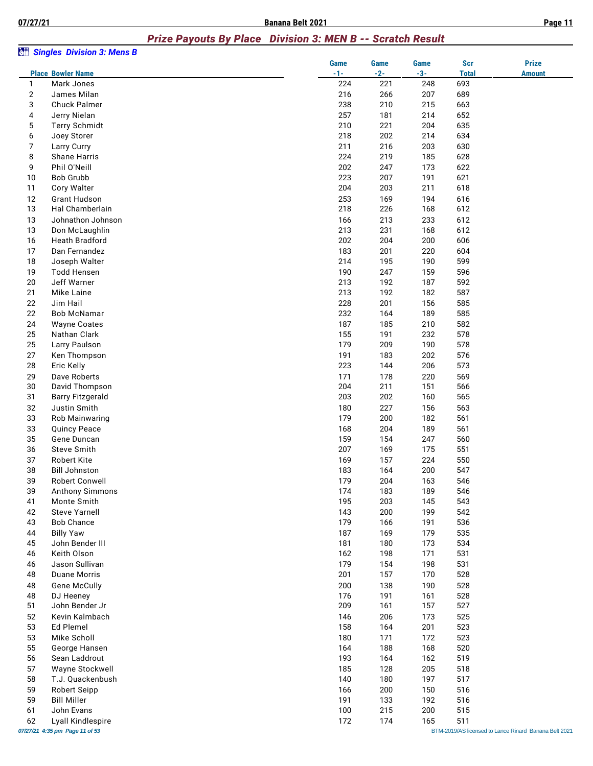## Prize Payouts By Place   Division 3: MEN B -- Scratch Result

### *Singles  Division 3: Mens B*

| Place | Bowler Name | Game -1- | Game -2- | Game -3- | Scr Total | Prize Amount |
|---|---|---|---|---|---|---|
| 1 | Mark Jones | 224 | 221 | 248 | 693 | |
| 2 | James Milan | 216 | 266 | 207 | 689 | |
| 3 | Chuck Palmer | 238 | 210 | 215 | 663 | |
| 4 | Jerry Nielan | 257 | 181 | 214 | 652 | |
| 5 | Terry Schmidt | 210 | 221 | 204 | 635 | |
| 6 | Joey Storer | 218 | 202 | 214 | 634 | |
| 7 | Larry Curry | 211 | 216 | 203 | 630 | |
| 8 | Shane Harris | 224 | 219 | 185 | 628 | |
| 9 | Phil O'Neill | 202 | 247 | 173 | 622 | |
| 10 | Bob Grubb | 223 | 207 | 191 | 621 | |
| 11 | Cory Walter | 204 | 203 | 211 | 618 | |
| 12 | Grant Hudson | 253 | 169 | 194 | 616 | |
| 13 | Hal Chamberlain | 218 | 226 | 168 | 612 | |
| 13 | Johnathon Johnson | 166 | 213 | 233 | 612 | |
| 13 | Don McLaughlin | 213 | 231 | 168 | 612 | |
| 16 | Heath Bradford | 202 | 204 | 200 | 606 | |
| 17 | Dan Fernandez | 183 | 201 | 220 | 604 | |
| 18 | Joseph Walter | 214 | 195 | 190 | 599 | |
| 19 | Todd Hensen | 190 | 247 | 159 | 596 | |
| 20 | Jeff Warner | 213 | 192 | 187 | 592 | |
| 21 | Mike Laine | 213 | 192 | 182 | 587 | |
| 22 | Jim Hail | 228 | 201 | 156 | 585 | |
| 22 | Bob McNamar | 232 | 164 | 189 | 585 | |
| 24 | Wayne Coates | 187 | 185 | 210 | 582 | |
| 25 | Nathan Clark | 155 | 191 | 232 | 578 | |
| 25 | Larry Paulson | 179 | 209 | 190 | 578 | |
| 27 | Ken Thompson | 191 | 183 | 202 | 576 | |
| 28 | Eric Kelly | 223 | 144 | 206 | 573 | |
| 29 | Dave Roberts | 171 | 178 | 220 | 569 | |
| 30 | David Thompson | 204 | 211 | 151 | 566 | |
| 31 | Barry Fitzgerald | 203 | 202 | 160 | 565 | |
| 32 | Justin Smith | 180 | 227 | 156 | 563 | |
| 33 | Rob Mainwaring | 179 | 200 | 182 | 561 | |
| 33 | Quincy Peace | 168 | 204 | 189 | 561 | |
| 35 | Gene Duncan | 159 | 154 | 247 | 560 | |
| 36 | Steve Smith | 207 | 169 | 175 | 551 | |
| 37 | Robert Kite | 169 | 157 | 224 | 550 | |
| 38 | Bill Johnston | 183 | 164 | 200 | 547 | |
| 39 | Robert Conwell | 179 | 204 | 163 | 546 | |
| 39 | Anthony Simmons | 174 | 183 | 189 | 546 | |
| 41 | Monte Smith | 195 | 203 | 145 | 543 | |
| 42 | Steve Yarnell | 143 | 200 | 199 | 542 | |
| 43 | Bob Chance | 179 | 166 | 191 | 536 | |
| 44 | Billy Yaw | 187 | 169 | 179 | 535 | |
| 45 | John Bender III | 181 | 180 | 173 | 534 | |
| 46 | Keith Olson | 162 | 198 | 171 | 531 | |
| 46 | Jason Sullivan | 179 | 154 | 198 | 531 | |
| 48 | Duane Morris | 201 | 157 | 170 | 528 | |
| 48 | Gene McCully | 200 | 138 | 190 | 528 | |
| 48 | DJ Heeney | 176 | 191 | 161 | 528 | |
| 51 | John Bender Jr | 209 | 161 | 157 | 527 | |
| 52 | Kevin Kalmbach | 146 | 206 | 173 | 525 | |
| 53 | Ed Plemel | 158 | 164 | 201 | 523 | |
| 53 | Mike Scholl | 180 | 171 | 172 | 523 | |
| 55 | George Hansen | 164 | 188 | 168 | 520 | |
| 56 | Sean Laddrout | 193 | 164 | 162 | 519 | |
| 57 | Wayne Stockwell | 185 | 128 | 205 | 518 | |
| 58 | T.J. Quackenbush | 140 | 180 | 197 | 517 | |
| 59 | Robert Seipp | 166 | 200 | 150 | 516 | |
| 59 | Bill Miller | 191 | 133 | 192 | 516 | |
| 61 | John Evans | 100 | 215 | 200 | 515 | |
| 62 | Lyall Kindlespire | 172 | 174 | 165 | 511 | |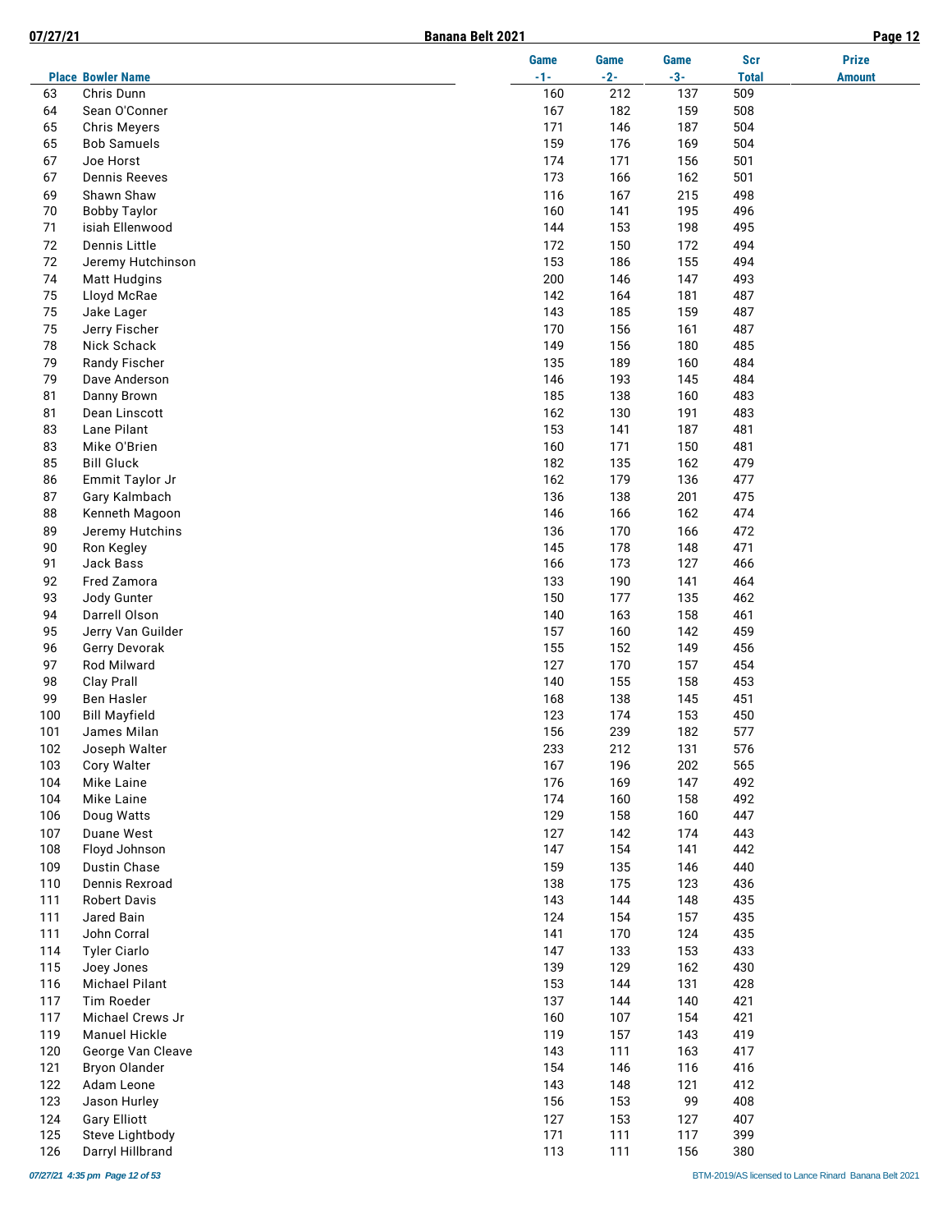| Place | Bowler Name | Game -1- | Game -2- | Game -3- | Scr Total | Prize Amount |
|---|---|---|---|---|---|---|
| 63 | Chris Dunn | 160 | 212 | 137 | 509 | |
| 64 | Sean O'Conner | 167 | 182 | 159 | 508 | |
| 65 | Chris Meyers | 171 | 146 | 187 | 504 | |
| 65 | Bob Samuels | 159 | 176 | 169 | 504 | |
| 67 | Joe Horst | 174 | 171 | 156 | 501 | |
| 67 | Dennis Reeves | 173 | 166 | 162 | 501 | |
| 69 | Shawn Shaw | 116 | 167 | 215 | 498 | |
| 70 | Bobby Taylor | 160 | 141 | 195 | 496 | |
| 71 | isiah Ellenwood | 144 | 153 | 198 | 495 | |
| 72 | Dennis Little | 172 | 150 | 172 | 494 | |
| 72 | Jeremy Hutchinson | 153 | 186 | 155 | 494 | |
| 74 | Matt Hudgins | 200 | 146 | 147 | 493 | |
| 75 | Lloyd McRae | 142 | 164 | 181 | 487 | |
| 75 | Jake Lager | 143 | 185 | 159 | 487 | |
| 75 | Jerry Fischer | 170 | 156 | 161 | 487 | |
| 78 | Nick Schack | 149 | 156 | 180 | 485 | |
| 79 | Randy Fischer | 135 | 189 | 160 | 484 | |
| 79 | Dave Anderson | 146 | 193 | 145 | 484 | |
| 81 | Danny Brown | 185 | 138 | 160 | 483 | |
| 81 | Dean Linscott | 162 | 130 | 191 | 483 | |
| 83 | Lane Pilant | 153 | 141 | 187 | 481 | |
| 83 | Mike O'Brien | 160 | 171 | 150 | 481 | |
| 85 | Bill Gluck | 182 | 135 | 162 | 479 | |
| 86 | Emmit Taylor Jr | 162 | 179 | 136 | 477 | |
| 87 | Gary Kalmbach | 136 | 138 | 201 | 475 | |
| 88 | Kenneth Magoon | 146 | 166 | 162 | 474 | |
| 89 | Jeremy Hutchins | 136 | 170 | 166 | 472 | |
| 90 | Ron Kegley | 145 | 178 | 148 | 471 | |
| 91 | Jack Bass | 166 | 173 | 127 | 466 | |
| 92 | Fred Zamora | 133 | 190 | 141 | 464 | |
| 93 | Jody Gunter | 150 | 177 | 135 | 462 | |
| 94 | Darrell Olson | 140 | 163 | 158 | 461 | |
| 95 | Jerry Van Guilder | 157 | 160 | 142 | 459 | |
| 96 | Gerry Devorak | 155 | 152 | 149 | 456 | |
| 97 | Rod Milward | 127 | 170 | 157 | 454 | |
| 98 | Clay Prall | 140 | 155 | 158 | 453 | |
| 99 | Ben Hasler | 168 | 138 | 145 | 451 | |
| 100 | Bill Mayfield | 123 | 174 | 153 | 450 | |
| 101 | James Milan | 156 | 239 | 182 | 577 | |
| 102 | Joseph Walter | 233 | 212 | 131 | 576 | |
| 103 | Cory Walter | 167 | 196 | 202 | 565 | |
| 104 | Mike Laine | 176 | 169 | 147 | 492 | |
| 104 | Mike Laine | 174 | 160 | 158 | 492 | |
| 106 | Doug Watts | 129 | 158 | 160 | 447 | |
| 107 | Duane West | 127 | 142 | 174 | 443 | |
| 108 | Floyd Johnson | 147 | 154 | 141 | 442 | |
| 109 | Dustin Chase | 159 | 135 | 146 | 440 | |
| 110 | Dennis Rexroad | 138 | 175 | 123 | 436 | |
| 111 | Robert Davis | 143 | 144 | 148 | 435 | |
| 111 | Jared Bain | 124 | 154 | 157 | 435 | |
| 111 | John Corral | 141 | 170 | 124 | 435 | |
| 114 | Tyler Ciarlo | 147 | 133 | 153 | 433 | |
| 115 | Joey Jones | 139 | 129 | 162 | 430 | |
| 116 | Michael Pilant | 153 | 144 | 131 | 428 | |
| 117 | Tim Roeder | 137 | 144 | 140 | 421 | |
| 117 | Michael Crews Jr | 160 | 107 | 154 | 421 | |
| 119 | Manuel Hickle | 119 | 157 | 143 | 419 | |
| 120 | George Van Cleave | 143 | 111 | 163 | 417 | |
| 121 | Bryon Olander | 154 | 146 | 116 | 416 | |
| 122 | Adam Leone | 143 | 148 | 121 | 412 | |
| 123 | Jason Hurley | 156 | 153 | 99 | 408 | |
| 124 | Gary Elliott | 127 | 153 | 127 | 407 | |
| 125 | Steve Lightbody | 171 | 111 | 117 | 399 | |
| 126 | Darryl Hillbrand | 113 | 111 | 156 | 380 | |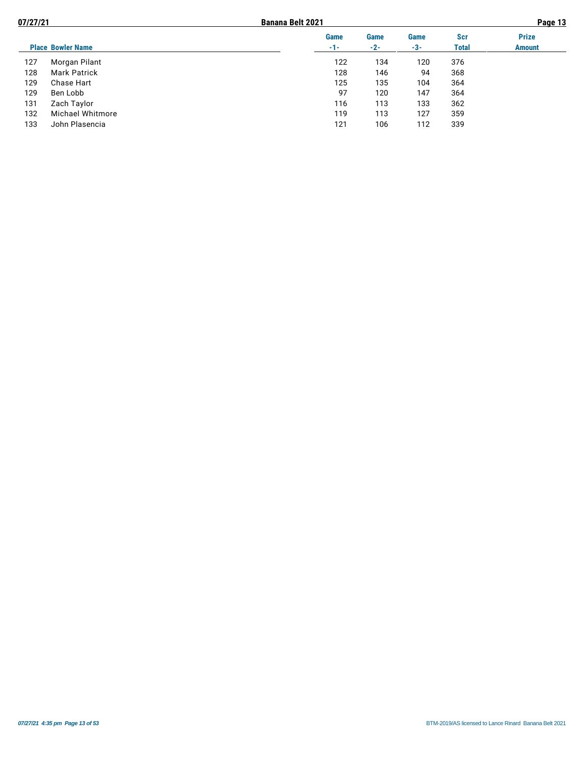| Place | Bowler Name | Game -1- | Game -2- | Game -3- | Scr Total | Prize Amount |
|---|---|---|---|---|---|---|
| 127 | Morgan Pilant | 122 | 134 | 120 | 376 | |
| 128 | Mark Patrick | 128 | 146 | 94 | 368 | |
| 129 | Chase Hart | 125 | 135 | 104 | 364 | |
| 129 | Ben Lobb | 97 | 120 | 147 | 364 | |
| 131 | Zach Taylor | 116 | 113 | 133 | 362 | |
| 132 | Michael Whitmore | 119 | 113 | 127 | 359 | |
| 133 | John Plasencia | 121 | 106 | 112 | 339 | |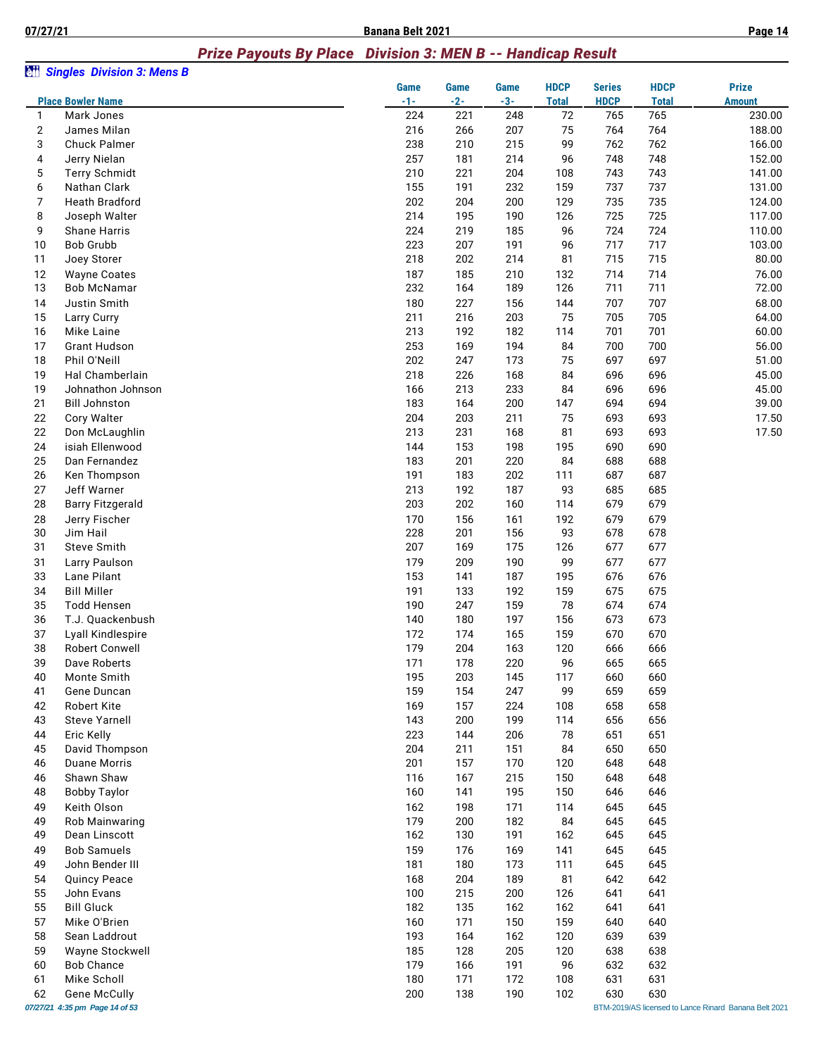## Prize Payouts By Place   Division 3: MEN B -- Handicap Result

### Singles  Division 3: Mens B

| Place | Bowler Name | Game -1- | Game -2- | Game -3- | HDCP Total | Series HDCP | HDCP Total | Prize Amount |
|---|---|---|---|---|---|---|---|---|
| 1 | Mark Jones | 224 | 221 | 248 | 72 | 765 | 765 | 230.00 |
| 2 | James Milan | 216 | 266 | 207 | 75 | 764 | 764 | 188.00 |
| 3 | Chuck Palmer | 238 | 210 | 215 | 99 | 762 | 762 | 166.00 |
| 4 | Jerry Nielan | 257 | 181 | 214 | 96 | 748 | 748 | 152.00 |
| 5 | Terry Schmidt | 210 | 221 | 204 | 108 | 743 | 743 | 141.00 |
| 6 | Nathan Clark | 155 | 191 | 232 | 159 | 737 | 737 | 131.00 |
| 7 | Heath Bradford | 202 | 204 | 200 | 129 | 735 | 735 | 124.00 |
| 8 | Joseph Walter | 214 | 195 | 190 | 126 | 725 | 725 | 117.00 |
| 9 | Shane Harris | 224 | 219 | 185 | 96 | 724 | 724 | 110.00 |
| 10 | Bob Grubb | 223 | 207 | 191 | 96 | 717 | 717 | 103.00 |
| 11 | Joey Storer | 218 | 202 | 214 | 81 | 715 | 715 | 80.00 |
| 12 | Wayne Coates | 187 | 185 | 210 | 132 | 714 | 714 | 76.00 |
| 13 | Bob McNamar | 232 | 164 | 189 | 126 | 711 | 711 | 72.00 |
| 14 | Justin Smith | 180 | 227 | 156 | 144 | 707 | 707 | 68.00 |
| 15 | Larry Curry | 211 | 216 | 203 | 75 | 705 | 705 | 64.00 |
| 16 | Mike Laine | 213 | 192 | 182 | 114 | 701 | 701 | 60.00 |
| 17 | Grant Hudson | 253 | 169 | 194 | 84 | 700 | 700 | 56.00 |
| 18 | Phil O'Neill | 202 | 247 | 173 | 75 | 697 | 697 | 51.00 |
| 19 | Hal Chamberlain | 218 | 226 | 168 | 84 | 696 | 696 | 45.00 |
| 19 | Johnathon Johnson | 166 | 213 | 233 | 84 | 696 | 696 | 45.00 |
| 21 | Bill Johnston | 183 | 164 | 200 | 147 | 694 | 694 | 39.00 |
| 22 | Cory Walter | 204 | 203 | 211 | 75 | 693 | 693 | 17.50 |
| 22 | Don McLaughlin | 213 | 231 | 168 | 81 | 693 | 693 | 17.50 |
| 24 | isiah Ellenwood | 144 | 153 | 198 | 195 | 690 | 690 | |
| 25 | Dan Fernandez | 183 | 201 | 220 | 84 | 688 | 688 | |
| 26 | Ken Thompson | 191 | 183 | 202 | 111 | 687 | 687 | |
| 27 | Jeff Warner | 213 | 192 | 187 | 93 | 685 | 685 | |
| 28 | Barry Fitzgerald | 203 | 202 | 160 | 114 | 679 | 679 | |
| 28 | Jerry Fischer | 170 | 156 | 161 | 192 | 679 | 679 | |
| 30 | Jim Hail | 228 | 201 | 156 | 93 | 678 | 678 | |
| 31 | Steve Smith | 207 | 169 | 175 | 126 | 677 | 677 | |
| 31 | Larry Paulson | 179 | 209 | 190 | 99 | 677 | 677 | |
| 33 | Lane Pilant | 153 | 141 | 187 | 195 | 676 | 676 | |
| 34 | Bill Miller | 191 | 133 | 192 | 159 | 675 | 675 | |
| 35 | Todd Hensen | 190 | 247 | 159 | 78 | 674 | 674 | |
| 36 | T.J. Quackenbush | 140 | 180 | 197 | 156 | 673 | 673 | |
| 37 | Lyall Kindlespire | 172 | 174 | 165 | 159 | 670 | 670 | |
| 38 | Robert Conwell | 179 | 204 | 163 | 120 | 666 | 666 | |
| 39 | Dave Roberts | 171 | 178 | 220 | 96 | 665 | 665 | |
| 40 | Monte Smith | 195 | 203 | 145 | 117 | 660 | 660 | |
| 41 | Gene Duncan | 159 | 154 | 247 | 99 | 659 | 659 | |
| 42 | Robert Kite | 169 | 157 | 224 | 108 | 658 | 658 | |
| 43 | Steve Yarnell | 143 | 200 | 199 | 114 | 656 | 656 | |
| 44 | Eric Kelly | 223 | 144 | 206 | 78 | 651 | 651 | |
| 45 | David Thompson | 204 | 211 | 151 | 84 | 650 | 650 | |
| 46 | Duane Morris | 201 | 157 | 170 | 120 | 648 | 648 | |
| 46 | Shawn Shaw | 116 | 167 | 215 | 150 | 648 | 648 | |
| 48 | Bobby Taylor | 160 | 141 | 195 | 150 | 646 | 646 | |
| 49 | Keith Olson | 162 | 198 | 171 | 114 | 645 | 645 | |
| 49 | Rob Mainwaring | 179 | 200 | 182 | 84 | 645 | 645 | |
| 49 | Dean Linscott | 162 | 130 | 191 | 162 | 645 | 645 | |
| 49 | Bob Samuels | 159 | 176 | 169 | 141 | 645 | 645 | |
| 49 | John Bender III | 181 | 180 | 173 | 111 | 645 | 645 | |
| 54 | Quincy Peace | 168 | 204 | 189 | 81 | 642 | 642 | |
| 55 | John Evans | 100 | 215 | 200 | 126 | 641 | 641 | |
| 55 | Bill Gluck | 182 | 135 | 162 | 162 | 641 | 641 | |
| 57 | Mike O'Brien | 160 | 171 | 150 | 159 | 640 | 640 | |
| 58 | Sean Laddrout | 193 | 164 | 162 | 120 | 639 | 639 | |
| 59 | Wayne Stockwell | 185 | 128 | 205 | 120 | 638 | 638 | |
| 60 | Bob Chance | 179 | 166 | 191 | 96 | 632 | 632 | |
| 61 | Mike Scholl | 180 | 171 | 172 | 108 | 631 | 631 | |
| 62 | Gene McCully | 200 | 138 | 190 | 102 | 630 | 630 | |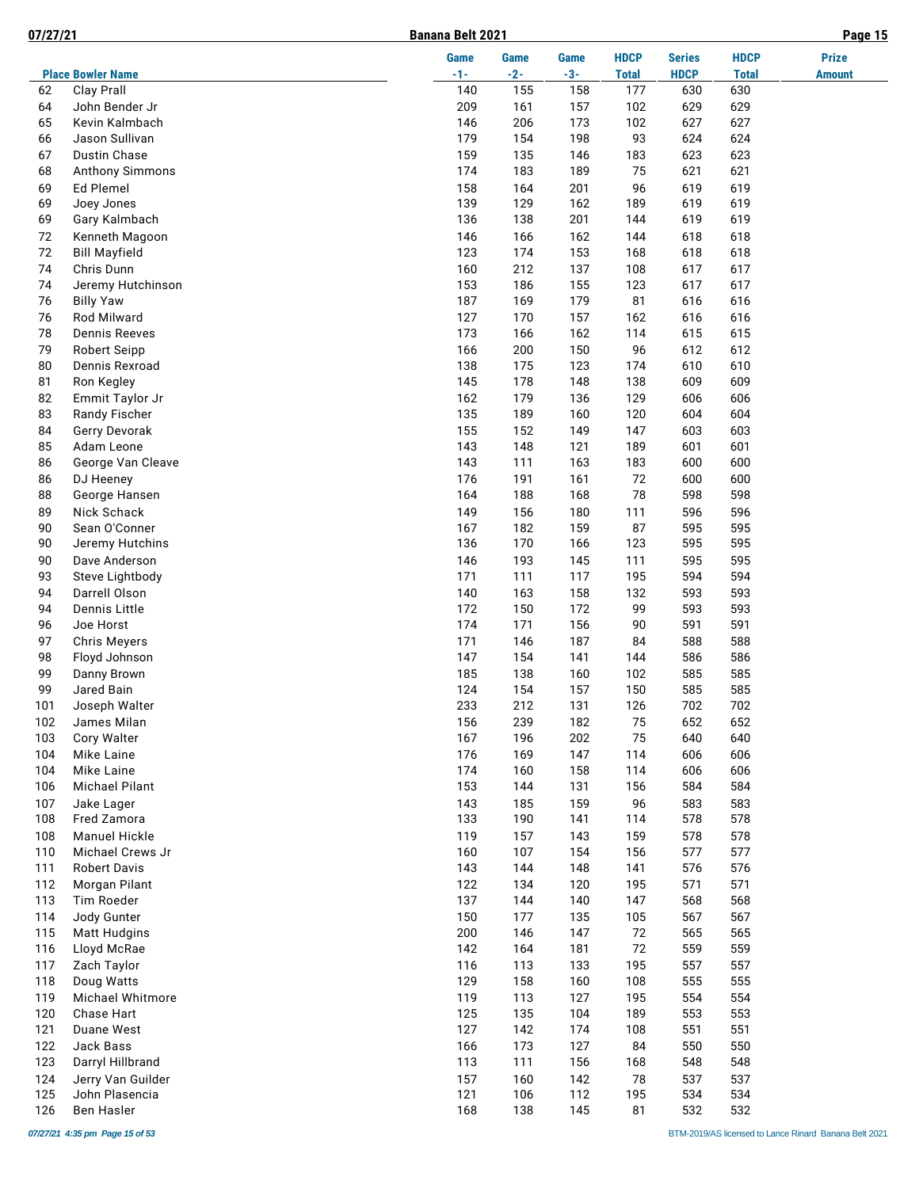| Place | Bowler Name | Game -1- | Game -2- | Game -3- | HDCP Total | Series HDCP | HDCP Total | Prize Amount |
|---|---|---|---|---|---|---|---|---|
| 62 | Clay Prall | 140 | 155 | 158 | 177 | 630 | 630 | |
| 64 | John Bender Jr | 209 | 161 | 157 | 102 | 629 | 629 | |
| 65 | Kevin Kalmbach | 146 | 206 | 173 | 102 | 627 | 627 | |
| 66 | Jason Sullivan | 179 | 154 | 198 | 93 | 624 | 624 | |
| 67 | Dustin Chase | 159 | 135 | 146 | 183 | 623 | 623 | |
| 68 | Anthony Simmons | 174 | 183 | 189 | 75 | 621 | 621 | |
| 69 | Ed Plemel | 158 | 164 | 201 | 96 | 619 | 619 | |
| 69 | Joey Jones | 139 | 129 | 162 | 189 | 619 | 619 | |
| 69 | Gary Kalmbach | 136 | 138 | 201 | 144 | 619 | 619 | |
| 72 | Kenneth Magoon | 146 | 166 | 162 | 144 | 618 | 618 | |
| 72 | Bill Mayfield | 123 | 174 | 153 | 168 | 618 | 618 | |
| 74 | Chris Dunn | 160 | 212 | 137 | 108 | 617 | 617 | |
| 74 | Jeremy Hutchinson | 153 | 186 | 155 | 123 | 617 | 617 | |
| 76 | Billy Yaw | 187 | 169 | 179 | 81 | 616 | 616 | |
| 76 | Rod Milward | 127 | 170 | 157 | 162 | 616 | 616 | |
| 78 | Dennis Reeves | 173 | 166 | 162 | 114 | 615 | 615 | |
| 79 | Robert Seipp | 166 | 200 | 150 | 96 | 612 | 612 | |
| 80 | Dennis Rexroad | 138 | 175 | 123 | 174 | 610 | 610 | |
| 81 | Ron Kegley | 145 | 178 | 148 | 138 | 609 | 609 | |
| 82 | Emmit Taylor Jr | 162 | 179 | 136 | 129 | 606 | 606 | |
| 83 | Randy Fischer | 135 | 189 | 160 | 120 | 604 | 604 | |
| 84 | Gerry Devorak | 155 | 152 | 149 | 147 | 603 | 603 | |
| 85 | Adam Leone | 143 | 148 | 121 | 189 | 601 | 601 | |
| 86 | George Van Cleave | 143 | 111 | 163 | 183 | 600 | 600 | |
| 86 | DJ Heeney | 176 | 191 | 161 | 72 | 600 | 600 | |
| 88 | George Hansen | 164 | 188 | 168 | 78 | 598 | 598 | |
| 89 | Nick Schack | 149 | 156 | 180 | 111 | 596 | 596 | |
| 90 | Sean O'Conner | 167 | 182 | 159 | 87 | 595 | 595 | |
| 90 | Jeremy Hutchins | 136 | 170 | 166 | 123 | 595 | 595 | |
| 90 | Dave Anderson | 146 | 193 | 145 | 111 | 595 | 595 | |
| 93 | Steve Lightbody | 171 | 111 | 117 | 195 | 594 | 594 | |
| 94 | Darrell Olson | 140 | 163 | 158 | 132 | 593 | 593 | |
| 94 | Dennis Little | 172 | 150 | 172 | 99 | 593 | 593 | |
| 96 | Joe Horst | 174 | 171 | 156 | 90 | 591 | 591 | |
| 97 | Chris Meyers | 171 | 146 | 187 | 84 | 588 | 588 | |
| 98 | Floyd Johnson | 147 | 154 | 141 | 144 | 586 | 586 | |
| 99 | Danny Brown | 185 | 138 | 160 | 102 | 585 | 585 | |
| 99 | Jared Bain | 124 | 154 | 157 | 150 | 585 | 585 | |
| 101 | Joseph Walter | 233 | 212 | 131 | 126 | 702 | 702 | |
| 102 | James Milan | 156 | 239 | 182 | 75 | 652 | 652 | |
| 103 | Cory Walter | 167 | 196 | 202 | 75 | 640 | 640 | |
| 104 | Mike Laine | 176 | 169 | 147 | 114 | 606 | 606 | |
| 104 | Mike Laine | 174 | 160 | 158 | 114 | 606 | 606 | |
| 106 | Michael Pilant | 153 | 144 | 131 | 156 | 584 | 584 | |
| 107 | Jake Lager | 143 | 185 | 159 | 96 | 583 | 583 | |
| 108 | Fred Zamora | 133 | 190 | 141 | 114 | 578 | 578 | |
| 108 | Manuel Hickle | 119 | 157 | 143 | 159 | 578 | 578 | |
| 110 | Michael Crews Jr | 160 | 107 | 154 | 156 | 577 | 577 | |
| 111 | Robert Davis | 143 | 144 | 148 | 141 | 576 | 576 | |
| 112 | Morgan Pilant | 122 | 134 | 120 | 195 | 571 | 571 | |
| 113 | Tim Roeder | 137 | 144 | 140 | 147 | 568 | 568 | |
| 114 | Jody Gunter | 150 | 177 | 135 | 105 | 567 | 567 | |
| 115 | Matt Hudgins | 200 | 146 | 147 | 72 | 565 | 565 | |
| 116 | Lloyd McRae | 142 | 164 | 181 | 72 | 559 | 559 | |
| 117 | Zach Taylor | 116 | 113 | 133 | 195 | 557 | 557 | |
| 118 | Doug Watts | 129 | 158 | 160 | 108 | 555 | 555 | |
| 119 | Michael Whitmore | 119 | 113 | 127 | 195 | 554 | 554 | |
| 120 | Chase Hart | 125 | 135 | 104 | 189 | 553 | 553 | |
| 121 | Duane West | 127 | 142 | 174 | 108 | 551 | 551 | |
| 122 | Jack Bass | 166 | 173 | 127 | 84 | 550 | 550 | |
| 123 | Darryl Hillbrand | 113 | 111 | 156 | 168 | 548 | 548 | |
| 124 | Jerry Van Guilder | 157 | 160 | 142 | 78 | 537 | 537 | |
| 125 | John Plasencia | 121 | 106 | 112 | 195 | 534 | 534 | |
| 126 | Ben Hasler | 168 | 138 | 145 | 81 | 532 | 532 | |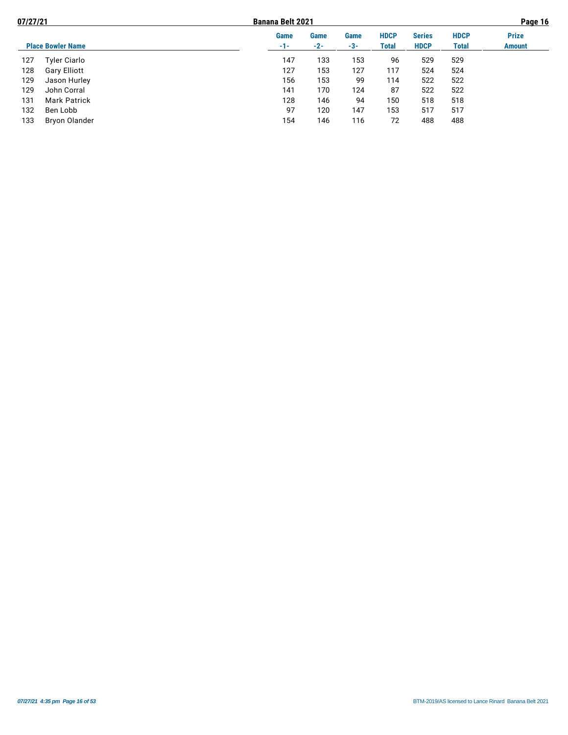| Place | Bowler Name | Game -1- | Game -2- | Game -3- | HDCP Total | Series HDCP | HDCP Total | Prize Amount |
|---|---|---|---|---|---|---|---|---|
| 127 | Tyler Ciarlo | 147 | 133 | 153 | 96 | 529 | 529 | |
| 128 | Gary Elliott | 127 | 153 | 127 | 117 | 524 | 524 | |
| 129 | Jason Hurley | 156 | 153 | 99 | 114 | 522 | 522 | |
| 129 | John Corral | 141 | 170 | 124 | 87 | 522 | 522 | |
| 131 | Mark Patrick | 128 | 146 | 94 | 150 | 518 | 518 | |
| 132 | Ben Lobb | 97 | 120 | 147 | 153 | 517 | 517 | |
| 133 | Bryon Olander | 154 | 146 | 116 | 72 | 488 | 488 | |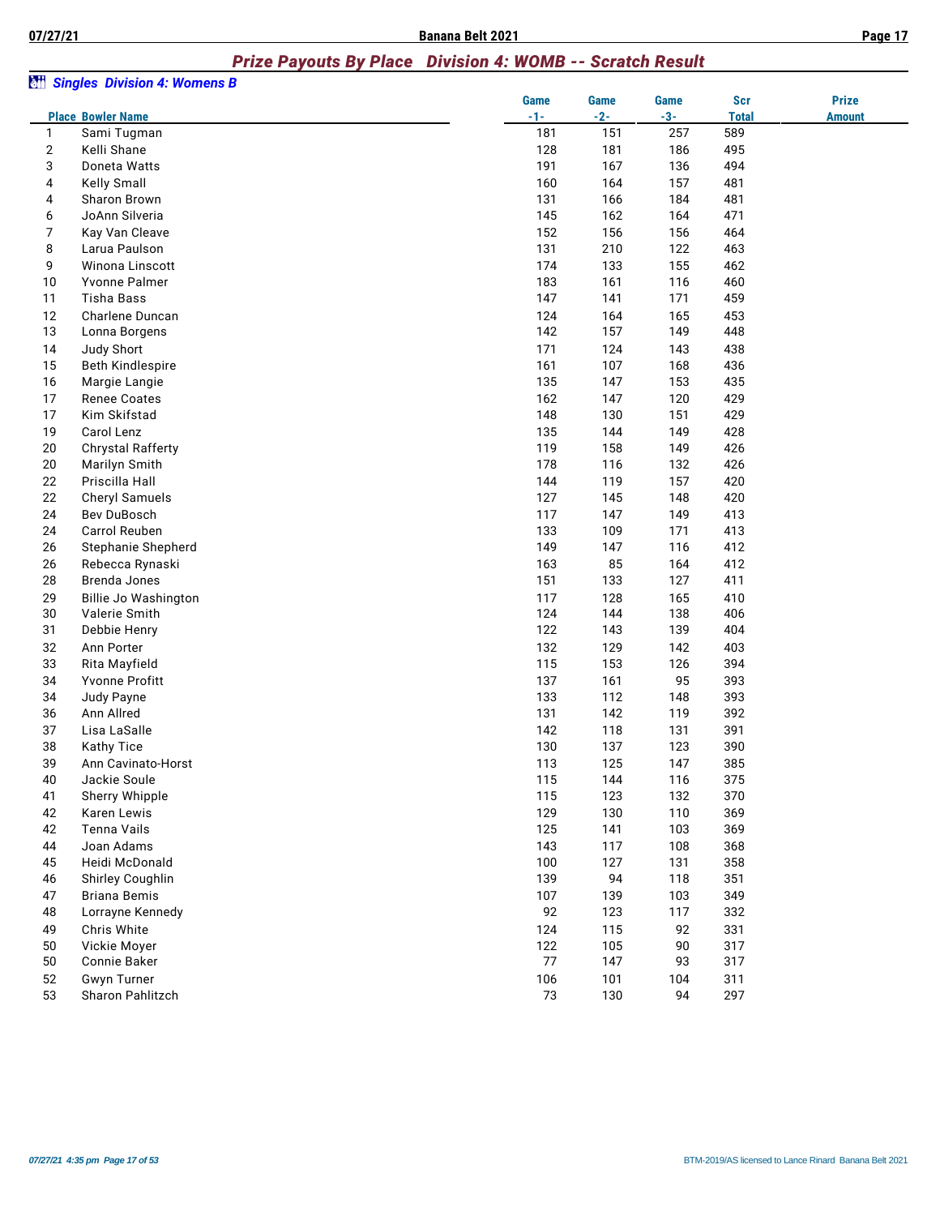## Prize Payouts By Place Division 4: WOMB -- Scratch Result

### Singles Division 4: Womens B

| Place | Bowler Name | Game -1- | Game -2- | Game -3- | Scr Total | Prize Amount |
|---|---|---|---|---|---|---|
| 1 | Sami Tugman | 181 | 151 | 257 | 589 | |
| 2 | Kelli Shane | 128 | 181 | 186 | 495 | |
| 3 | Doneta Watts | 191 | 167 | 136 | 494 | |
| 4 | Kelly Small | 160 | 164 | 157 | 481 | |
| 4 | Sharon Brown | 131 | 166 | 184 | 481 | |
| 6 | JoAnn Silveria | 145 | 162 | 164 | 471 | |
| 7 | Kay Van Cleave | 152 | 156 | 156 | 464 | |
| 8 | Larua Paulson | 131 | 210 | 122 | 463 | |
| 9 | Winona Linscott | 174 | 133 | 155 | 462 | |
| 10 | Yvonne Palmer | 183 | 161 | 116 | 460 | |
| 11 | Tisha Bass | 147 | 141 | 171 | 459 | |
| 12 | Charlene Duncan | 124 | 164 | 165 | 453 | |
| 13 | Lonna Borgens | 142 | 157 | 149 | 448 | |
| 14 | Judy Short | 171 | 124 | 143 | 438 | |
| 15 | Beth Kindlespire | 161 | 107 | 168 | 436 | |
| 16 | Margie Langie | 135 | 147 | 153 | 435 | |
| 17 | Renee Coates | 162 | 147 | 120 | 429 | |
| 17 | Kim Skifstad | 148 | 130 | 151 | 429 | |
| 19 | Carol Lenz | 135 | 144 | 149 | 428 | |
| 20 | Chrystal Rafferty | 119 | 158 | 149 | 426 | |
| 20 | Marilyn Smith | 178 | 116 | 132 | 426 | |
| 22 | Priscilla Hall | 144 | 119 | 157 | 420 | |
| 22 | Cheryl Samuels | 127 | 145 | 148 | 420 | |
| 24 | Bev DuBosch | 117 | 147 | 149 | 413 | |
| 24 | Carrol Reuben | 133 | 109 | 171 | 413 | |
| 26 | Stephanie Shepherd | 149 | 147 | 116 | 412 | |
| 26 | Rebecca Rynaski | 163 | 85 | 164 | 412 | |
| 28 | Brenda Jones | 151 | 133 | 127 | 411 | |
| 29 | Billie Jo Washington | 117 | 128 | 165 | 410 | |
| 30 | Valerie Smith | 124 | 144 | 138 | 406 | |
| 31 | Debbie Henry | 122 | 143 | 139 | 404 | |
| 32 | Ann Porter | 132 | 129 | 142 | 403 | |
| 33 | Rita Mayfield | 115 | 153 | 126 | 394 | |
| 34 | Yvonne Profitt | 137 | 161 | 95 | 393 | |
| 34 | Judy Payne | 133 | 112 | 148 | 393 | |
| 36 | Ann Allred | 131 | 142 | 119 | 392 | |
| 37 | Lisa LaSalle | 142 | 118 | 131 | 391 | |
| 38 | Kathy Tice | 130 | 137 | 123 | 390 | |
| 39 | Ann Cavinato-Horst | 113 | 125 | 147 | 385 | |
| 40 | Jackie Soule | 115 | 144 | 116 | 375 | |
| 41 | Sherry Whipple | 115 | 123 | 132 | 370 | |
| 42 | Karen Lewis | 129 | 130 | 110 | 369 | |
| 42 | Tenna Vails | 125 | 141 | 103 | 369 | |
| 44 | Joan Adams | 143 | 117 | 108 | 368 | |
| 45 | Heidi McDonald | 100 | 127 | 131 | 358 | |
| 46 | Shirley Coughlin | 139 | 94 | 118 | 351 | |
| 47 | Briana Bemis | 107 | 139 | 103 | 349 | |
| 48 | Lorrayne Kennedy | 92 | 123 | 117 | 332 | |
| 49 | Chris White | 124 | 115 | 92 | 331 | |
| 50 | Vickie Moyer | 122 | 105 | 90 | 317 | |
| 50 | Connie Baker | 77 | 147 | 93 | 317 | |
| 52 | Gwyn Turner | 106 | 101 | 104 | 311 | |
| 53 | Sharon Pahlitzch | 73 | 130 | 94 | 297 | |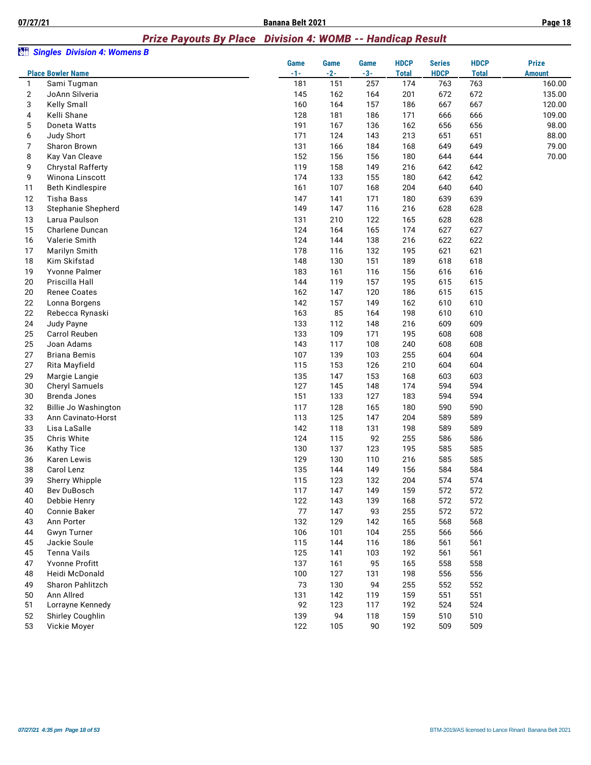## Prize Payouts By Place   Division 4: WOMB -- Handicap Result

### Singles  Division 4: Womens B

| Place | Bowler Name | Game -1- | Game -2- | Game -3- | HDCP Total | Series HDCP | HDCP Total | Prize Amount |
|---|---|---|---|---|---|---|---|---|
| 1 | Sami Tugman | 181 | 151 | 257 | 174 | 763 | 763 | 160.00 |
| 2 | JoAnn Silveria | 145 | 162 | 164 | 201 | 672 | 672 | 135.00 |
| 3 | Kelly Small | 160 | 164 | 157 | 186 | 667 | 667 | 120.00 |
| 4 | Kelli Shane | 128 | 181 | 186 | 171 | 666 | 666 | 109.00 |
| 5 | Doneta Watts | 191 | 167 | 136 | 162 | 656 | 656 | 98.00 |
| 6 | Judy Short | 171 | 124 | 143 | 213 | 651 | 651 | 88.00 |
| 7 | Sharon Brown | 131 | 166 | 184 | 168 | 649 | 649 | 79.00 |
| 8 | Kay Van Cleave | 152 | 156 | 156 | 180 | 644 | 644 | 70.00 |
| 9 | Chrystal Rafferty | 119 | 158 | 149 | 216 | 642 | 642 | |
| 9 | Winona Linscott | 174 | 133 | 155 | 180 | 642 | 642 | |
| 11 | Beth Kindlespire | 161 | 107 | 168 | 204 | 640 | 640 | |
| 12 | Tisha Bass | 147 | 141 | 171 | 180 | 639 | 639 | |
| 13 | Stephanie Shepherd | 149 | 147 | 116 | 216 | 628 | 628 | |
| 13 | Larua Paulson | 131 | 210 | 122 | 165 | 628 | 628 | |
| 15 | Charlene Duncan | 124 | 164 | 165 | 174 | 627 | 627 | |
| 16 | Valerie Smith | 124 | 144 | 138 | 216 | 622 | 622 | |
| 17 | Marilyn Smith | 178 | 116 | 132 | 195 | 621 | 621 | |
| 18 | Kim Skifstad | 148 | 130 | 151 | 189 | 618 | 618 | |
| 19 | Yvonne Palmer | 183 | 161 | 116 | 156 | 616 | 616 | |
| 20 | Priscilla Hall | 144 | 119 | 157 | 195 | 615 | 615 | |
| 20 | Renee Coates | 162 | 147 | 120 | 186 | 615 | 615 | |
| 22 | Lonna Borgens | 142 | 157 | 149 | 162 | 610 | 610 | |
| 22 | Rebecca Rynaski | 163 | 85 | 164 | 198 | 610 | 610 | |
| 24 | Judy Payne | 133 | 112 | 148 | 216 | 609 | 609 | |
| 25 | Carrol Reuben | 133 | 109 | 171 | 195 | 608 | 608 | |
| 25 | Joan Adams | 143 | 117 | 108 | 240 | 608 | 608 | |
| 27 | Briana Bemis | 107 | 139 | 103 | 255 | 604 | 604 | |
| 27 | Rita Mayfield | 115 | 153 | 126 | 210 | 604 | 604 | |
| 29 | Margie Langie | 135 | 147 | 153 | 168 | 603 | 603 | |
| 30 | Cheryl Samuels | 127 | 145 | 148 | 174 | 594 | 594 | |
| 30 | Brenda Jones | 151 | 133 | 127 | 183 | 594 | 594 | |
| 32 | Billie Jo Washington | 117 | 128 | 165 | 180 | 590 | 590 | |
| 33 | Ann Cavinato-Horst | 113 | 125 | 147 | 204 | 589 | 589 | |
| 33 | Lisa LaSalle | 142 | 118 | 131 | 198 | 589 | 589 | |
| 35 | Chris White | 124 | 115 | 92 | 255 | 586 | 586 | |
| 36 | Kathy Tice | 130 | 137 | 123 | 195 | 585 | 585 | |
| 36 | Karen Lewis | 129 | 130 | 110 | 216 | 585 | 585 | |
| 38 | Carol Lenz | 135 | 144 | 149 | 156 | 584 | 584 | |
| 39 | Sherry Whipple | 115 | 123 | 132 | 204 | 574 | 574 | |
| 40 | Bev DuBosch | 117 | 147 | 149 | 159 | 572 | 572 | |
| 40 | Debbie Henry | 122 | 143 | 139 | 168 | 572 | 572 | |
| 40 | Connie Baker | 77 | 147 | 93 | 255 | 572 | 572 | |
| 43 | Ann Porter | 132 | 129 | 142 | 165 | 568 | 568 | |
| 44 | Gwyn Turner | 106 | 101 | 104 | 255 | 566 | 566 | |
| 45 | Jackie Soule | 115 | 144 | 116 | 186 | 561 | 561 | |
| 45 | Tenna Vails | 125 | 141 | 103 | 192 | 561 | 561 | |
| 47 | Yvonne Profitt | 137 | 161 | 95 | 165 | 558 | 558 | |
| 48 | Heidi McDonald | 100 | 127 | 131 | 198 | 556 | 556 | |
| 49 | Sharon Pahlitzch | 73 | 130 | 94 | 255 | 552 | 552 | |
| 50 | Ann Allred | 131 | 142 | 119 | 159 | 551 | 551 | |
| 51 | Lorrayne Kennedy | 92 | 123 | 117 | 192 | 524 | 524 | |
| 52 | Shirley Coughlin | 139 | 94 | 118 | 159 | 510 | 510 | |
| 53 | Vickie Moyer | 122 | 105 | 90 | 192 | 509 | 509 | |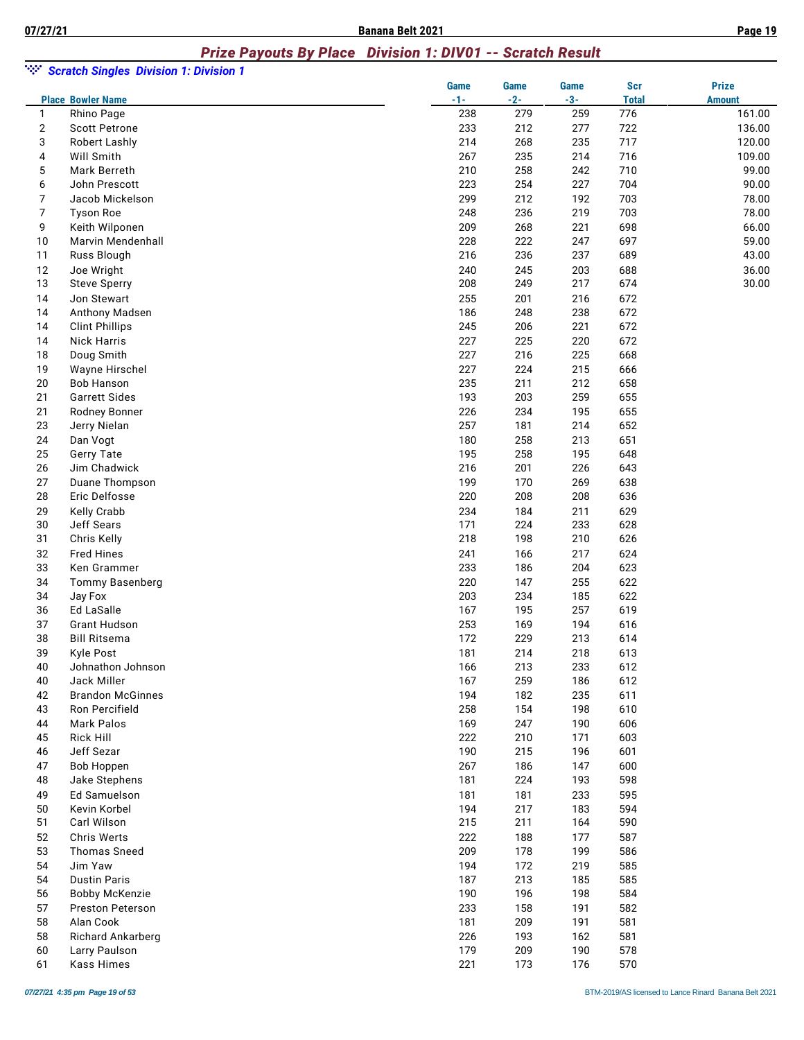## Prize Payouts By Place   Division 1: DIV01 -- Scratch Result

### Scratch Singles  Division 1: Division 1

| Place | Bowler Name | Game -1- | Game -2- | Game -3- | Scr Total | Prize Amount |
|---|---|---|---|---|---|---|
| 1 | Rhino Page | 238 | 279 | 259 | 776 | 161.00 |
| 2 | Scott Petrone | 233 | 212 | 277 | 722 | 136.00 |
| 3 | Robert Lashly | 214 | 268 | 235 | 717 | 120.00 |
| 4 | Will Smith | 267 | 235 | 214 | 716 | 109.00 |
| 5 | Mark Berreth | 210 | 258 | 242 | 710 | 99.00 |
| 6 | John Prescott | 223 | 254 | 227 | 704 | 90.00 |
| 7 | Jacob Mickelson | 299 | 212 | 192 | 703 | 78.00 |
| 7 | Tyson Roe | 248 | 236 | 219 | 703 | 78.00 |
| 9 | Keith Wilponen | 209 | 268 | 221 | 698 | 66.00 |
| 10 | Marvin Mendenhall | 228 | 222 | 247 | 697 | 59.00 |
| 11 | Russ Blough | 216 | 236 | 237 | 689 | 43.00 |
| 12 | Joe Wright | 240 | 245 | 203 | 688 | 36.00 |
| 13 | Steve Sperry | 208 | 249 | 217 | 674 | 30.00 |
| 14 | Jon Stewart | 255 | 201 | 216 | 672 | |
| 14 | Anthony Madsen | 186 | 248 | 238 | 672 | |
| 14 | Clint Phillips | 245 | 206 | 221 | 672 | |
| 14 | Nick Harris | 227 | 225 | 220 | 672 | |
| 18 | Doug Smith | 227 | 216 | 225 | 668 | |
| 19 | Wayne Hirschel | 227 | 224 | 215 | 666 | |
| 20 | Bob Hanson | 235 | 211 | 212 | 658 | |
| 21 | Garrett Sides | 193 | 203 | 259 | 655 | |
| 21 | Rodney Bonner | 226 | 234 | 195 | 655 | |
| 23 | Jerry Nielan | 257 | 181 | 214 | 652 | |
| 24 | Dan Vogt | 180 | 258 | 213 | 651 | |
| 25 | Gerry Tate | 195 | 258 | 195 | 648 | |
| 26 | Jim Chadwick | 216 | 201 | 226 | 643 | |
| 27 | Duane Thompson | 199 | 170 | 269 | 638 | |
| 28 | Eric Delfosse | 220 | 208 | 208 | 636 | |
| 29 | Kelly Crabb | 234 | 184 | 211 | 629 | |
| 30 | Jeff Sears | 171 | 224 | 233 | 628 | |
| 31 | Chris Kelly | 218 | 198 | 210 | 626 | |
| 32 | Fred Hines | 241 | 166 | 217 | 624 | |
| 33 | Ken Grammer | 233 | 186 | 204 | 623 | |
| 34 | Tommy Basenberg | 220 | 147 | 255 | 622 | |
| 34 | Jay Fox | 203 | 234 | 185 | 622 | |
| 36 | Ed LaSalle | 167 | 195 | 257 | 619 | |
| 37 | Grant Hudson | 253 | 169 | 194 | 616 | |
| 38 | Bill Ritsema | 172 | 229 | 213 | 614 | |
| 39 | Kyle Post | 181 | 214 | 218 | 613 | |
| 40 | Johnathon Johnson | 166 | 213 | 233 | 612 | |
| 40 | Jack Miller | 167 | 259 | 186 | 612 | |
| 42 | Brandon McGinnes | 194 | 182 | 235 | 611 | |
| 43 | Ron Percifield | 258 | 154 | 198 | 610 | |
| 44 | Mark Palos | 169 | 247 | 190 | 606 | |
| 45 | Rick Hill | 222 | 210 | 171 | 603 | |
| 46 | Jeff Sezar | 190 | 215 | 196 | 601 | |
| 47 | Bob Hoppen | 267 | 186 | 147 | 600 | |
| 48 | Jake Stephens | 181 | 224 | 193 | 598 | |
| 49 | Ed Samuelson | 181 | 181 | 233 | 595 | |
| 50 | Kevin Korbel | 194 | 217 | 183 | 594 | |
| 51 | Carl Wilson | 215 | 211 | 164 | 590 | |
| 52 | Chris Werts | 222 | 188 | 177 | 587 | |
| 53 | Thomas Sneed | 209 | 178 | 199 | 586 | |
| 54 | Jim Yaw | 194 | 172 | 219 | 585 | |
| 54 | Dustin Paris | 187 | 213 | 185 | 585 | |
| 56 | Bobby McKenzie | 190 | 196 | 198 | 584 | |
| 57 | Preston Peterson | 233 | 158 | 191 | 582 | |
| 58 | Alan Cook | 181 | 209 | 191 | 581 | |
| 58 | Richard Ankarberg | 226 | 193 | 162 | 581 | |
| 60 | Larry Paulson | 179 | 209 | 190 | 578 | |
| 61 | Kass Himes | 221 | 173 | 176 | 570 | |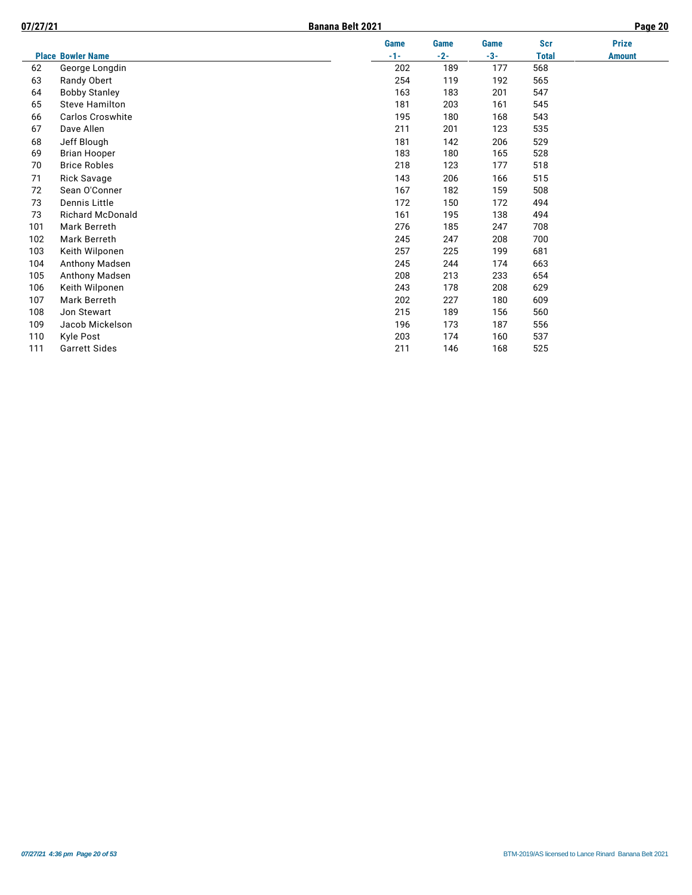| Place | Bowler Name | Game -1- | Game -2- | Game -3- | Scr Total | Prize Amount |
|---|---|---|---|---|---|---|
| 62 | George Longdin | 202 | 189 | 177 | 568 | |
| 63 | Randy Obert | 254 | 119 | 192 | 565 | |
| 64 | Bobby Stanley | 163 | 183 | 201 | 547 | |
| 65 | Steve Hamilton | 181 | 203 | 161 | 545 | |
| 66 | Carlos Croswhite | 195 | 180 | 168 | 543 | |
| 67 | Dave Allen | 211 | 201 | 123 | 535 | |
| 68 | Jeff Blough | 181 | 142 | 206 | 529 | |
| 69 | Brian Hooper | 183 | 180 | 165 | 528 | |
| 70 | Brice Robles | 218 | 123 | 177 | 518 | |
| 71 | Rick Savage | 143 | 206 | 166 | 515 | |
| 72 | Sean O'Conner | 167 | 182 | 159 | 508 | |
| 73 | Dennis Little | 172 | 150 | 172 | 494 | |
| 73 | Richard McDonald | 161 | 195 | 138 | 494 | |
| 101 | Mark Berreth | 276 | 185 | 247 | 708 | |
| 102 | Mark Berreth | 245 | 247 | 208 | 700 | |
| 103 | Keith Wilponen | 257 | 225 | 199 | 681 | |
| 104 | Anthony Madsen | 245 | 244 | 174 | 663 | |
| 105 | Anthony Madsen | 208 | 213 | 233 | 654 | |
| 106 | Keith Wilponen | 243 | 178 | 208 | 629 | |
| 107 | Mark Berreth | 202 | 227 | 180 | 609 | |
| 108 | Jon Stewart | 215 | 189 | 156 | 560 | |
| 109 | Jacob Mickelson | 196 | 173 | 187 | 556 | |
| 110 | Kyle Post | 203 | 174 | 160 | 537 | |
| 111 | Garrett Sides | 211 | 146 | 168 | 525 | |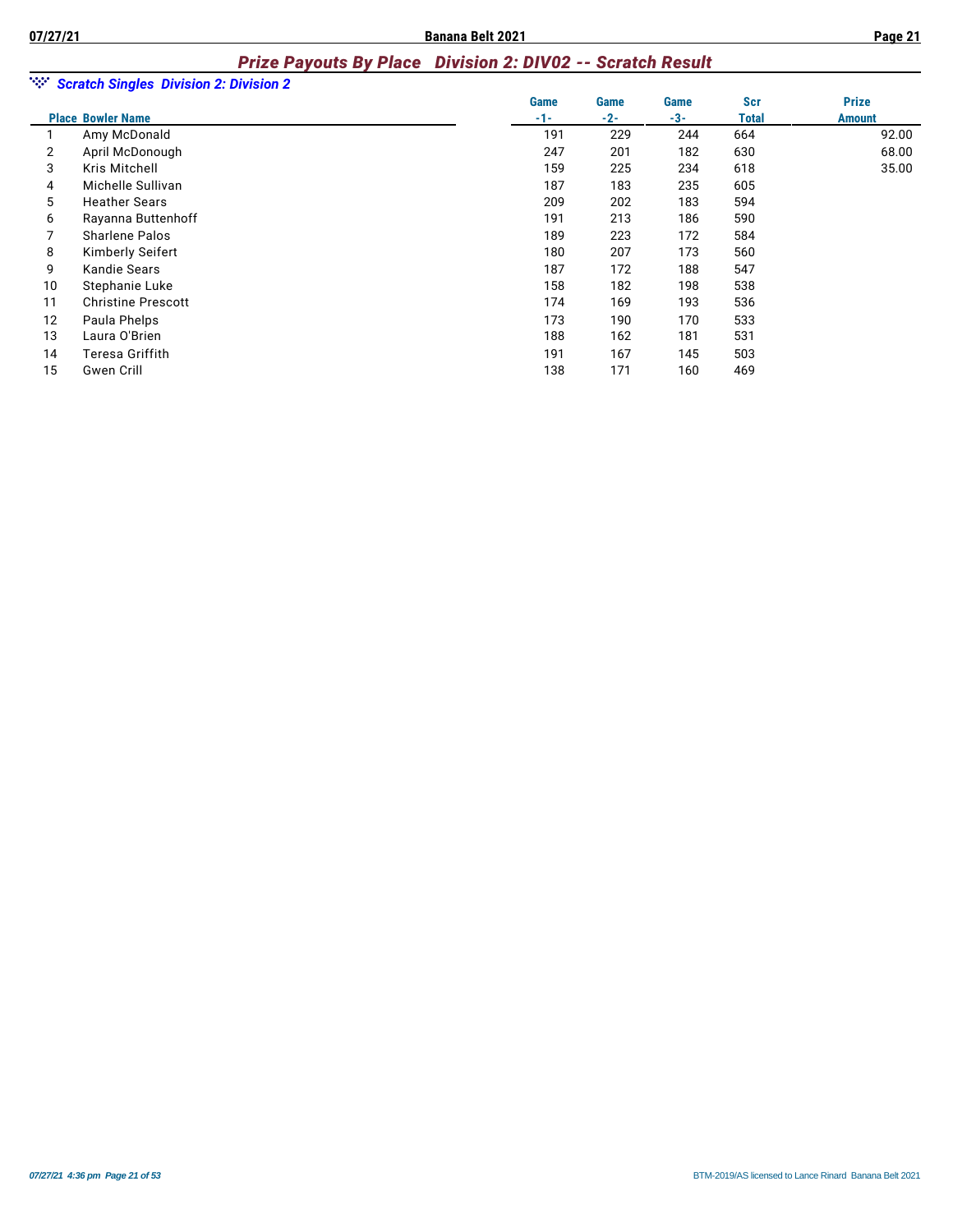## *Prize Payouts By Place   Division 2: DIV02 -- Scratch Result*

### *Scratch Singles  Division 2: Division 2*

| Place | Bowler Name | Game -1- | Game -2- | Game -3- | Scr Total | Prize Amount |
|---|---|---|---|---|---|---|
| 1 | Amy McDonald | 191 | 229 | 244 | 664 | 92.00 |
| 2 | April McDonough | 247 | 201 | 182 | 630 | 68.00 |
| 3 | Kris Mitchell | 159 | 225 | 234 | 618 | 35.00 |
| 4 | Michelle Sullivan | 187 | 183 | 235 | 605 | |
| 5 | Heather Sears | 209 | 202 | 183 | 594 | |
| 6 | Rayanna Buttenhoff | 191 | 213 | 186 | 590 | |
| 7 | Sharlene Palos | 189 | 223 | 172 | 584 | |
| 8 | Kimberly Seifert | 180 | 207 | 173 | 560 | |
| 9 | Kandie Sears | 187 | 172 | 188 | 547 | |
| 10 | Stephanie Luke | 158 | 182 | 198 | 538 | |
| 11 | Christine Prescott | 174 | 169 | 193 | 536 | |
| 12 | Paula Phelps | 173 | 190 | 170 | 533 | |
| 13 | Laura O'Brien | 188 | 162 | 181 | 531 | |
| 14 | Teresa Griffith | 191 | 167 | 145 | 503 | |
| 15 | Gwen Crill | 138 | 171 | 160 | 469 | |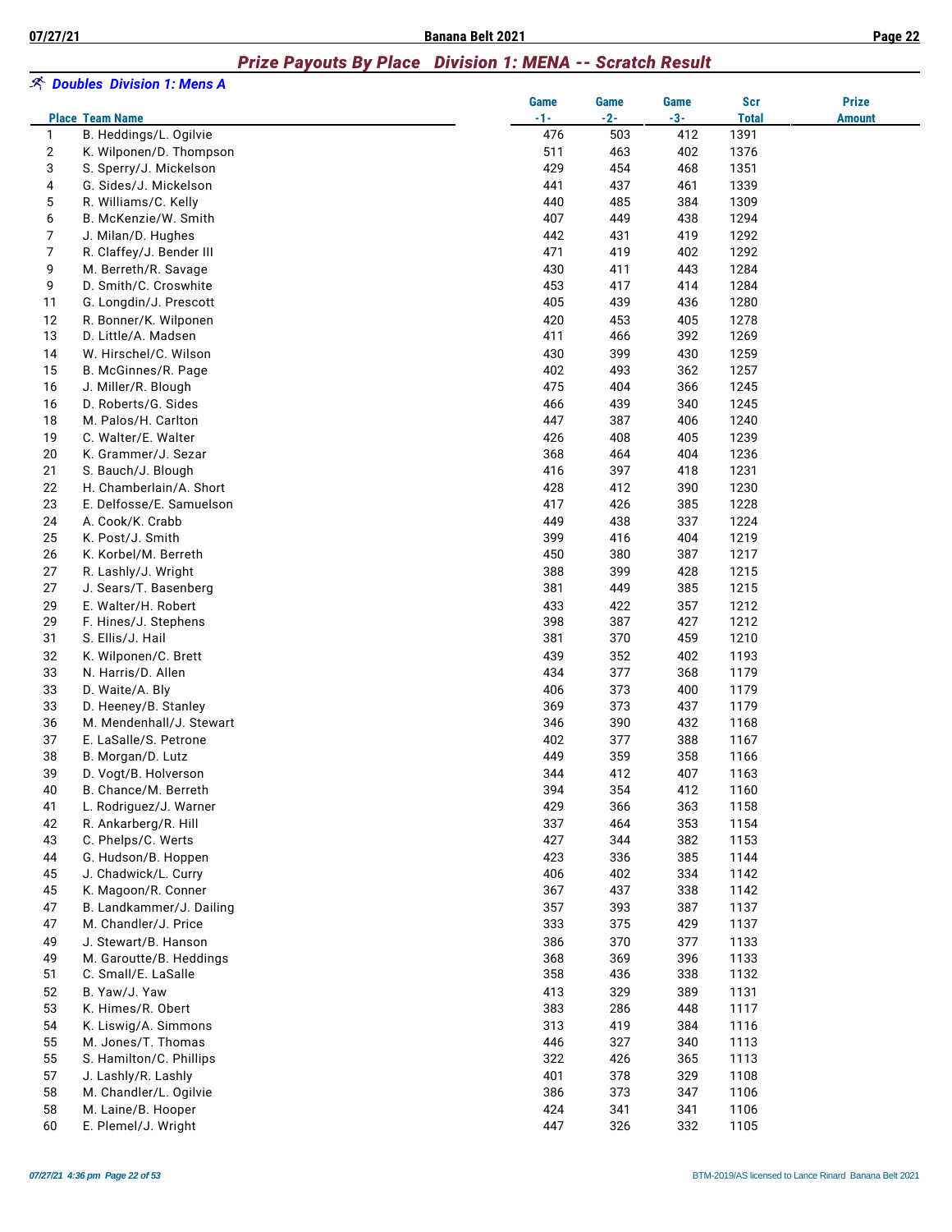## Prize Payouts By Place   Division 1: MENA -- Scratch Result

### Doubles  Division 1: Mens A

| Place | Team Name | Game -1- | Game -2- | Game -3- | Scr Total | Prize Amount |
|---|---|---|---|---|---|---|
| 1 | B. Heddings/L. Ogilvie | 476 | 503 | 412 | 1391 | |
| 2 | K. Wilponen/D. Thompson | 511 | 463 | 402 | 1376 | |
| 3 | S. Sperry/J. Mickelson | 429 | 454 | 468 | 1351 | |
| 4 | G. Sides/J. Mickelson | 441 | 437 | 461 | 1339 | |
| 5 | R. Williams/C. Kelly | 440 | 485 | 384 | 1309 | |
| 6 | B. McKenzie/W. Smith | 407 | 449 | 438 | 1294 | |
| 7 | J. Milan/D. Hughes | 442 | 431 | 419 | 1292 | |
| 7 | R. Claffey/J. Bender III | 471 | 419 | 402 | 1292 | |
| 9 | M. Berreth/R. Savage | 430 | 411 | 443 | 1284 | |
| 9 | D. Smith/C. Croswhite | 453 | 417 | 414 | 1284 | |
| 11 | G. Longdin/J. Prescott | 405 | 439 | 436 | 1280 | |
| 12 | R. Bonner/K. Wilponen | 420 | 453 | 405 | 1278 | |
| 13 | D. Little/A. Madsen | 411 | 466 | 392 | 1269 | |
| 14 | W. Hirschel/C. Wilson | 430 | 399 | 430 | 1259 | |
| 15 | B. McGinnes/R. Page | 402 | 493 | 362 | 1257 | |
| 16 | J. Miller/R. Blough | 475 | 404 | 366 | 1245 | |
| 16 | D. Roberts/G. Sides | 466 | 439 | 340 | 1245 | |
| 18 | M. Palos/H. Carlton | 447 | 387 | 406 | 1240 | |
| 19 | C. Walter/E. Walter | 426 | 408 | 405 | 1239 | |
| 20 | K. Grammer/J. Sezar | 368 | 464 | 404 | 1236 | |
| 21 | S. Bauch/J. Blough | 416 | 397 | 418 | 1231 | |
| 22 | H. Chamberlain/A. Short | 428 | 412 | 390 | 1230 | |
| 23 | E. Delfosse/E. Samuelson | 417 | 426 | 385 | 1228 | |
| 24 | A. Cook/K. Crabb | 449 | 438 | 337 | 1224 | |
| 25 | K. Post/J. Smith | 399 | 416 | 404 | 1219 | |
| 26 | K. Korbel/M. Berreth | 450 | 380 | 387 | 1217 | |
| 27 | R. Lashly/J. Wright | 388 | 399 | 428 | 1215 | |
| 27 | J. Sears/T. Basenberg | 381 | 449 | 385 | 1215 | |
| 29 | E. Walter/H. Robert | 433 | 422 | 357 | 1212 | |
| 29 | F. Hines/J. Stephens | 398 | 387 | 427 | 1212 | |
| 31 | S. Ellis/J. Hail | 381 | 370 | 459 | 1210 | |
| 32 | K. Wilponen/C. Brett | 439 | 352 | 402 | 1193 | |
| 33 | N. Harris/D. Allen | 434 | 377 | 368 | 1179 | |
| 33 | D. Waite/A. Bly | 406 | 373 | 400 | 1179 | |
| 33 | D. Heeney/B. Stanley | 369 | 373 | 437 | 1179 | |
| 36 | M. Mendenhall/J. Stewart | 346 | 390 | 432 | 1168 | |
| 37 | E. LaSalle/S. Petrone | 402 | 377 | 388 | 1167 | |
| 38 | B. Morgan/D. Lutz | 449 | 359 | 358 | 1166 | |
| 39 | D. Vogt/B. Holverson | 344 | 412 | 407 | 1163 | |
| 40 | B. Chance/M. Berreth | 394 | 354 | 412 | 1160 | |
| 41 | L. Rodriguez/J. Warner | 429 | 366 | 363 | 1158 | |
| 42 | R. Ankarberg/R. Hill | 337 | 464 | 353 | 1154 | |
| 43 | C. Phelps/C. Werts | 427 | 344 | 382 | 1153 | |
| 44 | G. Hudson/B. Hoppen | 423 | 336 | 385 | 1144 | |
| 45 | J. Chadwick/L. Curry | 406 | 402 | 334 | 1142 | |
| 45 | K. Magoon/R. Conner | 367 | 437 | 338 | 1142 | |
| 47 | B. Landkammer/J. Dailing | 357 | 393 | 387 | 1137 | |
| 47 | M. Chandler/J. Price | 333 | 375 | 429 | 1137 | |
| 49 | J. Stewart/B. Hanson | 386 | 370 | 377 | 1133 | |
| 49 | M. Garoutte/B. Heddings | 368 | 369 | 396 | 1133 | |
| 51 | C. Small/E. LaSalle | 358 | 436 | 338 | 1132 | |
| 52 | B. Yaw/J. Yaw | 413 | 329 | 389 | 1131 | |
| 53 | K. Himes/R. Obert | 383 | 286 | 448 | 1117 | |
| 54 | K. Liswig/A. Simmons | 313 | 419 | 384 | 1116 | |
| 55 | M. Jones/T. Thomas | 446 | 327 | 340 | 1113 | |
| 55 | S. Hamilton/C. Phillips | 322 | 426 | 365 | 1113 | |
| 57 | J. Lashly/R. Lashly | 401 | 378 | 329 | 1108 | |
| 58 | M. Chandler/L. Ogilvie | 386 | 373 | 347 | 1106 | |
| 58 | M. Laine/B. Hooper | 424 | 341 | 341 | 1106 | |
| 60 | E. Plemel/J. Wright | 447 | 326 | 332 | 1105 | |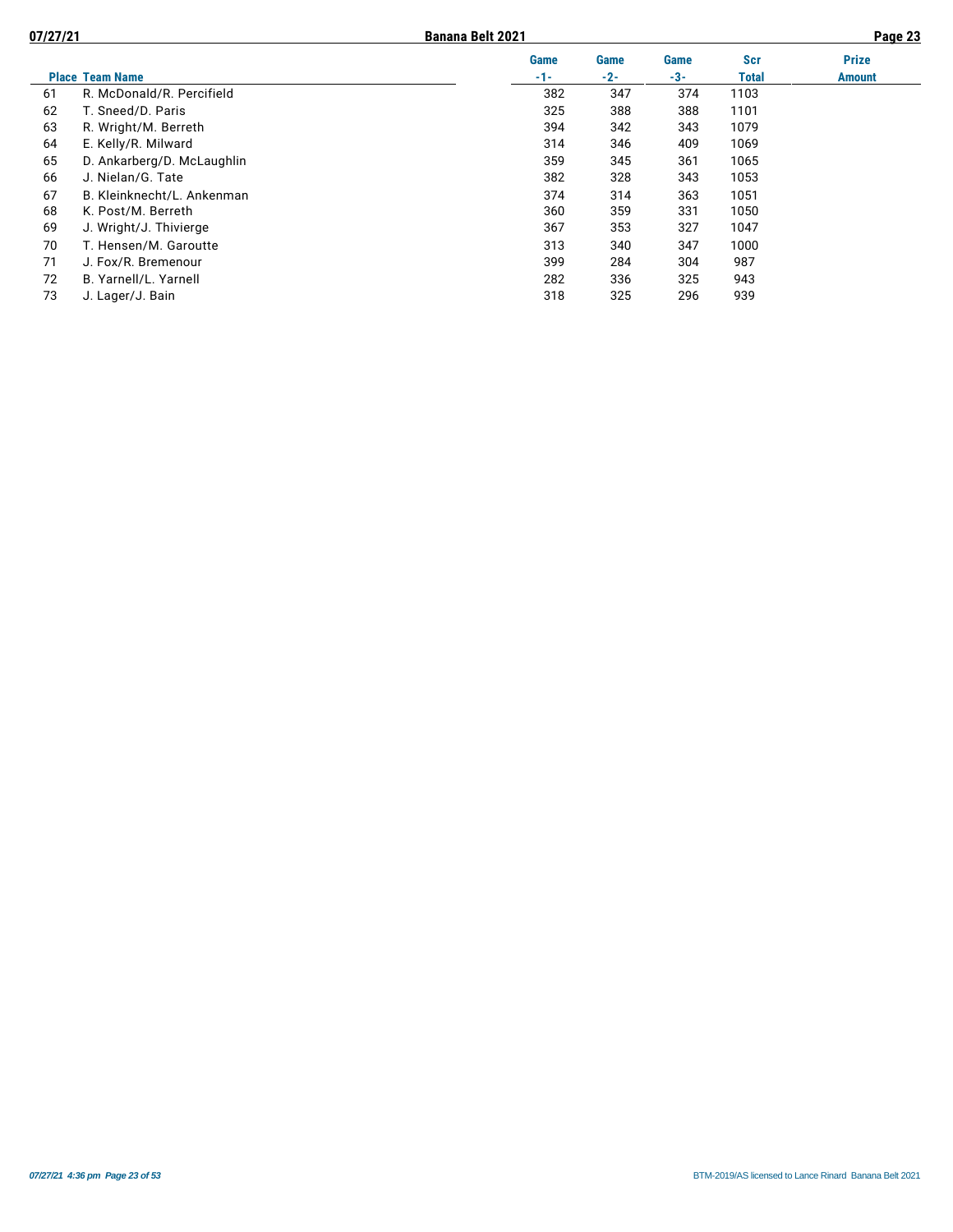| Place | Team Name | Game -1- | Game -2- | Game -3- | Scr Total | Prize Amount |
|---|---|---|---|---|---|---|
| 61 | R. McDonald/R. Percifield | 382 | 347 | 374 | 1103 | |
| 62 | T. Sneed/D. Paris | 325 | 388 | 388 | 1101 | |
| 63 | R. Wright/M. Berreth | 394 | 342 | 343 | 1079 | |
| 64 | E. Kelly/R. Milward | 314 | 346 | 409 | 1069 | |
| 65 | D. Ankarberg/D. McLaughlin | 359 | 345 | 361 | 1065 | |
| 66 | J. Nielan/G. Tate | 382 | 328 | 343 | 1053 | |
| 67 | B. Kleinknecht/L. Ankenman | 374 | 314 | 363 | 1051 | |
| 68 | K. Post/M. Berreth | 360 | 359 | 331 | 1050 | |
| 69 | J. Wright/J. Thivierge | 367 | 353 | 327 | 1047 | |
| 70 | T. Hensen/M. Garoutte | 313 | 340 | 347 | 1000 | |
| 71 | J. Fox/R. Bremenour | 399 | 284 | 304 | 987 | |
| 72 | B. Yarnell/L. Yarnell | 282 | 336 | 325 | 943 | |
| 73 | J. Lager/J. Bain | 318 | 325 | 296 | 939 | |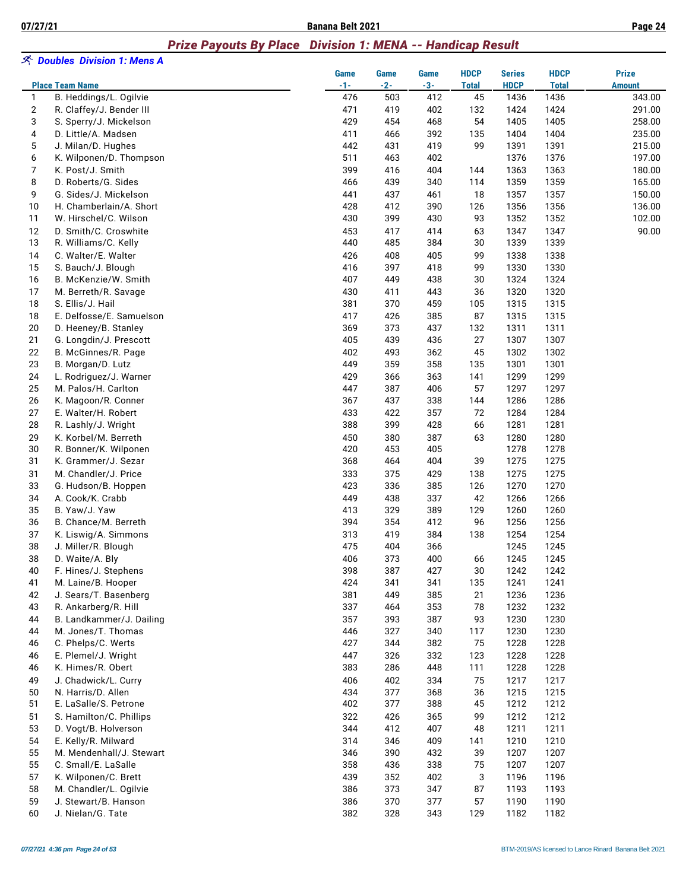## *Prize Payouts By Place Division 1: MENA -- Handicap Result*

### *Doubles Division 1: Mens A*

| Place | Team Name | Game -1- | Game -2- | Game -3- | HDCP Total | Series HDCP | HDCP Total | Prize Amount |
|---|---|---|---|---|---|---|---|---|
| 1 | B. Heddings/L. Ogilvie | 476 | 503 | 412 | 45 | 1436 | 1436 | 343.00 |
| 2 | R. Claffey/J. Bender III | 471 | 419 | 402 | 132 | 1424 | 1424 | 291.00 |
| 3 | S. Sperry/J. Mickelson | 429 | 454 | 468 | 54 | 1405 | 1405 | 258.00 |
| 4 | D. Little/A. Madsen | 411 | 466 | 392 | 135 | 1404 | 1404 | 235.00 |
| 5 | J. Milan/D. Hughes | 442 | 431 | 419 | 99 | 1391 | 1391 | 215.00 |
| 6 | K. Wilponen/D. Thompson | 511 | 463 | 402 | | 1376 | 1376 | 197.00 |
| 7 | K. Post/J. Smith | 399 | 416 | 404 | 144 | 1363 | 1363 | 180.00 |
| 8 | D. Roberts/G. Sides | 466 | 439 | 340 | 114 | 1359 | 1359 | 165.00 |
| 9 | G. Sides/J. Mickelson | 441 | 437 | 461 | 18 | 1357 | 1357 | 150.00 |
| 10 | H. Chamberlain/A. Short | 428 | 412 | 390 | 126 | 1356 | 1356 | 136.00 |
| 11 | W. Hirschel/C. Wilson | 430 | 399 | 430 | 93 | 1352 | 1352 | 102.00 |
| 12 | D. Smith/C. Croswhite | 453 | 417 | 414 | 63 | 1347 | 1347 | 90.00 |
| 13 | R. Williams/C. Kelly | 440 | 485 | 384 | 30 | 1339 | 1339 | |
| 14 | C. Walter/E. Walter | 426 | 408 | 405 | 99 | 1338 | 1338 | |
| 15 | S. Bauch/J. Blough | 416 | 397 | 418 | 99 | 1330 | 1330 | |
| 16 | B. McKenzie/W. Smith | 407 | 449 | 438 | 30 | 1324 | 1324 | |
| 17 | M. Berreth/R. Savage | 430 | 411 | 443 | 36 | 1320 | 1320 | |
| 18 | S. Ellis/J. Hail | 381 | 370 | 459 | 105 | 1315 | 1315 | |
| 18 | E. Delfosse/E. Samuelson | 417 | 426 | 385 | 87 | 1315 | 1315 | |
| 20 | D. Heeney/B. Stanley | 369 | 373 | 437 | 132 | 1311 | 1311 | |
| 21 | G. Longdin/J. Prescott | 405 | 439 | 436 | 27 | 1307 | 1307 | |
| 22 | B. McGinnes/R. Page | 402 | 493 | 362 | 45 | 1302 | 1302 | |
| 23 | B. Morgan/D. Lutz | 449 | 359 | 358 | 135 | 1301 | 1301 | |
| 24 | L. Rodriguez/J. Warner | 429 | 366 | 363 | 141 | 1299 | 1299 | |
| 25 | M. Palos/H. Carlton | 447 | 387 | 406 | 57 | 1297 | 1297 | |
| 26 | K. Magoon/R. Conner | 367 | 437 | 338 | 144 | 1286 | 1286 | |
| 27 | E. Walter/H. Robert | 433 | 422 | 357 | 72 | 1284 | 1284 | |
| 28 | R. Lashly/J. Wright | 388 | 399 | 428 | 66 | 1281 | 1281 | |
| 29 | K. Korbel/M. Berreth | 450 | 380 | 387 | 63 | 1280 | 1280 | |
| 30 | R. Bonner/K. Wilponen | 420 | 453 | 405 | | 1278 | 1278 | |
| 31 | K. Grammer/J. Sezar | 368 | 464 | 404 | 39 | 1275 | 1275 | |
| 31 | M. Chandler/J. Price | 333 | 375 | 429 | 138 | 1275 | 1275 | |
| 33 | G. Hudson/B. Hoppen | 423 | 336 | 385 | 126 | 1270 | 1270 | |
| 34 | A. Cook/K. Crabb | 449 | 438 | 337 | 42 | 1266 | 1266 | |
| 35 | B. Yaw/J. Yaw | 413 | 329 | 389 | 129 | 1260 | 1260 | |
| 36 | B. Chance/M. Berreth | 394 | 354 | 412 | 96 | 1256 | 1256 | |
| 37 | K. Liswig/A. Simmons | 313 | 419 | 384 | 138 | 1254 | 1254 | |
| 38 | J. Miller/R. Blough | 475 | 404 | 366 | | 1245 | 1245 | |
| 38 | D. Waite/A. Bly | 406 | 373 | 400 | 66 | 1245 | 1245 | |
| 40 | F. Hines/J. Stephens | 398 | 387 | 427 | 30 | 1242 | 1242 | |
| 41 | M. Laine/B. Hooper | 424 | 341 | 341 | 135 | 1241 | 1241 | |
| 42 | J. Sears/T. Basenberg | 381 | 449 | 385 | 21 | 1236 | 1236 | |
| 43 | R. Ankarberg/R. Hill | 337 | 464 | 353 | 78 | 1232 | 1232 | |
| 44 | B. Landkammer/J. Dailing | 357 | 393 | 387 | 93 | 1230 | 1230 | |
| 44 | M. Jones/T. Thomas | 446 | 327 | 340 | 117 | 1230 | 1230 | |
| 46 | C. Phelps/C. Werts | 427 | 344 | 382 | 75 | 1228 | 1228 | |
| 46 | E. Plemel/J. Wright | 447 | 326 | 332 | 123 | 1228 | 1228 | |
| 46 | K. Himes/R. Obert | 383 | 286 | 448 | 111 | 1228 | 1228 | |
| 49 | J. Chadwick/L. Curry | 406 | 402 | 334 | 75 | 1217 | 1217 | |
| 50 | N. Harris/D. Allen | 434 | 377 | 368 | 36 | 1215 | 1215 | |
| 51 | E. LaSalle/S. Petrone | 402 | 377 | 388 | 45 | 1212 | 1212 | |
| 51 | S. Hamilton/C. Phillips | 322 | 426 | 365 | 99 | 1212 | 1212 | |
| 53 | D. Vogt/B. Holverson | 344 | 412 | 407 | 48 | 1211 | 1211 | |
| 54 | E. Kelly/R. Milward | 314 | 346 | 409 | 141 | 1210 | 1210 | |
| 55 | M. Mendenhall/J. Stewart | 346 | 390 | 432 | 39 | 1207 | 1207 | |
| 55 | C. Small/E. LaSalle | 358 | 436 | 338 | 75 | 1207 | 1207 | |
| 57 | K. Wilponen/C. Brett | 439 | 352 | 402 | 3 | 1196 | 1196 | |
| 58 | M. Chandler/L. Ogilvie | 386 | 373 | 347 | 87 | 1193 | 1193 | |
| 59 | J. Stewart/B. Hanson | 386 | 370 | 377 | 57 | 1190 | 1190 | |
| 60 | J. Nielan/G. Tate | 382 | 328 | 343 | 129 | 1182 | 1182 | |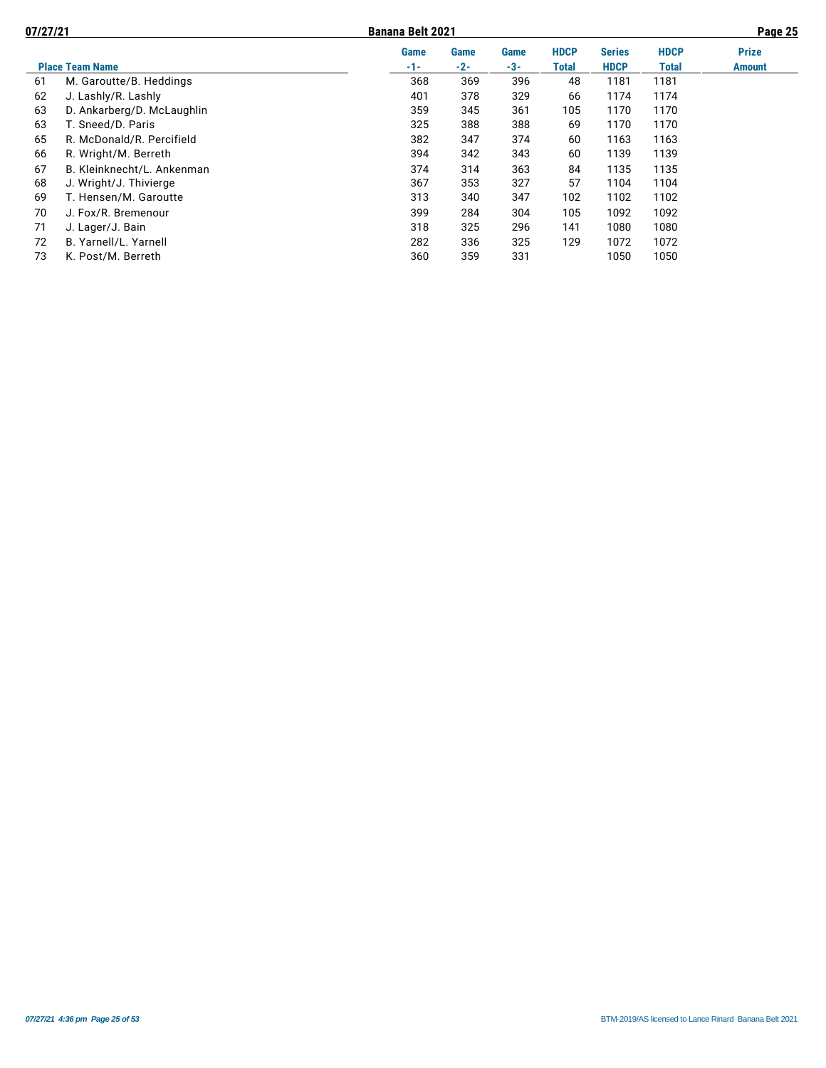| Place | Team Name | Game -1- | Game -2- | Game -3- | HDCP Total | Series HDCP | HDCP Total | Prize Amount |
|---|---|---|---|---|---|---|---|---|
| 61 | M. Garoutte/B. Heddings | 368 | 369 | 396 | 48 | 1181 | 1181 | |
| 62 | J. Lashly/R. Lashly | 401 | 378 | 329 | 66 | 1174 | 1174 | |
| 63 | D. Ankarberg/D. McLaughlin | 359 | 345 | 361 | 105 | 1170 | 1170 | |
| 63 | T. Sneed/D. Paris | 325 | 388 | 388 | 69 | 1170 | 1170 | |
| 65 | R. McDonald/R. Percifield | 382 | 347 | 374 | 60 | 1163 | 1163 | |
| 66 | R. Wright/M. Berreth | 394 | 342 | 343 | 60 | 1139 | 1139 | |
| 67 | B. Kleinknecht/L. Ankenman | 374 | 314 | 363 | 84 | 1135 | 1135 | |
| 68 | J. Wright/J. Thivierge | 367 | 353 | 327 | 57 | 1104 | 1104 | |
| 69 | T. Hensen/M. Garoutte | 313 | 340 | 347 | 102 | 1102 | 1102 | |
| 70 | J. Fox/R. Bremenour | 399 | 284 | 304 | 105 | 1092 | 1092 | |
| 71 | J. Lager/J. Bain | 318 | 325 | 296 | 141 | 1080 | 1080 | |
| 72 | B. Yarnell/L. Yarnell | 282 | 336 | 325 | 129 | 1072 | 1072 | |
| 73 | K. Post/M. Berreth | 360 | 359 | 331 | | 1050 | 1050 | |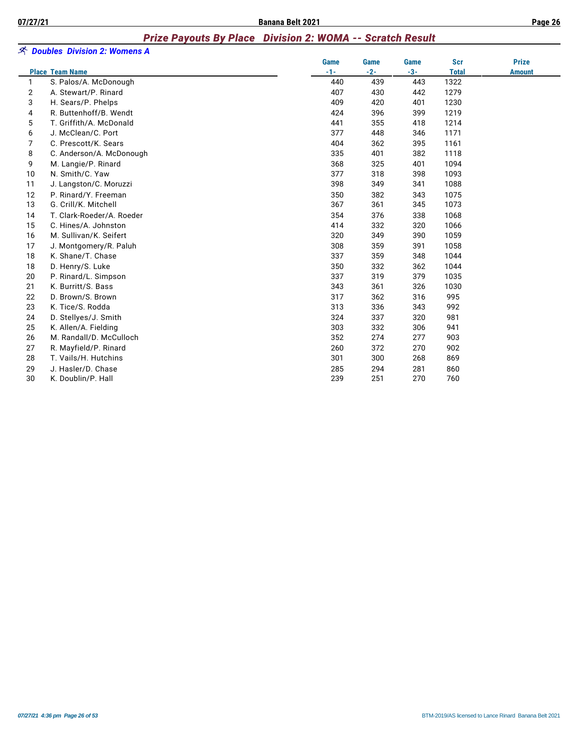## *Prize Payouts By Place   Division 2: WOMA -- Scratch Result*

### *Doubles  Division 2: Womens A*

| Place | Team Name | Game -1- | Game -2- | Game -3- | Scr Total | Prize Amount |
|---|---|---|---|---|---|---|
| 1 | S. Palos/A. McDonough | 440 | 439 | 443 | 1322 | |
| 2 | A. Stewart/P. Rinard | 407 | 430 | 442 | 1279 | |
| 3 | H. Sears/P. Phelps | 409 | 420 | 401 | 1230 | |
| 4 | R. Buttenhoff/B. Wendt | 424 | 396 | 399 | 1219 | |
| 5 | T. Griffith/A. McDonald | 441 | 355 | 418 | 1214 | |
| 6 | J. McClean/C. Port | 377 | 448 | 346 | 1171 | |
| 7 | C. Prescott/K. Sears | 404 | 362 | 395 | 1161 | |
| 8 | C. Anderson/A. McDonough | 335 | 401 | 382 | 1118 | |
| 9 | M. Langie/P. Rinard | 368 | 325 | 401 | 1094 | |
| 10 | N. Smith/C. Yaw | 377 | 318 | 398 | 1093 | |
| 11 | J. Langston/C. Moruzzi | 398 | 349 | 341 | 1088 | |
| 12 | P. Rinard/Y. Freeman | 350 | 382 | 343 | 1075 | |
| 13 | G. Crill/K. Mitchell | 367 | 361 | 345 | 1073 | |
| 14 | T. Clark-Roeder/A. Roeder | 354 | 376 | 338 | 1068 | |
| 15 | C. Hines/A. Johnston | 414 | 332 | 320 | 1066 | |
| 16 | M. Sullivan/K. Seifert | 320 | 349 | 390 | 1059 | |
| 17 | J. Montgomery/R. Paluh | 308 | 359 | 391 | 1058 | |
| 18 | K. Shane/T. Chase | 337 | 359 | 348 | 1044 | |
| 18 | D. Henry/S. Luke | 350 | 332 | 362 | 1044 | |
| 20 | P. Rinard/L. Simpson | 337 | 319 | 379 | 1035 | |
| 21 | K. Burritt/S. Bass | 343 | 361 | 326 | 1030 | |
| 22 | D. Brown/S. Brown | 317 | 362 | 316 | 995 | |
| 23 | K. Tice/S. Rodda | 313 | 336 | 343 | 992 | |
| 24 | D. Stellyes/J. Smith | 324 | 337 | 320 | 981 | |
| 25 | K. Allen/A. Fielding | 303 | 332 | 306 | 941 | |
| 26 | M. Randall/D. McCulloch | 352 | 274 | 277 | 903 | |
| 27 | R. Mayfield/P. Rinard | 260 | 372 | 270 | 902 | |
| 28 | T. Vails/H. Hutchins | 301 | 300 | 268 | 869 | |
| 29 | J. Hasler/D. Chase | 285 | 294 | 281 | 860 | |
| 30 | K. Doublin/P. Hall | 239 | 251 | 270 | 760 | |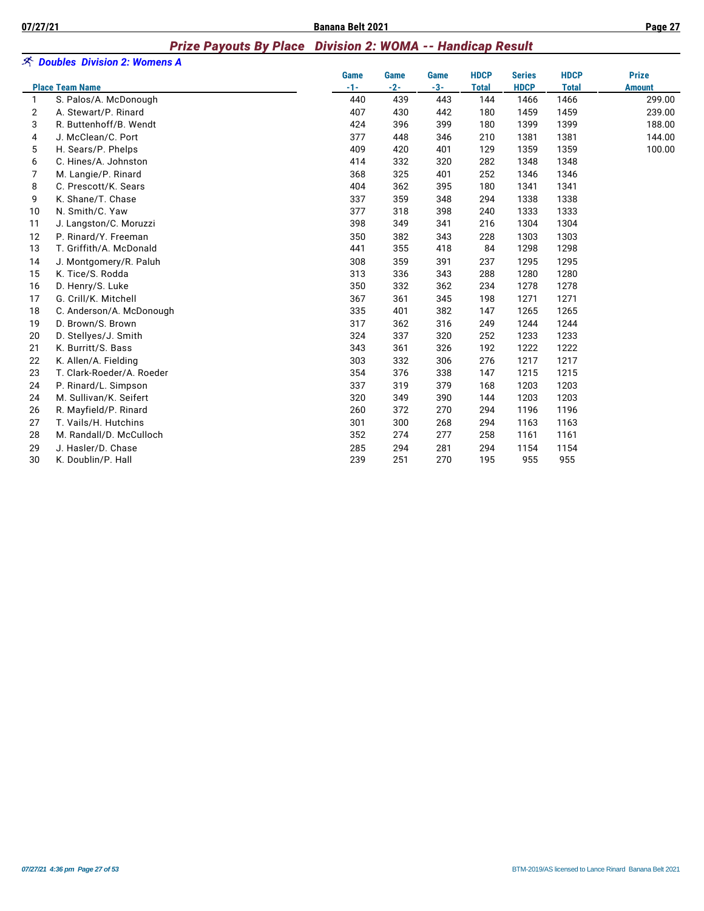## Prize Payouts By Place Division 2: WOMA -- Handicap Result

### *Doubles Division 2: Womens A*

| Place | Team Name | Game -1- | Game -2- | Game -3- | HDCP Total | Series HDCP | HDCP Total | Prize Amount |
|---|---|---|---|---|---|---|---|---|
| 1 | S. Palos/A. McDonough | 440 | 439 | 443 | 144 | 1466 | 1466 | 299.00 |
| 2 | A. Stewart/P. Rinard | 407 | 430 | 442 | 180 | 1459 | 1459 | 239.00 |
| 3 | R. Buttenhoff/B. Wendt | 424 | 396 | 399 | 180 | 1399 | 1399 | 188.00 |
| 4 | J. McClean/C. Port | 377 | 448 | 346 | 210 | 1381 | 1381 | 144.00 |
| 5 | H. Sears/P. Phelps | 409 | 420 | 401 | 129 | 1359 | 1359 | 100.00 |
| 6 | C. Hines/A. Johnston | 414 | 332 | 320 | 282 | 1348 | 1348 | |
| 7 | M. Langie/P. Rinard | 368 | 325 | 401 | 252 | 1346 | 1346 | |
| 8 | C. Prescott/K. Sears | 404 | 362 | 395 | 180 | 1341 | 1341 | |
| 9 | K. Shane/T. Chase | 337 | 359 | 348 | 294 | 1338 | 1338 | |
| 10 | N. Smith/C. Yaw | 377 | 318 | 398 | 240 | 1333 | 1333 | |
| 11 | J. Langston/C. Moruzzi | 398 | 349 | 341 | 216 | 1304 | 1304 | |
| 12 | P. Rinard/Y. Freeman | 350 | 382 | 343 | 228 | 1303 | 1303 | |
| 13 | T. Griffith/A. McDonald | 441 | 355 | 418 | 84 | 1298 | 1298 | |
| 14 | J. Montgomery/R. Paluh | 308 | 359 | 391 | 237 | 1295 | 1295 | |
| 15 | K. Tice/S. Rodda | 313 | 336 | 343 | 288 | 1280 | 1280 | |
| 16 | D. Henry/S. Luke | 350 | 332 | 362 | 234 | 1278 | 1278 | |
| 17 | G. Crill/K. Mitchell | 367 | 361 | 345 | 198 | 1271 | 1271 | |
| 18 | C. Anderson/A. McDonough | 335 | 401 | 382 | 147 | 1265 | 1265 | |
| 19 | D. Brown/S. Brown | 317 | 362 | 316 | 249 | 1244 | 1244 | |
| 20 | D. Stellyes/J. Smith | 324 | 337 | 320 | 252 | 1233 | 1233 | |
| 21 | K. Burritt/S. Bass | 343 | 361 | 326 | 192 | 1222 | 1222 | |
| 22 | K. Allen/A. Fielding | 303 | 332 | 306 | 276 | 1217 | 1217 | |
| 23 | T. Clark-Roeder/A. Roeder | 354 | 376 | 338 | 147 | 1215 | 1215 | |
| 24 | P. Rinard/L. Simpson | 337 | 319 | 379 | 168 | 1203 | 1203 | |
| 24 | M. Sullivan/K. Seifert | 320 | 349 | 390 | 144 | 1203 | 1203 | |
| 26 | R. Mayfield/P. Rinard | 260 | 372 | 270 | 294 | 1196 | 1196 | |
| 27 | T. Vails/H. Hutchins | 301 | 300 | 268 | 294 | 1163 | 1163 | |
| 28 | M. Randall/D. McCulloch | 352 | 274 | 277 | 258 | 1161 | 1161 | |
| 29 | J. Hasler/D. Chase | 285 | 294 | 281 | 294 | 1154 | 1154 | |
| 30 | K. Doublin/P. Hall | 239 | 251 | 270 | 195 | 955 | 955 | |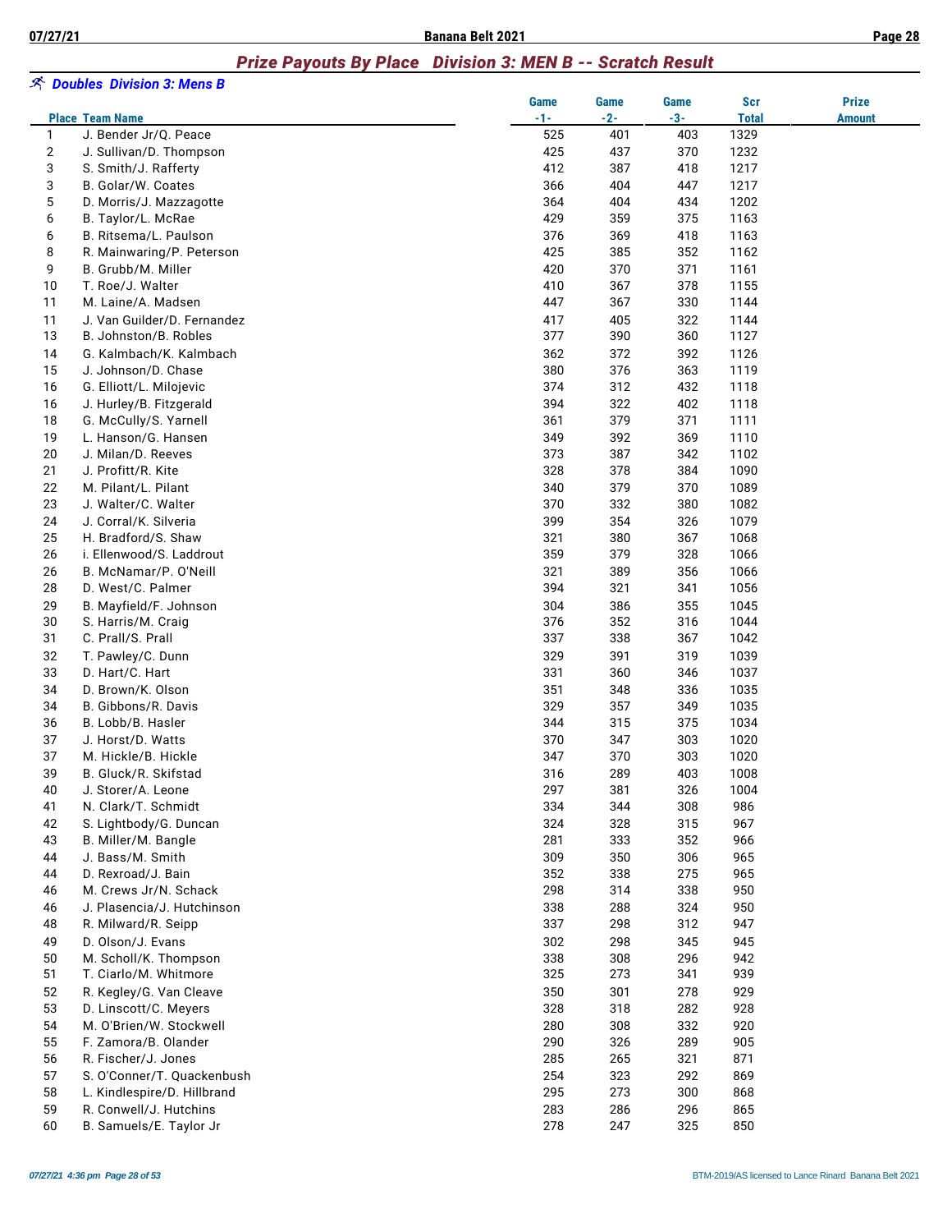## *Prize Payouts By Place Division 3: MEN B -- Scratch Result*

### *Doubles Division 3: Mens B*

| Place | Team Name | Game -1- | Game -2- | Game -3- | Scr Total | Prize Amount |
|---|---|---|---|---|---|---|
| 1 | J. Bender Jr/Q. Peace | 525 | 401 | 403 | 1329 | |
| 2 | J. Sullivan/D. Thompson | 425 | 437 | 370 | 1232 | |
| 3 | S. Smith/J. Rafferty | 412 | 387 | 418 | 1217 | |
| 3 | B. Golar/W. Coates | 366 | 404 | 447 | 1217 | |
| 5 | D. Morris/J. Mazzagotte | 364 | 404 | 434 | 1202 | |
| 6 | B. Taylor/L. McRae | 429 | 359 | 375 | 1163 | |
| 6 | B. Ritsema/L. Paulson | 376 | 369 | 418 | 1163 | |
| 8 | R. Mainwaring/P. Peterson | 425 | 385 | 352 | 1162 | |
| 9 | B. Grubb/M. Miller | 420 | 370 | 371 | 1161 | |
| 10 | T. Roe/J. Walter | 410 | 367 | 378 | 1155 | |
| 11 | M. Laine/A. Madsen | 447 | 367 | 330 | 1144 | |
| 11 | J. Van Guilder/D. Fernandez | 417 | 405 | 322 | 1144 | |
| 13 | B. Johnston/B. Robles | 377 | 390 | 360 | 1127 | |
| 14 | G. Kalmbach/K. Kalmbach | 362 | 372 | 392 | 1126 | |
| 15 | J. Johnson/D. Chase | 380 | 376 | 363 | 1119 | |
| 16 | G. Elliott/L. Milojevic | 374 | 312 | 432 | 1118 | |
| 16 | J. Hurley/B. Fitzgerald | 394 | 322 | 402 | 1118 | |
| 18 | G. McCully/S. Yarnell | 361 | 379 | 371 | 1111 | |
| 19 | L. Hanson/G. Hansen | 349 | 392 | 369 | 1110 | |
| 20 | J. Milan/D. Reeves | 373 | 387 | 342 | 1102 | |
| 21 | J. Profitt/R. Kite | 328 | 378 | 384 | 1090 | |
| 22 | M. Pilant/L. Pilant | 340 | 379 | 370 | 1089 | |
| 23 | J. Walter/C. Walter | 370 | 332 | 380 | 1082 | |
| 24 | J. Corral/K. Silveria | 399 | 354 | 326 | 1079 | |
| 25 | H. Bradford/S. Shaw | 321 | 380 | 367 | 1068 | |
| 26 | i. Ellenwood/S. Laddrout | 359 | 379 | 328 | 1066 | |
| 26 | B. McNamar/P. O'Neill | 321 | 389 | 356 | 1066 | |
| 28 | D. West/C. Palmer | 394 | 321 | 341 | 1056 | |
| 29 | B. Mayfield/F. Johnson | 304 | 386 | 355 | 1045 | |
| 30 | S. Harris/M. Craig | 376 | 352 | 316 | 1044 | |
| 31 | C. Prall/S. Prall | 337 | 338 | 367 | 1042 | |
| 32 | T. Pawley/C. Dunn | 329 | 391 | 319 | 1039 | |
| 33 | D. Hart/C. Hart | 331 | 360 | 346 | 1037 | |
| 34 | D. Brown/K. Olson | 351 | 348 | 336 | 1035 | |
| 34 | B. Gibbons/R. Davis | 329 | 357 | 349 | 1035 | |
| 36 | B. Lobb/B. Hasler | 344 | 315 | 375 | 1034 | |
| 37 | J. Horst/D. Watts | 370 | 347 | 303 | 1020 | |
| 37 | M. Hickle/B. Hickle | 347 | 370 | 303 | 1020 | |
| 39 | B. Gluck/R. Skifstad | 316 | 289 | 403 | 1008 | |
| 40 | J. Storer/A. Leone | 297 | 381 | 326 | 1004 | |
| 41 | N. Clark/T. Schmidt | 334 | 344 | 308 | 986 | |
| 42 | S. Lightbody/G. Duncan | 324 | 328 | 315 | 967 | |
| 43 | B. Miller/M. Bangle | 281 | 333 | 352 | 966 | |
| 44 | J. Bass/M. Smith | 309 | 350 | 306 | 965 | |
| 44 | D. Rexroad/J. Bain | 352 | 338 | 275 | 965 | |
| 46 | M. Crews Jr/N. Schack | 298 | 314 | 338 | 950 | |
| 46 | J. Plasencia/J. Hutchinson | 338 | 288 | 324 | 950 | |
| 48 | R. Milward/R. Seipp | 337 | 298 | 312 | 947 | |
| 49 | D. Olson/J. Evans | 302 | 298 | 345 | 945 | |
| 50 | M. Scholl/K. Thompson | 338 | 308 | 296 | 942 | |
| 51 | T. Ciarlo/M. Whitmore | 325 | 273 | 341 | 939 | |
| 52 | R. Kegley/G. Van Cleave | 350 | 301 | 278 | 929 | |
| 53 | D. Linscott/C. Meyers | 328 | 318 | 282 | 928 | |
| 54 | M. O'Brien/W. Stockwell | 280 | 308 | 332 | 920 | |
| 55 | F. Zamora/B. Olander | 290 | 326 | 289 | 905 | |
| 56 | R. Fischer/J. Jones | 285 | 265 | 321 | 871 | |
| 57 | S. O'Conner/T. Quackenbush | 254 | 323 | 292 | 869 | |
| 58 | L. Kindlespire/D. Hillbrand | 295 | 273 | 300 | 868 | |
| 59 | R. Conwell/J. Hutchins | 283 | 286 | 296 | 865 | |
| 60 | B. Samuels/E. Taylor Jr | 278 | 247 | 325 | 850 | |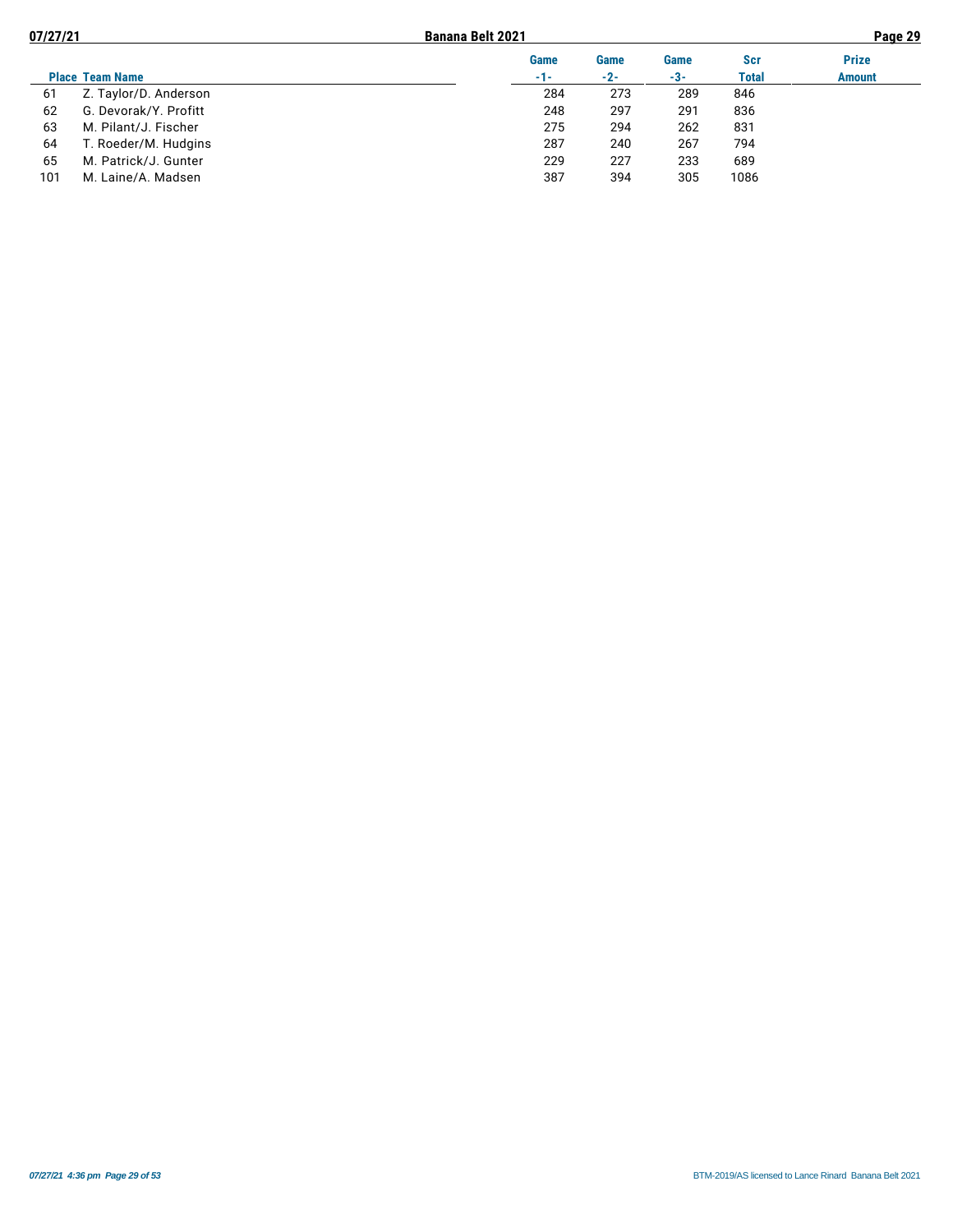| Place | Team Name | Game -1- | Game -2- | Game -3- | Scr Total | Prize Amount |
|---|---|---|---|---|---|---|
| 61 | Z. Taylor/D. Anderson | 284 | 273 | 289 | 846 | |
| 62 | G. Devorak/Y. Profitt | 248 | 297 | 291 | 836 | |
| 63 | M. Pilant/J. Fischer | 275 | 294 | 262 | 831 | |
| 64 | T. Roeder/M. Hudgins | 287 | 240 | 267 | 794 | |
| 65 | M. Patrick/J. Gunter | 229 | 227 | 233 | 689 | |
| 101 | M. Laine/A. Madsen | 387 | 394 | 305 | 1086 | |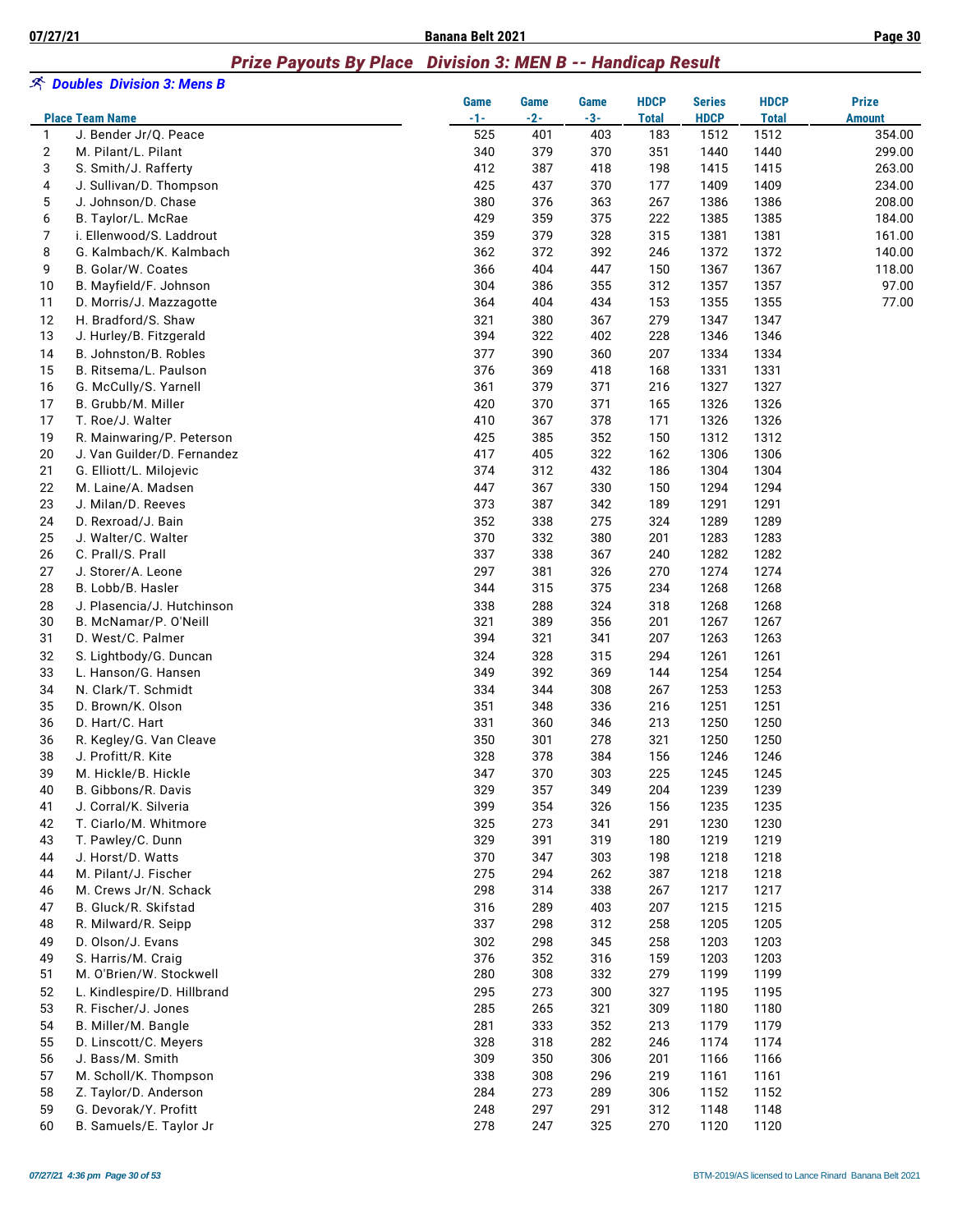## Prize Payouts By Place   Division 3: MEN B -- Handicap Result

### Doubles  Division 3: Mens B

| Place | Team Name | Game -1- | Game -2- | Game -3- | HDCP Total | Series HDCP | HDCP Total | Prize Amount |
|---|---|---|---|---|---|---|---|---|
| 1 | J. Bender Jr/Q. Peace | 525 | 401 | 403 | 183 | 1512 | 1512 | 354.00 |
| 2 | M. Pilant/L. Pilant | 340 | 379 | 370 | 351 | 1440 | 1440 | 299.00 |
| 3 | S. Smith/J. Rafferty | 412 | 387 | 418 | 198 | 1415 | 1415 | 263.00 |
| 4 | J. Sullivan/D. Thompson | 425 | 437 | 370 | 177 | 1409 | 1409 | 234.00 |
| 5 | J. Johnson/D. Chase | 380 | 376 | 363 | 267 | 1386 | 1386 | 208.00 |
| 6 | B. Taylor/L. McRae | 429 | 359 | 375 | 222 | 1385 | 1385 | 184.00 |
| 7 | i. Ellenwood/S. Laddrout | 359 | 379 | 328 | 315 | 1381 | 1381 | 161.00 |
| 8 | G. Kalmbach/K. Kalmbach | 362 | 372 | 392 | 246 | 1372 | 1372 | 140.00 |
| 9 | B. Golar/W. Coates | 366 | 404 | 447 | 150 | 1367 | 1367 | 118.00 |
| 10 | B. Mayfield/F. Johnson | 304 | 386 | 355 | 312 | 1357 | 1357 | 97.00 |
| 11 | D. Morris/J. Mazzagotte | 364 | 404 | 434 | 153 | 1355 | 1355 | 77.00 |
| 12 | H. Bradford/S. Shaw | 321 | 380 | 367 | 279 | 1347 | 1347 | |
| 13 | J. Hurley/B. Fitzgerald | 394 | 322 | 402 | 228 | 1346 | 1346 | |
| 14 | B. Johnston/B. Robles | 377 | 390 | 360 | 207 | 1334 | 1334 | |
| 15 | B. Ritsema/L. Paulson | 376 | 369 | 418 | 168 | 1331 | 1331 | |
| 16 | G. McCully/S. Yarnell | 361 | 379 | 371 | 216 | 1327 | 1327 | |
| 17 | B. Grubb/M. Miller | 420 | 370 | 371 | 165 | 1326 | 1326 | |
| 17 | T. Roe/J. Walter | 410 | 367 | 378 | 171 | 1326 | 1326 | |
| 19 | R. Mainwaring/P. Peterson | 425 | 385 | 352 | 150 | 1312 | 1312 | |
| 20 | J. Van Guilder/D. Fernandez | 417 | 405 | 322 | 162 | 1306 | 1306 | |
| 21 | G. Elliott/L. Milojevic | 374 | 312 | 432 | 186 | 1304 | 1304 | |
| 22 | M. Laine/A. Madsen | 447 | 367 | 330 | 150 | 1294 | 1294 | |
| 23 | J. Milan/D. Reeves | 373 | 387 | 342 | 189 | 1291 | 1291 | |
| 24 | D. Rexroad/J. Bain | 352 | 338 | 275 | 324 | 1289 | 1289 | |
| 25 | J. Walter/C. Walter | 370 | 332 | 380 | 201 | 1283 | 1283 | |
| 26 | C. Prall/S. Prall | 337 | 338 | 367 | 240 | 1282 | 1282 | |
| 27 | J. Storer/A. Leone | 297 | 381 | 326 | 270 | 1274 | 1274 | |
| 28 | B. Lobb/B. Hasler | 344 | 315 | 375 | 234 | 1268 | 1268 | |
| 28 | J. Plasencia/J. Hutchinson | 338 | 288 | 324 | 318 | 1268 | 1268 | |
| 30 | B. McNamar/P. O'Neill | 321 | 389 | 356 | 201 | 1267 | 1267 | |
| 31 | D. West/C. Palmer | 394 | 321 | 341 | 207 | 1263 | 1263 | |
| 32 | S. Lightbody/G. Duncan | 324 | 328 | 315 | 294 | 1261 | 1261 | |
| 33 | L. Hanson/G. Hansen | 349 | 392 | 369 | 144 | 1254 | 1254 | |
| 34 | N. Clark/T. Schmidt | 334 | 344 | 308 | 267 | 1253 | 1253 | |
| 35 | D. Brown/K. Olson | 351 | 348 | 336 | 216 | 1251 | 1251 | |
| 36 | D. Hart/C. Hart | 331 | 360 | 346 | 213 | 1250 | 1250 | |
| 36 | R. Kegley/G. Van Cleave | 350 | 301 | 278 | 321 | 1250 | 1250 | |
| 38 | J. Profitt/R. Kite | 328 | 378 | 384 | 156 | 1246 | 1246 | |
| 39 | M. Hickle/B. Hickle | 347 | 370 | 303 | 225 | 1245 | 1245 | |
| 40 | B. Gibbons/R. Davis | 329 | 357 | 349 | 204 | 1239 | 1239 | |
| 41 | J. Corral/K. Silveria | 399 | 354 | 326 | 156 | 1235 | 1235 | |
| 42 | T. Ciarlo/M. Whitmore | 325 | 273 | 341 | 291 | 1230 | 1230 | |
| 43 | T. Pawley/C. Dunn | 329 | 391 | 319 | 180 | 1219 | 1219 | |
| 44 | J. Horst/D. Watts | 370 | 347 | 303 | 198 | 1218 | 1218 | |
| 44 | M. Pilant/J. Fischer | 275 | 294 | 262 | 387 | 1218 | 1218 | |
| 46 | M. Crews Jr/N. Schack | 298 | 314 | 338 | 267 | 1217 | 1217 | |
| 47 | B. Gluck/R. Skifstad | 316 | 289 | 403 | 207 | 1215 | 1215 | |
| 48 | R. Milward/R. Seipp | 337 | 298 | 312 | 258 | 1205 | 1205 | |
| 49 | D. Olson/J. Evans | 302 | 298 | 345 | 258 | 1203 | 1203 | |
| 49 | S. Harris/M. Craig | 376 | 352 | 316 | 159 | 1203 | 1203 | |
| 51 | M. O'Brien/W. Stockwell | 280 | 308 | 332 | 279 | 1199 | 1199 | |
| 52 | L. Kindlespire/D. Hillbrand | 295 | 273 | 300 | 327 | 1195 | 1195 | |
| 53 | R. Fischer/J. Jones | 285 | 265 | 321 | 309 | 1180 | 1180 | |
| 54 | B. Miller/M. Bangle | 281 | 333 | 352 | 213 | 1179 | 1179 | |
| 55 | D. Linscott/C. Meyers | 328 | 318 | 282 | 246 | 1174 | 1174 | |
| 56 | J. Bass/M. Smith | 309 | 350 | 306 | 201 | 1166 | 1166 | |
| 57 | M. Scholl/K. Thompson | 338 | 308 | 296 | 219 | 1161 | 1161 | |
| 58 | Z. Taylor/D. Anderson | 284 | 273 | 289 | 306 | 1152 | 1152 | |
| 59 | G. Devorak/Y. Profitt | 248 | 297 | 291 | 312 | 1148 | 1148 | |
| 60 | B. Samuels/E. Taylor Jr | 278 | 247 | 325 | 270 | 1120 | 1120 | |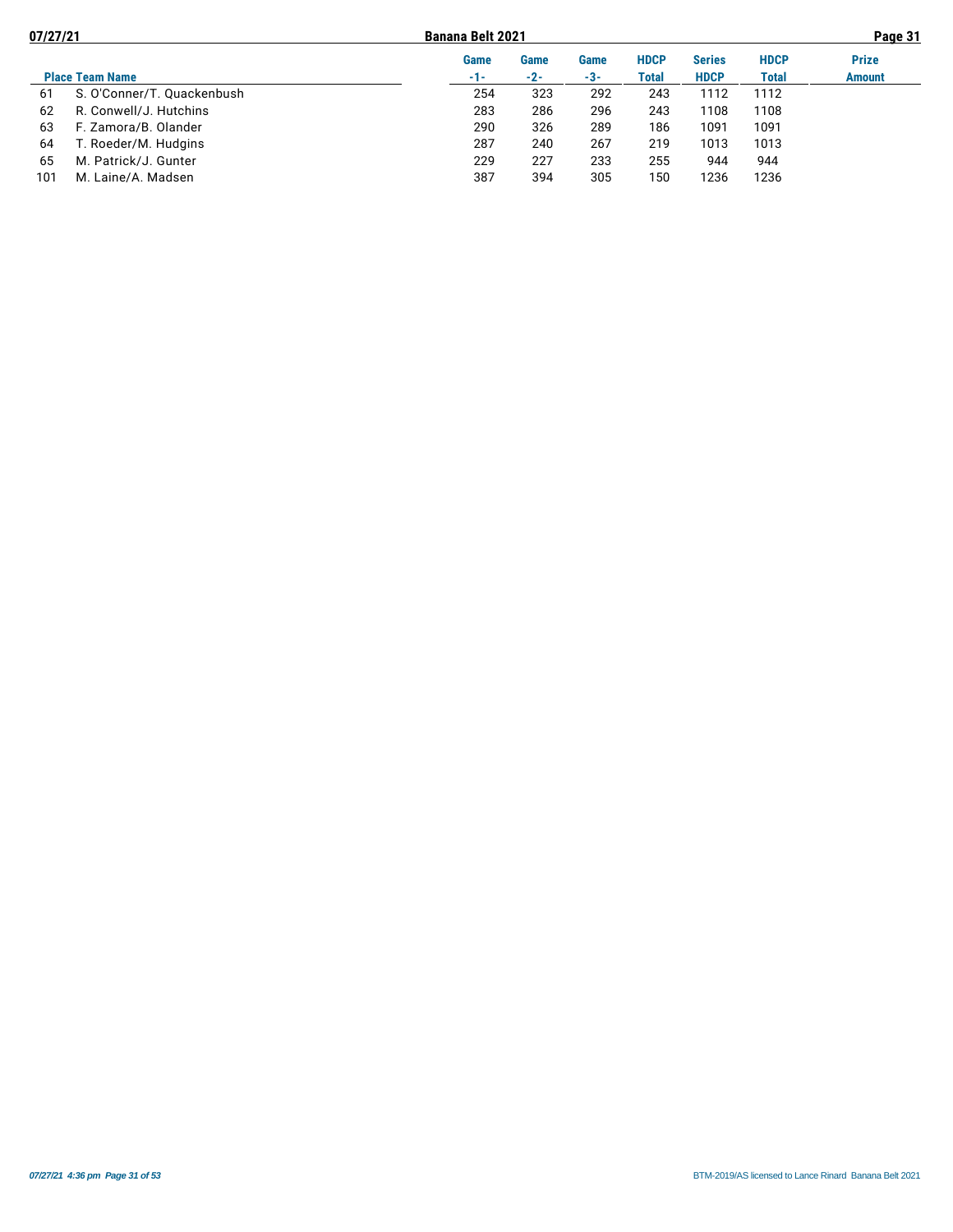| Place | Team Name | Game -1- | Game -2- | Game -3- | HDCP Total | Series HDCP | HDCP Total | Prize Amount |
|---|---|---|---|---|---|---|---|---|
| 61 | S. O'Conner/T. Quackenbush | 254 | 323 | 292 | 243 | 1112 | 1112 | |
| 62 | R. Conwell/J. Hutchins | 283 | 286 | 296 | 243 | 1108 | 1108 | |
| 63 | F. Zamora/B. Olander | 290 | 326 | 289 | 186 | 1091 | 1091 | |
| 64 | T. Roeder/M. Hudgins | 287 | 240 | 267 | 219 | 1013 | 1013 | |
| 65 | M. Patrick/J. Gunter | 229 | 227 | 233 | 255 | 944 | 944 | |
| 101 | M. Laine/A. Madsen | 387 | 394 | 305 | 150 | 1236 | 1236 | |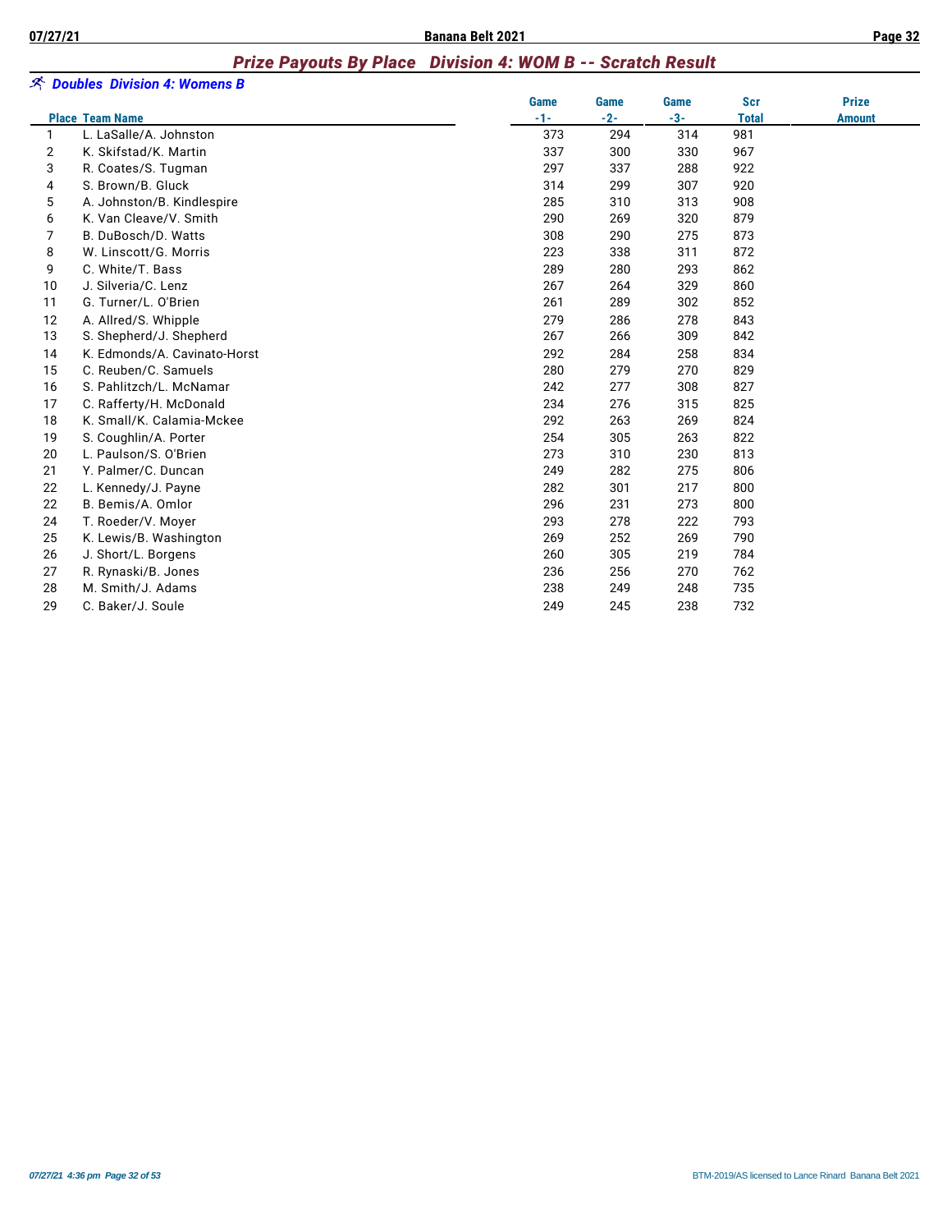## *Prize Payouts By Place   Division 4: WOM B -- Scratch Result*

### *Doubles  Division 4: Womens B*

| Place | Team Name | Game -1- | Game -2- | Game -3- | Scr Total | Prize Amount |
|---|---|---|---|---|---|---|
| 1 | L. LaSalle/A. Johnston | 373 | 294 | 314 | 981 | |
| 2 | K. Skifstad/K. Martin | 337 | 300 | 330 | 967 | |
| 3 | R. Coates/S. Tugman | 297 | 337 | 288 | 922 | |
| 4 | S. Brown/B. Gluck | 314 | 299 | 307 | 920 | |
| 5 | A. Johnston/B. Kindlespire | 285 | 310 | 313 | 908 | |
| 6 | K. Van Cleave/V. Smith | 290 | 269 | 320 | 879 | |
| 7 | B. DuBosch/D. Watts | 308 | 290 | 275 | 873 | |
| 8 | W. Linscott/G. Morris | 223 | 338 | 311 | 872 | |
| 9 | C. White/T. Bass | 289 | 280 | 293 | 862 | |
| 10 | J. Silveria/C. Lenz | 267 | 264 | 329 | 860 | |
| 11 | G. Turner/L. O'Brien | 261 | 289 | 302 | 852 | |
| 12 | A. Allred/S. Whipple | 279 | 286 | 278 | 843 | |
| 13 | S. Shepherd/J. Shepherd | 267 | 266 | 309 | 842 | |
| 14 | K. Edmonds/A. Cavinato-Horst | 292 | 284 | 258 | 834 | |
| 15 | C. Reuben/C. Samuels | 280 | 279 | 270 | 829 | |
| 16 | S. Pahlitzch/L. McNamar | 242 | 277 | 308 | 827 | |
| 17 | C. Rafferty/H. McDonald | 234 | 276 | 315 | 825 | |
| 18 | K. Small/K. Calamia-Mckee | 292 | 263 | 269 | 824 | |
| 19 | S. Coughlin/A. Porter | 254 | 305 | 263 | 822 | |
| 20 | L. Paulson/S. O'Brien | 273 | 310 | 230 | 813 | |
| 21 | Y. Palmer/C. Duncan | 249 | 282 | 275 | 806 | |
| 22 | L. Kennedy/J. Payne | 282 | 301 | 217 | 800 | |
| 22 | B. Bemis/A. Omlor | 296 | 231 | 273 | 800 | |
| 24 | T. Roeder/V. Moyer | 293 | 278 | 222 | 793 | |
| 25 | K. Lewis/B. Washington | 269 | 252 | 269 | 790 | |
| 26 | J. Short/L. Borgens | 260 | 305 | 219 | 784 | |
| 27 | R. Rynaski/B. Jones | 236 | 256 | 270 | 762 | |
| 28 | M. Smith/J. Adams | 238 | 249 | 248 | 735 | |
| 29 | C. Baker/J. Soule | 249 | 245 | 238 | 732 | |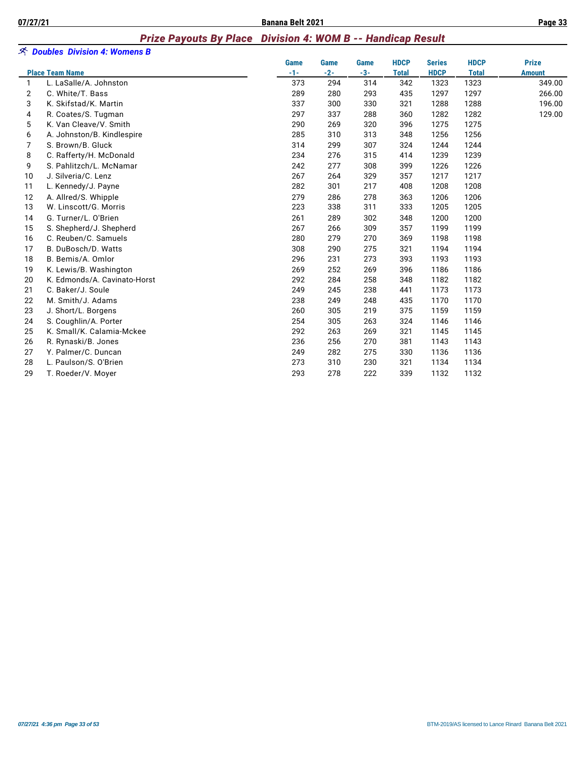## Prize Payouts By Place   Division 4: WOM B -- Handicap Result

### Doubles  Division 4: Womens B

| Place | Team Name | Game -1- | Game -2- | Game -3- | HDCP Total | Series HDCP | HDCP Total | Prize Amount |
|---|---|---|---|---|---|---|---|---|
| 1 | L. LaSalle/A. Johnston | 373 | 294 | 314 | 342 | 1323 | 1323 | 349.00 |
| 2 | C. White/T. Bass | 289 | 280 | 293 | 435 | 1297 | 1297 | 266.00 |
| 3 | K. Skifstad/K. Martin | 337 | 300 | 330 | 321 | 1288 | 1288 | 196.00 |
| 4 | R. Coates/S. Tugman | 297 | 337 | 288 | 360 | 1282 | 1282 | 129.00 |
| 5 | K. Van Cleave/V. Smith | 290 | 269 | 320 | 396 | 1275 | 1275 | |
| 6 | A. Johnston/B. Kindlespire | 285 | 310 | 313 | 348 | 1256 | 1256 | |
| 7 | S. Brown/B. Gluck | 314 | 299 | 307 | 324 | 1244 | 1244 | |
| 8 | C. Rafferty/H. McDonald | 234 | 276 | 315 | 414 | 1239 | 1239 | |
| 9 | S. Pahlitzch/L. McNamar | 242 | 277 | 308 | 399 | 1226 | 1226 | |
| 10 | J. Silveria/C. Lenz | 267 | 264 | 329 | 357 | 1217 | 1217 | |
| 11 | L. Kennedy/J. Payne | 282 | 301 | 217 | 408 | 1208 | 1208 | |
| 12 | A. Allred/S. Whipple | 279 | 286 | 278 | 363 | 1206 | 1206 | |
| 13 | W. Linscott/G. Morris | 223 | 338 | 311 | 333 | 1205 | 1205 | |
| 14 | G. Turner/L. O'Brien | 261 | 289 | 302 | 348 | 1200 | 1200 | |
| 15 | S. Shepherd/J. Shepherd | 267 | 266 | 309 | 357 | 1199 | 1199 | |
| 16 | C. Reuben/C. Samuels | 280 | 279 | 270 | 369 | 1198 | 1198 | |
| 17 | B. DuBosch/D. Watts | 308 | 290 | 275 | 321 | 1194 | 1194 | |
| 18 | B. Bemis/A. Omlor | 296 | 231 | 273 | 393 | 1193 | 1193 | |
| 19 | K. Lewis/B. Washington | 269 | 252 | 269 | 396 | 1186 | 1186 | |
| 20 | K. Edmonds/A. Cavinato-Horst | 292 | 284 | 258 | 348 | 1182 | 1182 | |
| 21 | C. Baker/J. Soule | 249 | 245 | 238 | 441 | 1173 | 1173 | |
| 22 | M. Smith/J. Adams | 238 | 249 | 248 | 435 | 1170 | 1170 | |
| 23 | J. Short/L. Borgens | 260 | 305 | 219 | 375 | 1159 | 1159 | |
| 24 | S. Coughlin/A. Porter | 254 | 305 | 263 | 324 | 1146 | 1146 | |
| 25 | K. Small/K. Calamia-Mckee | 292 | 263 | 269 | 321 | 1145 | 1145 | |
| 26 | R. Rynaski/B. Jones | 236 | 256 | 270 | 381 | 1143 | 1143 | |
| 27 | Y. Palmer/C. Duncan | 249 | 282 | 275 | 330 | 1136 | 1136 | |
| 28 | L. Paulson/S. O'Brien | 273 | 310 | 230 | 321 | 1134 | 1134 | |
| 29 | T. Roeder/V. Moyer | 293 | 278 | 222 | 339 | 1132 | 1132 | |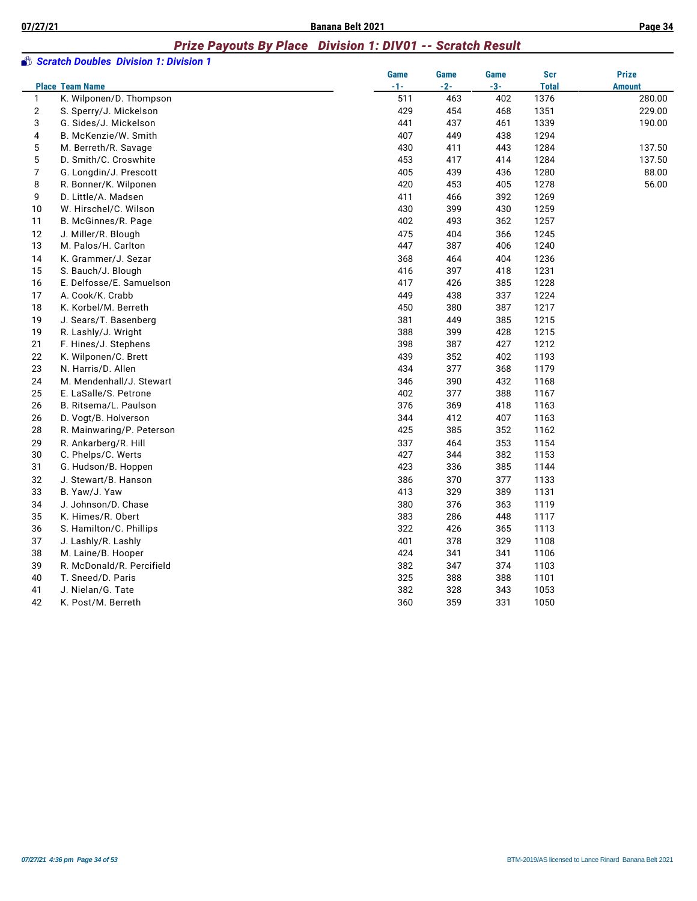## Prize Payouts By Place   Division 1: DIV01 -- Scratch Result

### Scratch Doubles  Division 1: Division 1

| Place | Team Name | Game -1- | Game -2- | Game -3- | Scr Total | Prize Amount |
|---|---|---|---|---|---|---|
| 1 | K. Wilponen/D. Thompson | 511 | 463 | 402 | 1376 | 280.00 |
| 2 | S. Sperry/J. Mickelson | 429 | 454 | 468 | 1351 | 229.00 |
| 3 | G. Sides/J. Mickelson | 441 | 437 | 461 | 1339 | 190.00 |
| 4 | B. McKenzie/W. Smith | 407 | 449 | 438 | 1294 | |
| 5 | M. Berreth/R. Savage | 430 | 411 | 443 | 1284 | 137.50 |
| 5 | D. Smith/C. Croswhite | 453 | 417 | 414 | 1284 | 137.50 |
| 7 | G. Longdin/J. Prescott | 405 | 439 | 436 | 1280 | 88.00 |
| 8 | R. Bonner/K. Wilponen | 420 | 453 | 405 | 1278 | 56.00 |
| 9 | D. Little/A. Madsen | 411 | 466 | 392 | 1269 | |
| 10 | W. Hirschel/C. Wilson | 430 | 399 | 430 | 1259 | |
| 11 | B. McGinnes/R. Page | 402 | 493 | 362 | 1257 | |
| 12 | J. Miller/R. Blough | 475 | 404 | 366 | 1245 | |
| 13 | M. Palos/H. Carlton | 447 | 387 | 406 | 1240 | |
| 14 | K. Grammer/J. Sezar | 368 | 464 | 404 | 1236 | |
| 15 | S. Bauch/J. Blough | 416 | 397 | 418 | 1231 | |
| 16 | E. Delfosse/E. Samuelson | 417 | 426 | 385 | 1228 | |
| 17 | A. Cook/K. Crabb | 449 | 438 | 337 | 1224 | |
| 18 | K. Korbel/M. Berreth | 450 | 380 | 387 | 1217 | |
| 19 | J. Sears/T. Basenberg | 381 | 449 | 385 | 1215 | |
| 19 | R. Lashly/J. Wright | 388 | 399 | 428 | 1215 | |
| 21 | F. Hines/J. Stephens | 398 | 387 | 427 | 1212 | |
| 22 | K. Wilponen/C. Brett | 439 | 352 | 402 | 1193 | |
| 23 | N. Harris/D. Allen | 434 | 377 | 368 | 1179 | |
| 24 | M. Mendenhall/J. Stewart | 346 | 390 | 432 | 1168 | |
| 25 | E. LaSalle/S. Petrone | 402 | 377 | 388 | 1167 | |
| 26 | B. Ritsema/L. Paulson | 376 | 369 | 418 | 1163 | |
| 26 | D. Vogt/B. Holverson | 344 | 412 | 407 | 1163 | |
| 28 | R. Mainwaring/P. Peterson | 425 | 385 | 352 | 1162 | |
| 29 | R. Ankarberg/R. Hill | 337 | 464 | 353 | 1154 | |
| 30 | C. Phelps/C. Werts | 427 | 344 | 382 | 1153 | |
| 31 | G. Hudson/B. Hoppen | 423 | 336 | 385 | 1144 | |
| 32 | J. Stewart/B. Hanson | 386 | 370 | 377 | 1133 | |
| 33 | B. Yaw/J. Yaw | 413 | 329 | 389 | 1131 | |
| 34 | J. Johnson/D. Chase | 380 | 376 | 363 | 1119 | |
| 35 | K. Himes/R. Obert | 383 | 286 | 448 | 1117 | |
| 36 | S. Hamilton/C. Phillips | 322 | 426 | 365 | 1113 | |
| 37 | J. Lashly/R. Lashly | 401 | 378 | 329 | 1108 | |
| 38 | M. Laine/B. Hooper | 424 | 341 | 341 | 1106 | |
| 39 | R. McDonald/R. Percifield | 382 | 347 | 374 | 1103 | |
| 40 | T. Sneed/D. Paris | 325 | 388 | 388 | 1101 | |
| 41 | J. Nielan/G. Tate | 382 | 328 | 343 | 1053 | |
| 42 | K. Post/M. Berreth | 360 | 359 | 331 | 1050 | |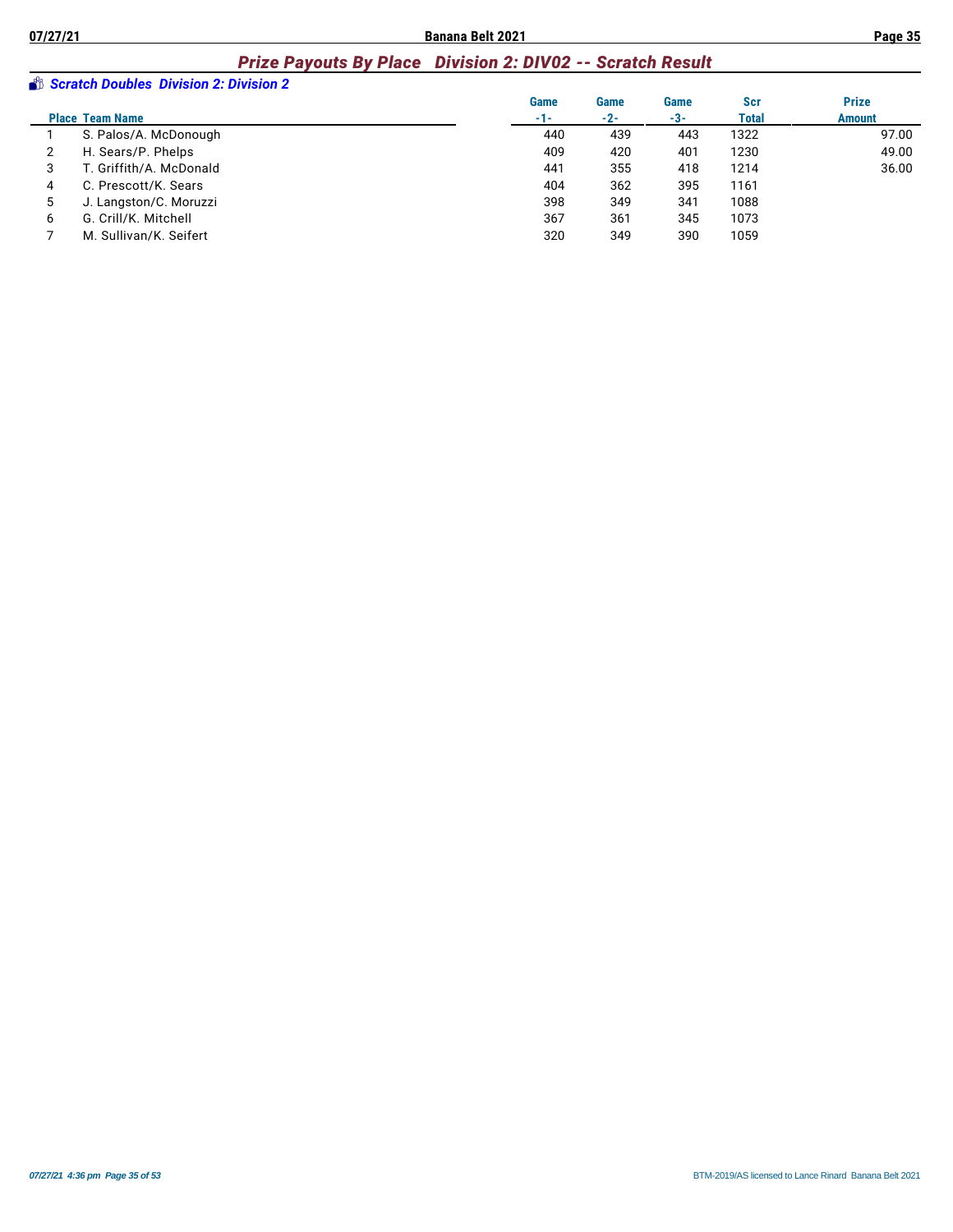## *Prize Payouts By Place   Division 2: DIV02 -- Scratch Result*

### *Scratch Doubles  Division 2: Division 2*

| Place | Team Name | Game -1- | Game -2- | Game -3- | Scr Total | Prize Amount |
|---|---|---|---|---|---|---|
| 1 | S. Palos/A. McDonough | 440 | 439 | 443 | 1322 | 97.00 |
| 2 | H. Sears/P. Phelps | 409 | 420 | 401 | 1230 | 49.00 |
| 3 | T. Griffith/A. McDonald | 441 | 355 | 418 | 1214 | 36.00 |
| 4 | C. Prescott/K. Sears | 404 | 362 | 395 | 1161 | |
| 5 | J. Langston/C. Moruzzi | 398 | 349 | 341 | 1088 | |
| 6 | G. Crill/K. Mitchell | 367 | 361 | 345 | 1073 | |
| 7 | M. Sullivan/K. Seifert | 320 | 349 | 390 | 1059 | |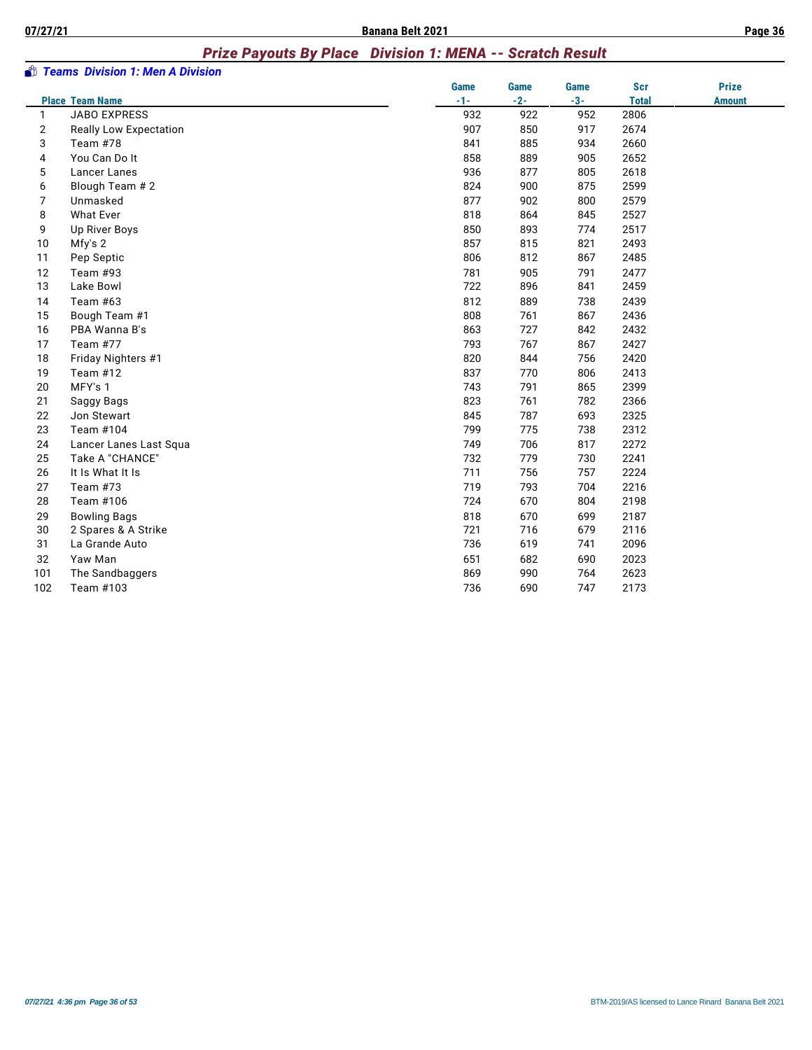## *Prize Payouts By Place Division 1: MENA -- Scratch Result*

### *Teams Division 1: Men A Division*

| Place | Team Name | Game -1- | Game -2- | Game -3- | Scr Total | Prize Amount |
|---|---|---|---|---|---|---|
| 1 | JABO EXPRESS | 932 | 922 | 952 | 2806 | |
| 2 | Really Low Expectation | 907 | 850 | 917 | 2674 | |
| 3 | Team #78 | 841 | 885 | 934 | 2660 | |
| 4 | You Can Do It | 858 | 889 | 905 | 2652 | |
| 5 | Lancer Lanes | 936 | 877 | 805 | 2618 | |
| 6 | Blough Team # 2 | 824 | 900 | 875 | 2599 | |
| 7 | Unmasked | 877 | 902 | 800 | 2579 | |
| 8 | What Ever | 818 | 864 | 845 | 2527 | |
| 9 | Up River Boys | 850 | 893 | 774 | 2517 | |
| 10 | Mfy's 2 | 857 | 815 | 821 | 2493 | |
| 11 | Pep Septic | 806 | 812 | 867 | 2485 | |
| 12 | Team #93 | 781 | 905 | 791 | 2477 | |
| 13 | Lake Bowl | 722 | 896 | 841 | 2459 | |
| 14 | Team #63 | 812 | 889 | 738 | 2439 | |
| 15 | Bough Team #1 | 808 | 761 | 867 | 2436 | |
| 16 | PBA Wanna B's | 863 | 727 | 842 | 2432 | |
| 17 | Team #77 | 793 | 767 | 867 | 2427 | |
| 18 | Friday Nighters #1 | 820 | 844 | 756 | 2420 | |
| 19 | Team #12 | 837 | 770 | 806 | 2413 | |
| 20 | MFY's 1 | 743 | 791 | 865 | 2399 | |
| 21 | Saggy Bags | 823 | 761 | 782 | 2366 | |
| 22 | Jon Stewart | 845 | 787 | 693 | 2325 | |
| 23 | Team #104 | 799 | 775 | 738 | 2312 | |
| 24 | Lancer Lanes Last Squa | 749 | 706 | 817 | 2272 | |
| 25 | Take A "CHANCE" | 732 | 779 | 730 | 2241 | |
| 26 | It Is What It Is | 711 | 756 | 757 | 2224 | |
| 27 | Team #73 | 719 | 793 | 704 | 2216 | |
| 28 | Team #106 | 724 | 670 | 804 | 2198 | |
| 29 | Bowling Bags | 818 | 670 | 699 | 2187 | |
| 30 | 2 Spares & A Strike | 721 | 716 | 679 | 2116 | |
| 31 | La Grande Auto | 736 | 619 | 741 | 2096 | |
| 32 | Yaw Man | 651 | 682 | 690 | 2023 | |
| 101 | The Sandbaggers | 869 | 990 | 764 | 2623 | |
| 102 | Team #103 | 736 | 690 | 747 | 2173 | |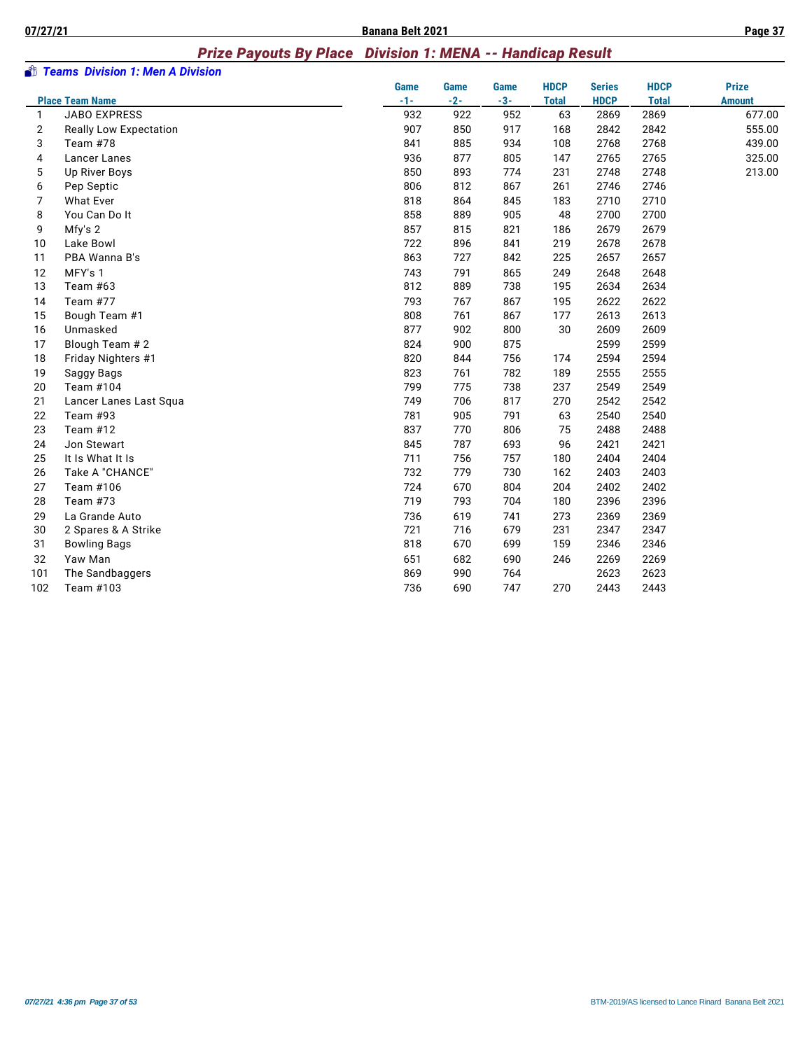## *Prize Payouts By Place Division 1: MENA -- Handicap Result*

### *Teams Division 1: Men A Division*

| Place | Team Name | Game -1- | Game -2- | Game -3- | HDCP Total | Series HDCP | HDCP Total | Prize Amount |
|---|---|---|---|---|---|---|---|---|
| 1 | JABO EXPRESS | 932 | 922 | 952 | 63 | 2869 | 2869 | 677.00 |
| 2 | Really Low Expectation | 907 | 850 | 917 | 168 | 2842 | 2842 | 555.00 |
| 3 | Team #78 | 841 | 885 | 934 | 108 | 2768 | 2768 | 439.00 |
| 4 | Lancer Lanes | 936 | 877 | 805 | 147 | 2765 | 2765 | 325.00 |
| 5 | Up River Boys | 850 | 893 | 774 | 231 | 2748 | 2748 | 213.00 |
| 6 | Pep Septic | 806 | 812 | 867 | 261 | 2746 | 2746 | |
| 7 | What Ever | 818 | 864 | 845 | 183 | 2710 | 2710 | |
| 8 | You Can Do It | 858 | 889 | 905 | 48 | 2700 | 2700 | |
| 9 | Mfy's 2 | 857 | 815 | 821 | 186 | 2679 | 2679 | |
| 10 | Lake Bowl | 722 | 896 | 841 | 219 | 2678 | 2678 | |
| 11 | PBA Wanna B's | 863 | 727 | 842 | 225 | 2657 | 2657 | |
| 12 | MFY's 1 | 743 | 791 | 865 | 249 | 2648 | 2648 | |
| 13 | Team #63 | 812 | 889 | 738 | 195 | 2634 | 2634 | |
| 14 | Team #77 | 793 | 767 | 867 | 195 | 2622 | 2622 | |
| 15 | Bough Team #1 | 808 | 761 | 867 | 177 | 2613 | 2613 | |
| 16 | Unmasked | 877 | 902 | 800 | 30 | 2609 | 2609 | |
| 17 | Blough Team # 2 | 824 | 900 | 875 | | 2599 | 2599 | |
| 18 | Friday Nighters #1 | 820 | 844 | 756 | 174 | 2594 | 2594 | |
| 19 | Saggy Bags | 823 | 761 | 782 | 189 | 2555 | 2555 | |
| 20 | Team #104 | 799 | 775 | 738 | 237 | 2549 | 2549 | |
| 21 | Lancer Lanes Last Squa | 749 | 706 | 817 | 270 | 2542 | 2542 | |
| 22 | Team #93 | 781 | 905 | 791 | 63 | 2540 | 2540 | |
| 23 | Team #12 | 837 | 770 | 806 | 75 | 2488 | 2488 | |
| 24 | Jon Stewart | 845 | 787 | 693 | 96 | 2421 | 2421 | |
| 25 | It Is What It Is | 711 | 756 | 757 | 180 | 2404 | 2404 | |
| 26 | Take A "CHANCE" | 732 | 779 | 730 | 162 | 2403 | 2403 | |
| 27 | Team #106 | 724 | 670 | 804 | 204 | 2402 | 2402 | |
| 28 | Team #73 | 719 | 793 | 704 | 180 | 2396 | 2396 | |
| 29 | La Grande Auto | 736 | 619 | 741 | 273 | 2369 | 2369 | |
| 30 | 2 Spares & A Strike | 721 | 716 | 679 | 231 | 2347 | 2347 | |
| 31 | Bowling Bags | 818 | 670 | 699 | 159 | 2346 | 2346 | |
| 32 | Yaw Man | 651 | 682 | 690 | 246 | 2269 | 2269 | |
| 101 | The Sandbaggers | 869 | 990 | 764 | | 2623 | 2623 | |
| 102 | Team #103 | 736 | 690 | 747 | 270 | 2443 | 2443 | |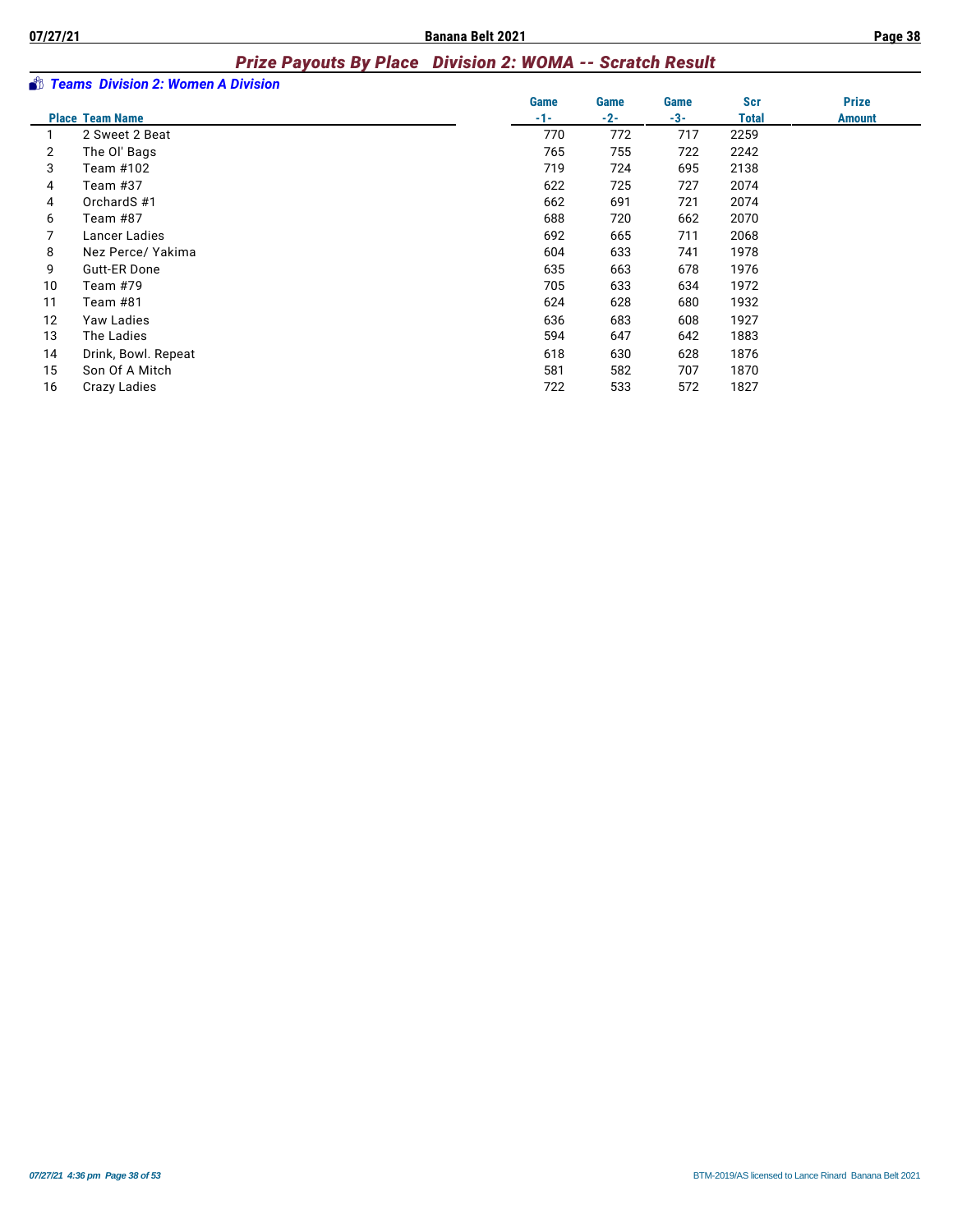## Prize Payouts By Place   Division 2: WOMA -- Scratch Result

### Teams  Division 2: Women A Division

| Place | Team Name | Game -1- | Game -2- | Game -3- | Scr Total | Prize Amount |
|---|---|---|---|---|---|---|
| 1 | 2 Sweet 2 Beat | 770 | 772 | 717 | 2259 | |
| 2 | The Ol' Bags | 765 | 755 | 722 | 2242 | |
| 3 | Team #102 | 719 | 724 | 695 | 2138 | |
| 4 | Team #37 | 622 | 725 | 727 | 2074 | |
| 4 | OrchardS #1 | 662 | 691 | 721 | 2074 | |
| 6 | Team #87 | 688 | 720 | 662 | 2070 | |
| 7 | Lancer Ladies | 692 | 665 | 711 | 2068 | |
| 8 | Nez Perce/ Yakima | 604 | 633 | 741 | 1978 | |
| 9 | Gutt-ER Done | 635 | 663 | 678 | 1976 | |
| 10 | Team #79 | 705 | 633 | 634 | 1972 | |
| 11 | Team #81 | 624 | 628 | 680 | 1932 | |
| 12 | Yaw Ladies | 636 | 683 | 608 | 1927 | |
| 13 | The Ladies | 594 | 647 | 642 | 1883 | |
| 14 | Drink, Bowl. Repeat | 618 | 630 | 628 | 1876 | |
| 15 | Son Of A Mitch | 581 | 582 | 707 | 1870 | |
| 16 | Crazy Ladies | 722 | 533 | 572 | 1827 | |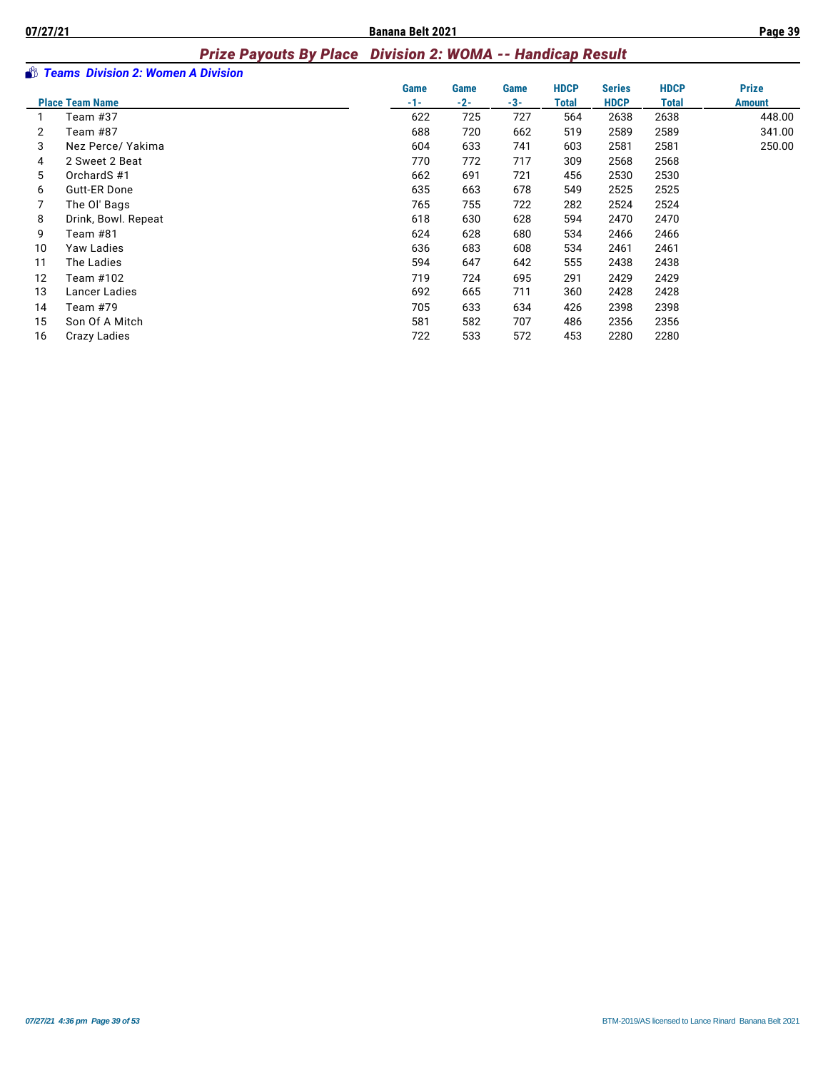## *Prize Payouts By Place   Division 2: WOMA -- Handicap Result*

### *Teams  Division 2: Women A Division*

| Place | Team Name | Game -1- | Game -2- | Game -3- | HDCP Total | Series HDCP | HDCP Total | Prize Amount |
|---|---|---|---|---|---|---|---|---|
| 1 | Team #37 | 622 | 725 | 727 | 564 | 2638 | 2638 | 448.00 |
| 2 | Team #87 | 688 | 720 | 662 | 519 | 2589 | 2589 | 341.00 |
| 3 | Nez Perce/ Yakima | 604 | 633 | 741 | 603 | 2581 | 2581 | 250.00 |
| 4 | 2 Sweet 2 Beat | 770 | 772 | 717 | 309 | 2568 | 2568 | |
| 5 | OrchardS #1 | 662 | 691 | 721 | 456 | 2530 | 2530 | |
| 6 | Gutt-ER Done | 635 | 663 | 678 | 549 | 2525 | 2525 | |
| 7 | The Ol' Bags | 765 | 755 | 722 | 282 | 2524 | 2524 | |
| 8 | Drink, Bowl. Repeat | 618 | 630 | 628 | 594 | 2470 | 2470 | |
| 9 | Team #81 | 624 | 628 | 680 | 534 | 2466 | 2466 | |
| 10 | Yaw Ladies | 636 | 683 | 608 | 534 | 2461 | 2461 | |
| 11 | The Ladies | 594 | 647 | 642 | 555 | 2438 | 2438 | |
| 12 | Team #102 | 719 | 724 | 695 | 291 | 2429 | 2429 | |
| 13 | Lancer Ladies | 692 | 665 | 711 | 360 | 2428 | 2428 | |
| 14 | Team #79 | 705 | 633 | 634 | 426 | 2398 | 2398 | |
| 15 | Son Of A Mitch | 581 | 582 | 707 | 486 | 2356 | 2356 | |
| 16 | Crazy Ladies | 722 | 533 | 572 | 453 | 2280 | 2280 | |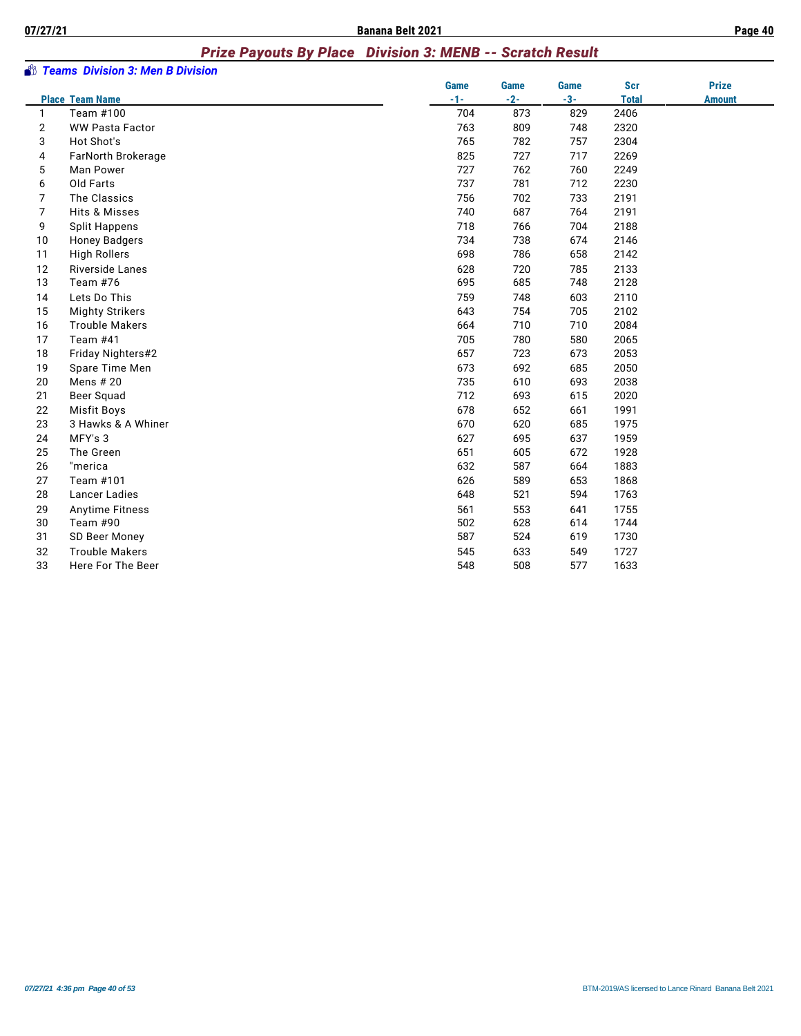## Prize Payouts By Place   Division 3: MENB -- Scratch Result

### Teams  Division 3: Men B Division

| Place | Team Name | Game -1- | Game -2- | Game -3- | Scr Total | Prize Amount |
|---|---|---|---|---|---|---|
| 1 | Team #100 | 704 | 873 | 829 | 2406 | |
| 2 | WW Pasta Factor | 763 | 809 | 748 | 2320 | |
| 3 | Hot Shot's | 765 | 782 | 757 | 2304 | |
| 4 | FarNorth Brokerage | 825 | 727 | 717 | 2269 | |
| 5 | Man Power | 727 | 762 | 760 | 2249 | |
| 6 | Old Farts | 737 | 781 | 712 | 2230 | |
| 7 | The Classics | 756 | 702 | 733 | 2191 | |
| 7 | Hits & Misses | 740 | 687 | 764 | 2191 | |
| 9 | Split Happens | 718 | 766 | 704 | 2188 | |
| 10 | Honey Badgers | 734 | 738 | 674 | 2146 | |
| 11 | High Rollers | 698 | 786 | 658 | 2142 | |
| 12 | Riverside Lanes | 628 | 720 | 785 | 2133 | |
| 13 | Team #76 | 695 | 685 | 748 | 2128 | |
| 14 | Lets Do This | 759 | 748 | 603 | 2110 | |
| 15 | Mighty Strikers | 643 | 754 | 705 | 2102 | |
| 16 | Trouble Makers | 664 | 710 | 710 | 2084 | |
| 17 | Team #41 | 705 | 780 | 580 | 2065 | |
| 18 | Friday Nighters#2 | 657 | 723 | 673 | 2053 | |
| 19 | Spare Time Men | 673 | 692 | 685 | 2050 | |
| 20 | Mens # 20 | 735 | 610 | 693 | 2038 | |
| 21 | Beer Squad | 712 | 693 | 615 | 2020 | |
| 22 | Misfit Boys | 678 | 652 | 661 | 1991 | |
| 23 | 3 Hawks & A Whiner | 670 | 620 | 685 | 1975 | |
| 24 | MFY's 3 | 627 | 695 | 637 | 1959 | |
| 25 | The Green | 651 | 605 | 672 | 1928 | |
| 26 | "merica | 632 | 587 | 664 | 1883 | |
| 27 | Team #101 | 626 | 589 | 653 | 1868 | |
| 28 | Lancer Ladies | 648 | 521 | 594 | 1763 | |
| 29 | Anytime Fitness | 561 | 553 | 641 | 1755 | |
| 30 | Team #90 | 502 | 628 | 614 | 1744 | |
| 31 | SD Beer Money | 587 | 524 | 619 | 1730 | |
| 32 | Trouble Makers | 545 | 633 | 549 | 1727 | |
| 33 | Here For The Beer | 548 | 508 | 577 | 1633 | |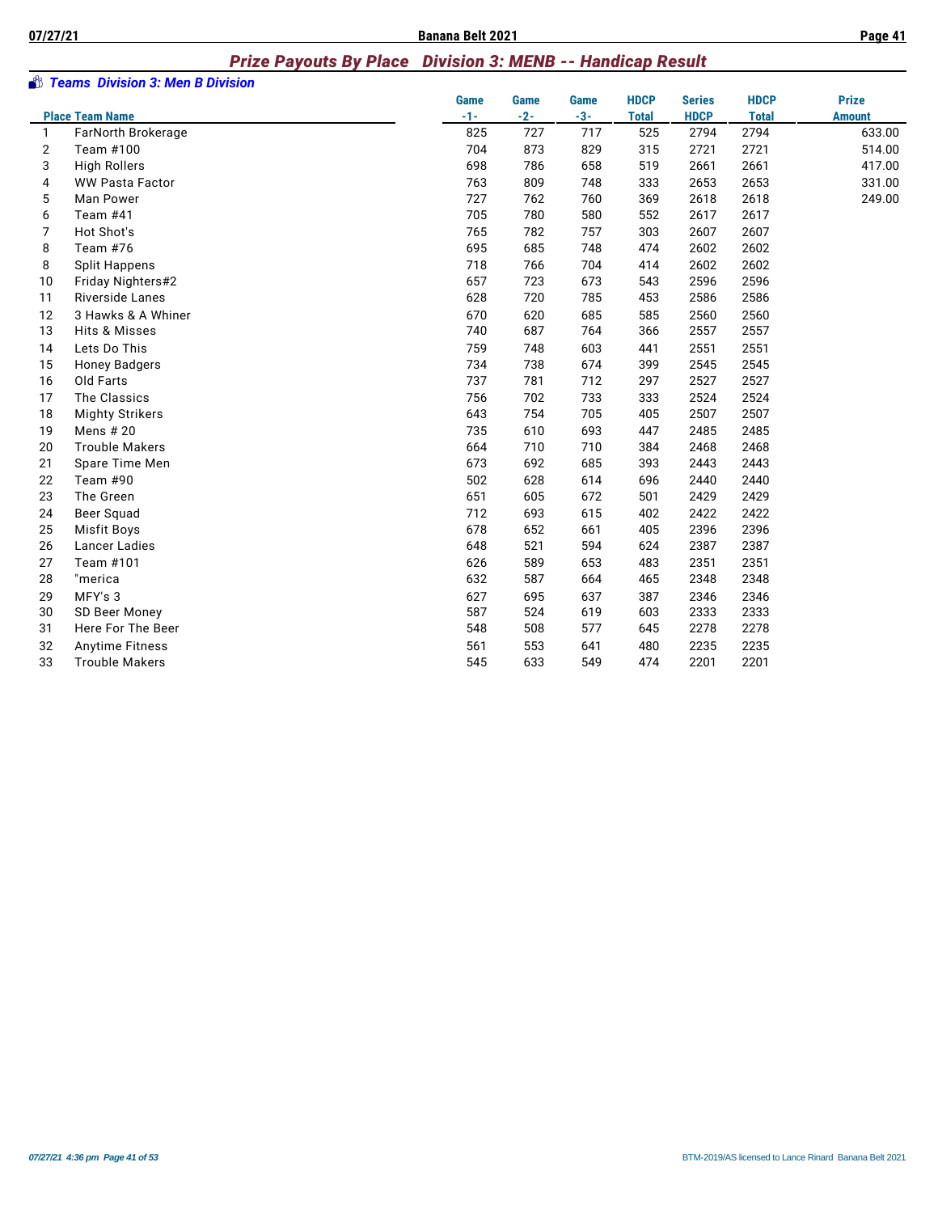## Prize Payouts By Place   Division 3: MENB -- Handicap Result

### Teams  Division 3: Men B Division

| Place | Team Name | Game -1- | Game -2- | Game -3- | HDCP Total | Series HDCP | HDCP Total | Prize Amount |
|---|---|---|---|---|---|---|---|---|
| 1 | FarNorth Brokerage | 825 | 727 | 717 | 525 | 2794 | 2794 | 633.00 |
| 2 | Team #100 | 704 | 873 | 829 | 315 | 2721 | 2721 | 514.00 |
| 3 | High Rollers | 698 | 786 | 658 | 519 | 2661 | 2661 | 417.00 |
| 4 | WW Pasta Factor | 763 | 809 | 748 | 333 | 2653 | 2653 | 331.00 |
| 5 | Man Power | 727 | 762 | 760 | 369 | 2618 | 2618 | 249.00 |
| 6 | Team #41 | 705 | 780 | 580 | 552 | 2617 | 2617 | |
| 7 | Hot Shot's | 765 | 782 | 757 | 303 | 2607 | 2607 | |
| 8 | Team #76 | 695 | 685 | 748 | 474 | 2602 | 2602 | |
| 8 | Split Happens | 718 | 766 | 704 | 414 | 2602 | 2602 | |
| 10 | Friday Nighters#2 | 657 | 723 | 673 | 543 | 2596 | 2596 | |
| 11 | Riverside Lanes | 628 | 720 | 785 | 453 | 2586 | 2586 | |
| 12 | 3 Hawks & A Whiner | 670 | 620 | 685 | 585 | 2560 | 2560 | |
| 13 | Hits & Misses | 740 | 687 | 764 | 366 | 2557 | 2557 | |
| 14 | Lets Do This | 759 | 748 | 603 | 441 | 2551 | 2551 | |
| 15 | Honey Badgers | 734 | 738 | 674 | 399 | 2545 | 2545 | |
| 16 | Old Farts | 737 | 781 | 712 | 297 | 2527 | 2527 | |
| 17 | The Classics | 756 | 702 | 733 | 333 | 2524 | 2524 | |
| 18 | Mighty Strikers | 643 | 754 | 705 | 405 | 2507 | 2507 | |
| 19 | Mens # 20 | 735 | 610 | 693 | 447 | 2485 | 2485 | |
| 20 | Trouble Makers | 664 | 710 | 710 | 384 | 2468 | 2468 | |
| 21 | Spare Time Men | 673 | 692 | 685 | 393 | 2443 | 2443 | |
| 22 | Team #90 | 502 | 628 | 614 | 696 | 2440 | 2440 | |
| 23 | The Green | 651 | 605 | 672 | 501 | 2429 | 2429 | |
| 24 | Beer Squad | 712 | 693 | 615 | 402 | 2422 | 2422 | |
| 25 | Misfit Boys | 678 | 652 | 661 | 405 | 2396 | 2396 | |
| 26 | Lancer Ladies | 648 | 521 | 594 | 624 | 2387 | 2387 | |
| 27 | Team #101 | 626 | 589 | 653 | 483 | 2351 | 2351 | |
| 28 | "merica | 632 | 587 | 664 | 465 | 2348 | 2348 | |
| 29 | MFY's 3 | 627 | 695 | 637 | 387 | 2346 | 2346 | |
| 30 | SD Beer Money | 587 | 524 | 619 | 603 | 2333 | 2333 | |
| 31 | Here For The Beer | 548 | 508 | 577 | 645 | 2278 | 2278 | |
| 32 | Anytime Fitness | 561 | 553 | 641 | 480 | 2235 | 2235 | |
| 33 | Trouble Makers | 545 | 633 | 549 | 474 | 2201 | 2201 | |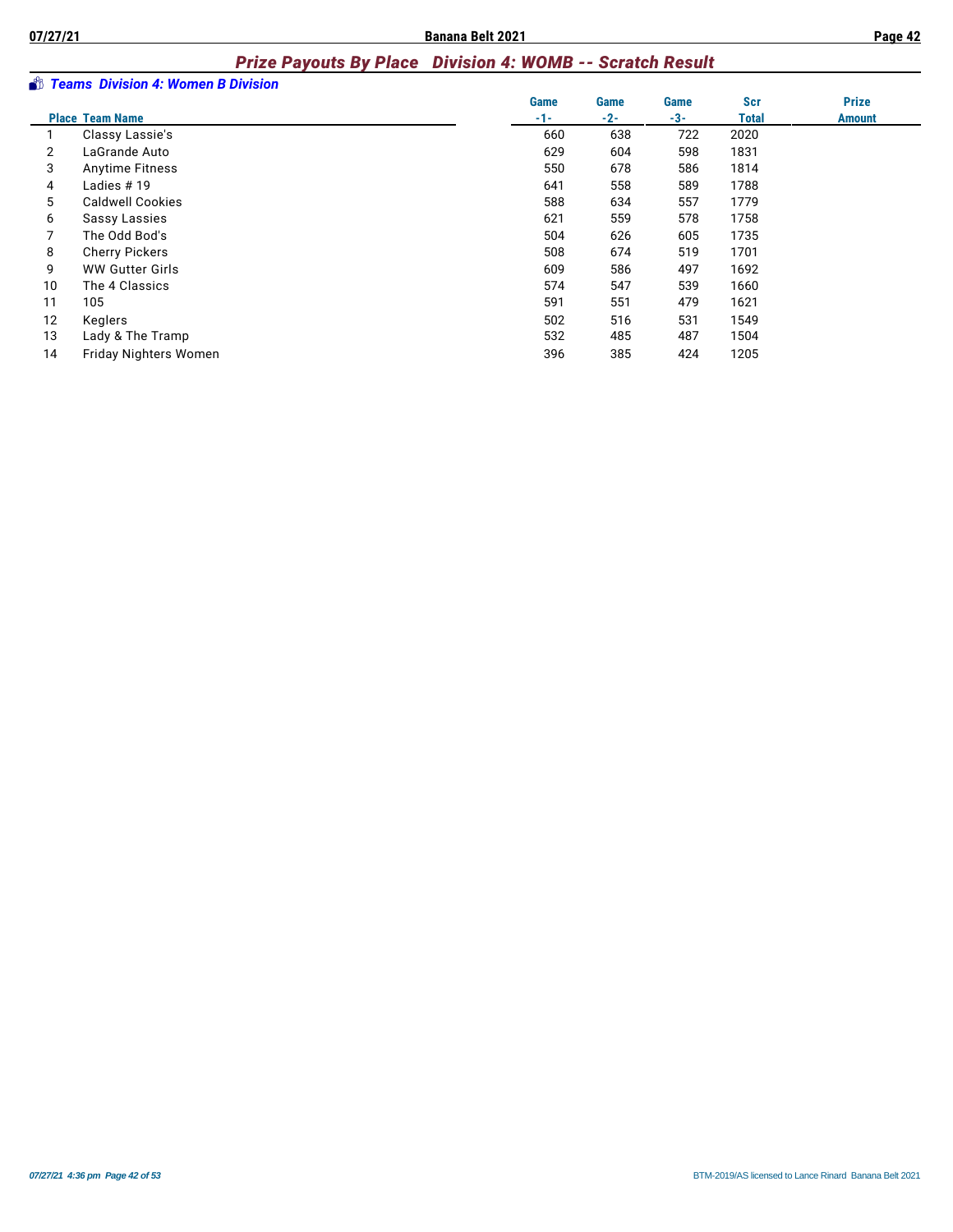## Prize Payouts By Place   Division 4: WOMB -- Scratch Result

### *Teams  Division 4: Women B Division*

| Place | Team Name | Game -1- | Game -2- | Game -3- | Scr Total | Prize Amount |
|---|---|---|---|---|---|---|
| 1 | Classy Lassie's | 660 | 638 | 722 | 2020 | |
| 2 | LaGrande Auto | 629 | 604 | 598 | 1831 | |
| 3 | Anytime Fitness | 550 | 678 | 586 | 1814 | |
| 4 | Ladies # 19 | 641 | 558 | 589 | 1788 | |
| 5 | Caldwell Cookies | 588 | 634 | 557 | 1779 | |
| 6 | Sassy Lassies | 621 | 559 | 578 | 1758 | |
| 7 | The Odd Bod's | 504 | 626 | 605 | 1735 | |
| 8 | Cherry Pickers | 508 | 674 | 519 | 1701 | |
| 9 | WW Gutter Girls | 609 | 586 | 497 | 1692 | |
| 10 | The 4 Classics | 574 | 547 | 539 | 1660 | |
| 11 | 105 | 591 | 551 | 479 | 1621 | |
| 12 | Keglers | 502 | 516 | 531 | 1549 | |
| 13 | Lady & The Tramp | 532 | 485 | 487 | 1504 | |
| 14 | Friday Nighters Women | 396 | 385 | 424 | 1205 | |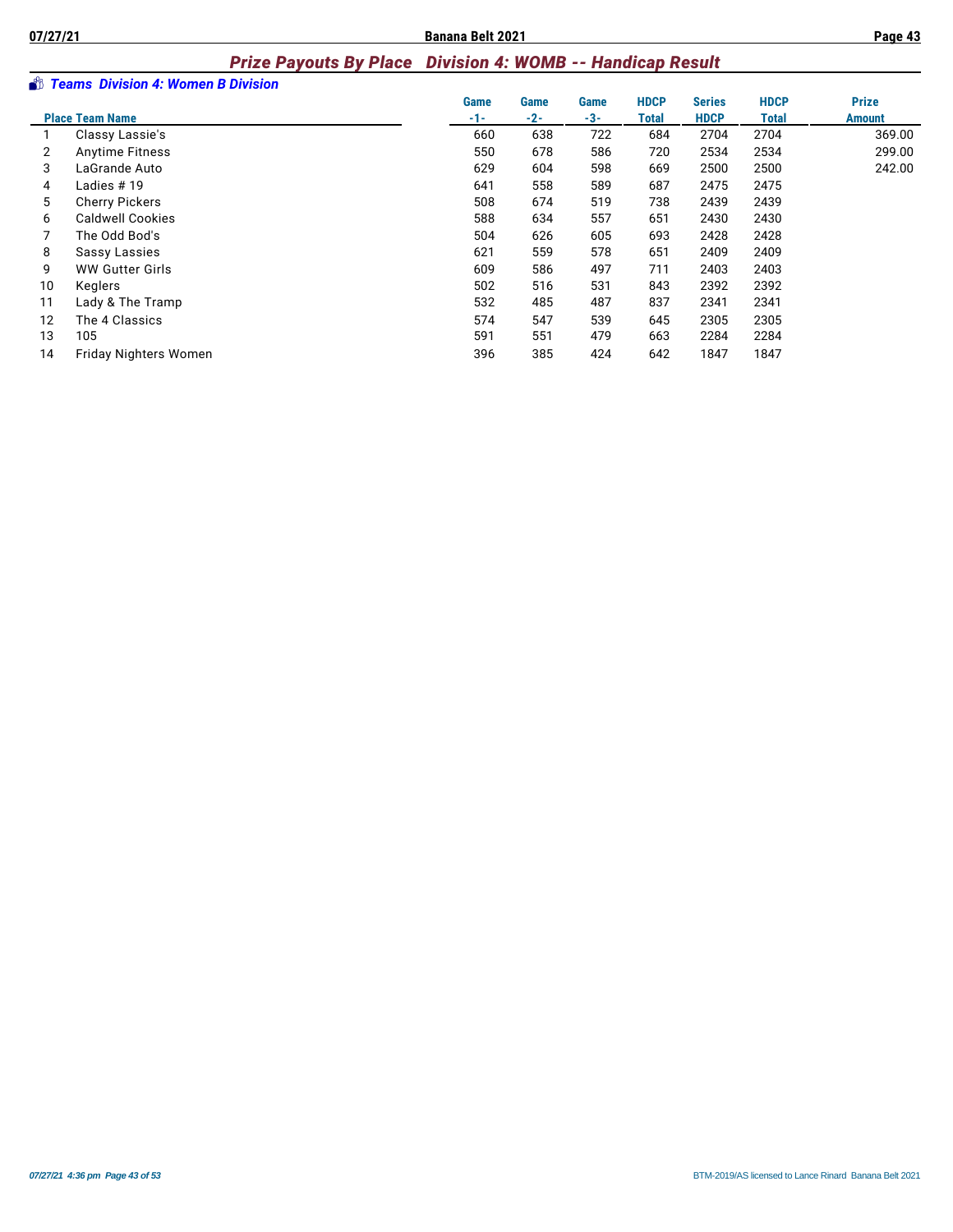## *Prize Payouts By Place Division 4: WOMB -- Handicap Result*

### *Teams Division 4: Women B Division*

| Place | Team Name | Game -1- | Game -2- | Game -3- | HDCP Total | Series HDCP | HDCP Total | Prize Amount |
|---|---|---|---|---|---|---|---|---|
| 1 | Classy Lassie's | 660 | 638 | 722 | 684 | 2704 | 2704 | 369.00 |
| 2 | Anytime Fitness | 550 | 678 | 586 | 720 | 2534 | 2534 | 299.00 |
| 3 | LaGrande Auto | 629 | 604 | 598 | 669 | 2500 | 2500 | 242.00 |
| 4 | Ladies # 19 | 641 | 558 | 589 | 687 | 2475 | 2475 | |
| 5 | Cherry Pickers | 508 | 674 | 519 | 738 | 2439 | 2439 | |
| 6 | Caldwell Cookies | 588 | 634 | 557 | 651 | 2430 | 2430 | |
| 7 | The Odd Bod's | 504 | 626 | 605 | 693 | 2428 | 2428 | |
| 8 | Sassy Lassies | 621 | 559 | 578 | 651 | 2409 | 2409 | |
| 9 | WW Gutter Girls | 609 | 586 | 497 | 711 | 2403 | 2403 | |
| 10 | Keglers | 502 | 516 | 531 | 843 | 2392 | 2392 | |
| 11 | Lady & The Tramp | 532 | 485 | 487 | 837 | 2341 | 2341 | |
| 12 | The 4 Classics | 574 | 547 | 539 | 645 | 2305 | 2305 | |
| 13 | 105 | 591 | 551 | 479 | 663 | 2284 | 2284 | |
| 14 | Friday Nighters Women | 396 | 385 | 424 | 642 | 1847 | 1847 | |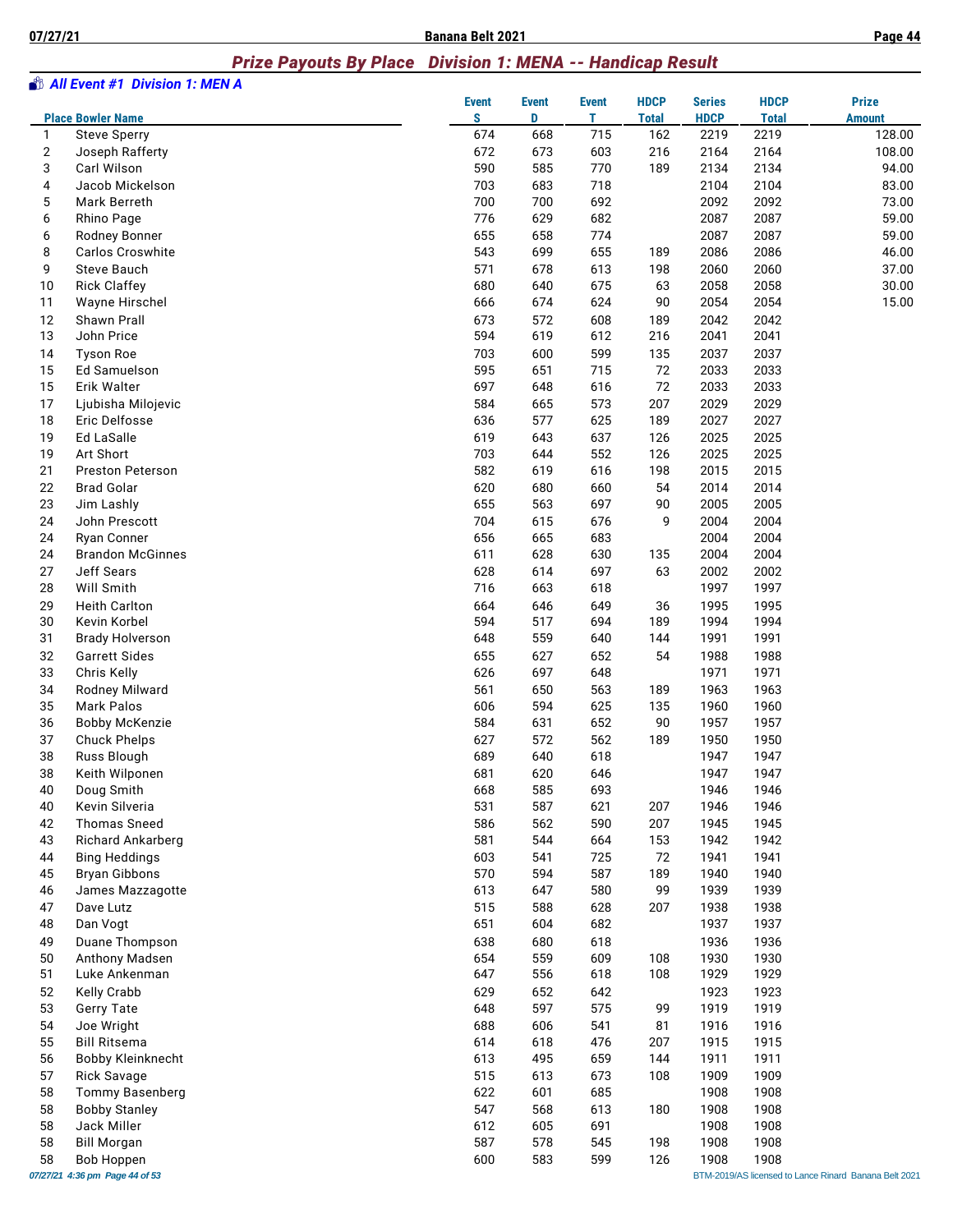## Prize Payouts By Place   Division 1: MENA -- Handicap Result

### All Event #1  Division 1: MEN A

| Place | Bowler Name | Event S | Event D | Event T | HDCP Total | Series HDCP | HDCP Total | Prize Amount |
|---|---|---|---|---|---|---|---|---|
| 1 | Steve Sperry | 674 | 668 | 715 | 162 | 2219 | 2219 | 128.00 |
| 2 | Joseph Rafferty | 672 | 673 | 603 | 216 | 2164 | 2164 | 108.00 |
| 3 | Carl Wilson | 590 | 585 | 770 | 189 | 2134 | 2134 | 94.00 |
| 4 | Jacob Mickelson | 703 | 683 | 718 | | 2104 | 2104 | 83.00 |
| 5 | Mark Berreth | 700 | 700 | 692 | | 2092 | 2092 | 73.00 |
| 6 | Rhino Page | 776 | 629 | 682 | | 2087 | 2087 | 59.00 |
| 6 | Rodney Bonner | 655 | 658 | 774 | | 2087 | 2087 | 59.00 |
| 8 | Carlos Croswhite | 543 | 699 | 655 | 189 | 2086 | 2086 | 46.00 |
| 9 | Steve Bauch | 571 | 678 | 613 | 198 | 2060 | 2060 | 37.00 |
| 10 | Rick Claffey | 680 | 640 | 675 | 63 | 2058 | 2058 | 30.00 |
| 11 | Wayne Hirschel | 666 | 674 | 624 | 90 | 2054 | 2054 | 15.00 |
| 12 | Shawn Prall | 673 | 572 | 608 | 189 | 2042 | 2042 | |
| 13 | John Price | 594 | 619 | 612 | 216 | 2041 | 2041 | |
| 14 | Tyson Roe | 703 | 600 | 599 | 135 | 2037 | 2037 | |
| 15 | Ed Samuelson | 595 | 651 | 715 | 72 | 2033 | 2033 | |
| 15 | Erik Walter | 697 | 648 | 616 | 72 | 2033 | 2033 | |
| 17 | Ljubisha Milojevic | 584 | 665 | 573 | 207 | 2029 | 2029 | |
| 18 | Eric Delfosse | 636 | 577 | 625 | 189 | 2027 | 2027 | |
| 19 | Ed LaSalle | 619 | 643 | 637 | 126 | 2025 | 2025 | |
| 19 | Art Short | 703 | 644 | 552 | 126 | 2025 | 2025 | |
| 21 | Preston Peterson | 582 | 619 | 616 | 198 | 2015 | 2015 | |
| 22 | Brad Golar | 620 | 680 | 660 | 54 | 2014 | 2014 | |
| 23 | Jim Lashly | 655 | 563 | 697 | 90 | 2005 | 2005 | |
| 24 | John Prescott | 704 | 615 | 676 | 9 | 2004 | 2004 | |
| 24 | Ryan Conner | 656 | 665 | 683 | | 2004 | 2004 | |
| 24 | Brandon McGinnes | 611 | 628 | 630 | 135 | 2004 | 2004 | |
| 27 | Jeff Sears | 628 | 614 | 697 | 63 | 2002 | 2002 | |
| 28 | Will Smith | 716 | 663 | 618 | | 1997 | 1997 | |
| 29 | Heith Carlton | 664 | 646 | 649 | 36 | 1995 | 1995 | |
| 30 | Kevin Korbel | 594 | 517 | 694 | 189 | 1994 | 1994 | |
| 31 | Brady Holverson | 648 | 559 | 640 | 144 | 1991 | 1991 | |
| 32 | Garrett Sides | 655 | 627 | 652 | 54 | 1988 | 1988 | |
| 33 | Chris Kelly | 626 | 697 | 648 | | 1971 | 1971 | |
| 34 | Rodney Milward | 561 | 650 | 563 | 189 | 1963 | 1963 | |
| 35 | Mark Palos | 606 | 594 | 625 | 135 | 1960 | 1960 | |
| 36 | Bobby McKenzie | 584 | 631 | 652 | 90 | 1957 | 1957 | |
| 37 | Chuck Phelps | 627 | 572 | 562 | 189 | 1950 | 1950 | |
| 38 | Russ Blough | 689 | 640 | 618 | | 1947 | 1947 | |
| 38 | Keith Wilponen | 681 | 620 | 646 | | 1947 | 1947 | |
| 40 | Doug Smith | 668 | 585 | 693 | | 1946 | 1946 | |
| 40 | Kevin Silveria | 531 | 587 | 621 | 207 | 1946 | 1946 | |
| 42 | Thomas Sneed | 586 | 562 | 590 | 207 | 1945 | 1945 | |
| 43 | Richard Ankarberg | 581 | 544 | 664 | 153 | 1942 | 1942 | |
| 44 | Bing Heddings | 603 | 541 | 725 | 72 | 1941 | 1941 | |
| 45 | Bryan Gibbons | 570 | 594 | 587 | 189 | 1940 | 1940 | |
| 46 | James Mazzagotte | 613 | 647 | 580 | 99 | 1939 | 1939 | |
| 47 | Dave Lutz | 515 | 588 | 628 | 207 | 1938 | 1938 | |
| 48 | Dan Vogt | 651 | 604 | 682 | | 1937 | 1937 | |
| 49 | Duane Thompson | 638 | 680 | 618 | | 1936 | 1936 | |
| 50 | Anthony Madsen | 654 | 559 | 609 | 108 | 1930 | 1930 | |
| 51 | Luke Ankenman | 647 | 556 | 618 | 108 | 1929 | 1929 | |
| 52 | Kelly Crabb | 629 | 652 | 642 | | 1923 | 1923 | |
| 53 | Gerry Tate | 648 | 597 | 575 | 99 | 1919 | 1919 | |
| 54 | Joe Wright | 688 | 606 | 541 | 81 | 1916 | 1916 | |
| 55 | Bill Ritsema | 614 | 618 | 476 | 207 | 1915 | 1915 | |
| 56 | Bobby Kleinknecht | 613 | 495 | 659 | 144 | 1911 | 1911 | |
| 57 | Rick Savage | 515 | 613 | 673 | 108 | 1909 | 1909 | |
| 58 | Tommy Basenberg | 622 | 601 | 685 | | 1908 | 1908 | |
| 58 | Bobby Stanley | 547 | 568 | 613 | 180 | 1908 | 1908 | |
| 58 | Jack Miller | 612 | 605 | 691 | | 1908 | 1908 | |
| 58 | Bill Morgan | 587 | 578 | 545 | 198 | 1908 | 1908 | |
| 58 | Bob Hoppen | 600 | 583 | 599 | 126 | 1908 | 1908 | |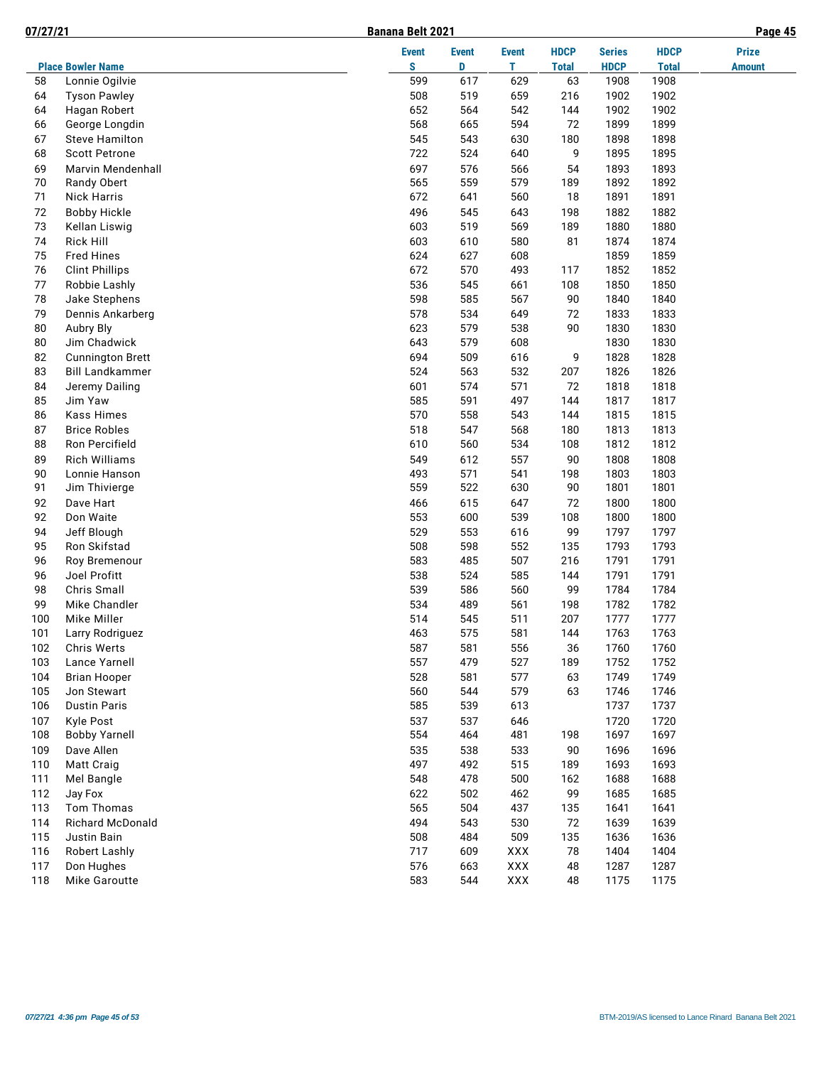| Place | Bowler Name | Event S | Event D | Event T | HDCP Total | Series HDCP | HDCP Total | Prize Amount |
|---|---|---|---|---|---|---|---|---|
| 58 | Lonnie Ogilvie | 599 | 617 | 629 | 63 | 1908 | 1908 | |
| 64 | Tyson Pawley | 508 | 519 | 659 | 216 | 1902 | 1902 | |
| 64 | Hagan Robert | 652 | 564 | 542 | 144 | 1902 | 1902 | |
| 66 | George Longdin | 568 | 665 | 594 | 72 | 1899 | 1899 | |
| 67 | Steve Hamilton | 545 | 543 | 630 | 180 | 1898 | 1898 | |
| 68 | Scott Petrone | 722 | 524 | 640 | 9 | 1895 | 1895 | |
| 69 | Marvin Mendenhall | 697 | 576 | 566 | 54 | 1893 | 1893 | |
| 70 | Randy Obert | 565 | 559 | 579 | 189 | 1892 | 1892 | |
| 71 | Nick Harris | 672 | 641 | 560 | 18 | 1891 | 1891 | |
| 72 | Bobby Hickle | 496 | 545 | 643 | 198 | 1882 | 1882 | |
| 73 | Kellan Liswig | 603 | 519 | 569 | 189 | 1880 | 1880 | |
| 74 | Rick Hill | 603 | 610 | 580 | 81 | 1874 | 1874 | |
| 75 | Fred Hines | 624 | 627 | 608 | | 1859 | 1859 | |
| 76 | Clint Phillips | 672 | 570 | 493 | 117 | 1852 | 1852 | |
| 77 | Robbie Lashly | 536 | 545 | 661 | 108 | 1850 | 1850 | |
| 78 | Jake Stephens | 598 | 585 | 567 | 90 | 1840 | 1840 | |
| 79 | Dennis Ankarberg | 578 | 534 | 649 | 72 | 1833 | 1833 | |
| 80 | Aubry Bly | 623 | 579 | 538 | 90 | 1830 | 1830 | |
| 80 | Jim Chadwick | 643 | 579 | 608 | | 1830 | 1830 | |
| 82 | Cunnington Brett | 694 | 509 | 616 | 9 | 1828 | 1828 | |
| 83 | Bill Landkammer | 524 | 563 | 532 | 207 | 1826 | 1826 | |
| 84 | Jeremy Dailing | 601 | 574 | 571 | 72 | 1818 | 1818 | |
| 85 | Jim Yaw | 585 | 591 | 497 | 144 | 1817 | 1817 | |
| 86 | Kass Himes | 570 | 558 | 543 | 144 | 1815 | 1815 | |
| 87 | Brice Robles | 518 | 547 | 568 | 180 | 1813 | 1813 | |
| 88 | Ron Percifield | 610 | 560 | 534 | 108 | 1812 | 1812 | |
| 89 | Rich Williams | 549 | 612 | 557 | 90 | 1808 | 1808 | |
| 90 | Lonnie Hanson | 493 | 571 | 541 | 198 | 1803 | 1803 | |
| 91 | Jim Thivierge | 559 | 522 | 630 | 90 | 1801 | 1801 | |
| 92 | Dave Hart | 466 | 615 | 647 | 72 | 1800 | 1800 | |
| 92 | Don Waite | 553 | 600 | 539 | 108 | 1800 | 1800 | |
| 94 | Jeff Blough | 529 | 553 | 616 | 99 | 1797 | 1797 | |
| 95 | Ron Skifstad | 508 | 598 | 552 | 135 | 1793 | 1793 | |
| 96 | Roy Bremenour | 583 | 485 | 507 | 216 | 1791 | 1791 | |
| 96 | Joel Profitt | 538 | 524 | 585 | 144 | 1791 | 1791 | |
| 98 | Chris Small | 539 | 586 | 560 | 99 | 1784 | 1784 | |
| 99 | Mike Chandler | 534 | 489 | 561 | 198 | 1782 | 1782 | |
| 100 | Mike Miller | 514 | 545 | 511 | 207 | 1777 | 1777 | |
| 101 | Larry Rodriguez | 463 | 575 | 581 | 144 | 1763 | 1763 | |
| 102 | Chris Werts | 587 | 581 | 556 | 36 | 1760 | 1760 | |
| 103 | Lance Yarnell | 557 | 479 | 527 | 189 | 1752 | 1752 | |
| 104 | Brian Hooper | 528 | 581 | 577 | 63 | 1749 | 1749 | |
| 105 | Jon Stewart | 560 | 544 | 579 | 63 | 1746 | 1746 | |
| 106 | Dustin Paris | 585 | 539 | 613 | | 1737 | 1737 | |
| 107 | Kyle Post | 537 | 537 | 646 | | 1720 | 1720 | |
| 108 | Bobby Yarnell | 554 | 464 | 481 | 198 | 1697 | 1697 | |
| 109 | Dave Allen | 535 | 538 | 533 | 90 | 1696 | 1696 | |
| 110 | Matt Craig | 497 | 492 | 515 | 189 | 1693 | 1693 | |
| 111 | Mel Bangle | 548 | 478 | 500 | 162 | 1688 | 1688 | |
| 112 | Jay Fox | 622 | 502 | 462 | 99 | 1685 | 1685 | |
| 113 | Tom Thomas | 565 | 504 | 437 | 135 | 1641 | 1641 | |
| 114 | Richard McDonald | 494 | 543 | 530 | 72 | 1639 | 1639 | |
| 115 | Justin Bain | 508 | 484 | 509 | 135 | 1636 | 1636 | |
| 116 | Robert Lashly | 717 | 609 | XXX | 78 | 1404 | 1404 | |
| 117 | Don Hughes | 576 | 663 | XXX | 48 | 1287 | 1287 | |
| 118 | Mike Garoutte | 583 | 544 | XXX | 48 | 1175 | 1175 | |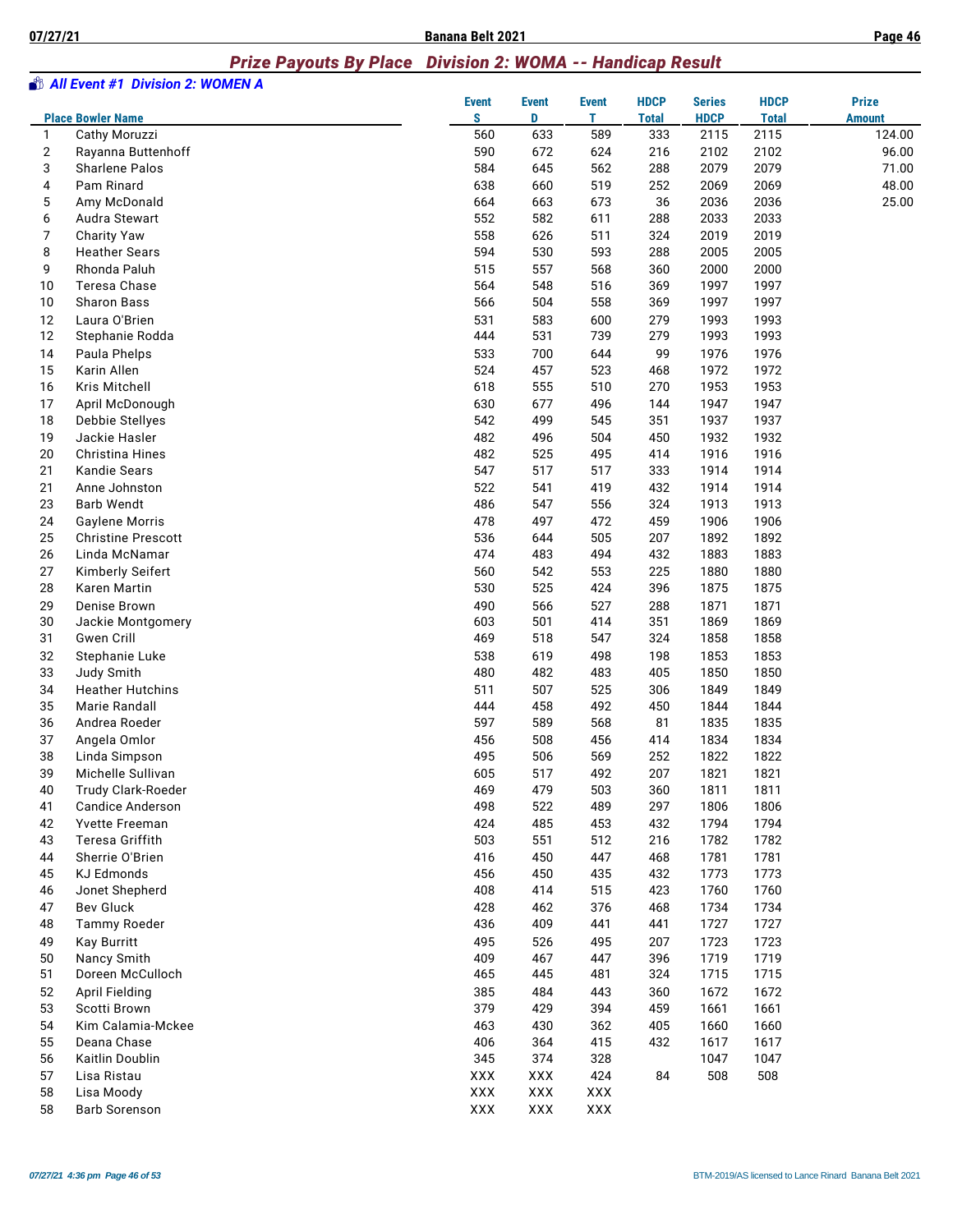## Prize Payouts By Place   Division 2: WOMA -- Handicap Result

### *All Event #1  Division 2: WOMEN A*

| Place | Bowler Name | Event S | Event D | Event T | HDCP Total | Series HDCP | HDCP Total | Prize Amount |
|---|---|---|---|---|---|---|---|---|
| 1 | Cathy Moruzzi | 560 | 633 | 589 | 333 | 2115 | 2115 | 124.00 |
| 2 | Rayanna Buttenhoff | 590 | 672 | 624 | 216 | 2102 | 2102 | 96.00 |
| 3 | Sharlene Palos | 584 | 645 | 562 | 288 | 2079 | 2079 | 71.00 |
| 4 | Pam Rinard | 638 | 660 | 519 | 252 | 2069 | 2069 | 48.00 |
| 5 | Amy McDonald | 664 | 663 | 673 | 36 | 2036 | 2036 | 25.00 |
| 6 | Audra Stewart | 552 | 582 | 611 | 288 | 2033 | 2033 | |
| 7 | Charity Yaw | 558 | 626 | 511 | 324 | 2019 | 2019 | |
| 8 | Heather Sears | 594 | 530 | 593 | 288 | 2005 | 2005 | |
| 9 | Rhonda Paluh | 515 | 557 | 568 | 360 | 2000 | 2000 | |
| 10 | Teresa Chase | 564 | 548 | 516 | 369 | 1997 | 1997 | |
| 10 | Sharon Bass | 566 | 504 | 558 | 369 | 1997 | 1997 | |
| 12 | Laura O'Brien | 531 | 583 | 600 | 279 | 1993 | 1993 | |
| 12 | Stephanie Rodda | 444 | 531 | 739 | 279 | 1993 | 1993 | |
| 14 | Paula Phelps | 533 | 700 | 644 | 99 | 1976 | 1976 | |
| 15 | Karin Allen | 524 | 457 | 523 | 468 | 1972 | 1972 | |
| 16 | Kris Mitchell | 618 | 555 | 510 | 270 | 1953 | 1953 | |
| 17 | April McDonough | 630 | 677 | 496 | 144 | 1947 | 1947 | |
| 18 | Debbie Stellyes | 542 | 499 | 545 | 351 | 1937 | 1937 | |
| 19 | Jackie Hasler | 482 | 496 | 504 | 450 | 1932 | 1932 | |
| 20 | Christina Hines | 482 | 525 | 495 | 414 | 1916 | 1916 | |
| 21 | Kandie Sears | 547 | 517 | 517 | 333 | 1914 | 1914 | |
| 21 | Anne Johnston | 522 | 541 | 419 | 432 | 1914 | 1914 | |
| 23 | Barb Wendt | 486 | 547 | 556 | 324 | 1913 | 1913 | |
| 24 | Gaylene Morris | 478 | 497 | 472 | 459 | 1906 | 1906 | |
| 25 | Christine Prescott | 536 | 644 | 505 | 207 | 1892 | 1892 | |
| 26 | Linda McNamar | 474 | 483 | 494 | 432 | 1883 | 1883 | |
| 27 | Kimberly Seifert | 560 | 542 | 553 | 225 | 1880 | 1880 | |
| 28 | Karen Martin | 530 | 525 | 424 | 396 | 1875 | 1875 | |
| 29 | Denise Brown | 490 | 566 | 527 | 288 | 1871 | 1871 | |
| 30 | Jackie Montgomery | 603 | 501 | 414 | 351 | 1869 | 1869 | |
| 31 | Gwen Crill | 469 | 518 | 547 | 324 | 1858 | 1858 | |
| 32 | Stephanie Luke | 538 | 619 | 498 | 198 | 1853 | 1853 | |
| 33 | Judy Smith | 480 | 482 | 483 | 405 | 1850 | 1850 | |
| 34 | Heather Hutchins | 511 | 507 | 525 | 306 | 1849 | 1849 | |
| 35 | Marie Randall | 444 | 458 | 492 | 450 | 1844 | 1844 | |
| 36 | Andrea Roeder | 597 | 589 | 568 | 81 | 1835 | 1835 | |
| 37 | Angela Omlor | 456 | 508 | 456 | 414 | 1834 | 1834 | |
| 38 | Linda Simpson | 495 | 506 | 569 | 252 | 1822 | 1822 | |
| 39 | Michelle Sullivan | 605 | 517 | 492 | 207 | 1821 | 1821 | |
| 40 | Trudy Clark-Roeder | 469 | 479 | 503 | 360 | 1811 | 1811 | |
| 41 | Candice Anderson | 498 | 522 | 489 | 297 | 1806 | 1806 | |
| 42 | Yvette Freeman | 424 | 485 | 453 | 432 | 1794 | 1794 | |
| 43 | Teresa Griffith | 503 | 551 | 512 | 216 | 1782 | 1782 | |
| 44 | Sherrie O'Brien | 416 | 450 | 447 | 468 | 1781 | 1781 | |
| 45 | KJ Edmonds | 456 | 450 | 435 | 432 | 1773 | 1773 | |
| 46 | Jonet Shepherd | 408 | 414 | 515 | 423 | 1760 | 1760 | |
| 47 | Bev Gluck | 428 | 462 | 376 | 468 | 1734 | 1734 | |
| 48 | Tammy Roeder | 436 | 409 | 441 | 441 | 1727 | 1727 | |
| 49 | Kay Burritt | 495 | 526 | 495 | 207 | 1723 | 1723 | |
| 50 | Nancy Smith | 409 | 467 | 447 | 396 | 1719 | 1719 | |
| 51 | Doreen McCulloch | 465 | 445 | 481 | 324 | 1715 | 1715 | |
| 52 | April Fielding | 385 | 484 | 443 | 360 | 1672 | 1672 | |
| 53 | Scotti Brown | 379 | 429 | 394 | 459 | 1661 | 1661 | |
| 54 | Kim Calamia-Mckee | 463 | 430 | 362 | 405 | 1660 | 1660 | |
| 55 | Deana Chase | 406 | 364 | 415 | 432 | 1617 | 1617 | |
| 56 | Kaitlin Doublin | 345 | 374 | 328 | | 1047 | 1047 | |
| 57 | Lisa Ristau | XXX | XXX | 424 | 84 | 508 | 508 | |
| 58 | Lisa Moody | XXX | XXX | XXX | | | | |
| 58 | Barb Sorenson | XXX | XXX | XXX | | | | |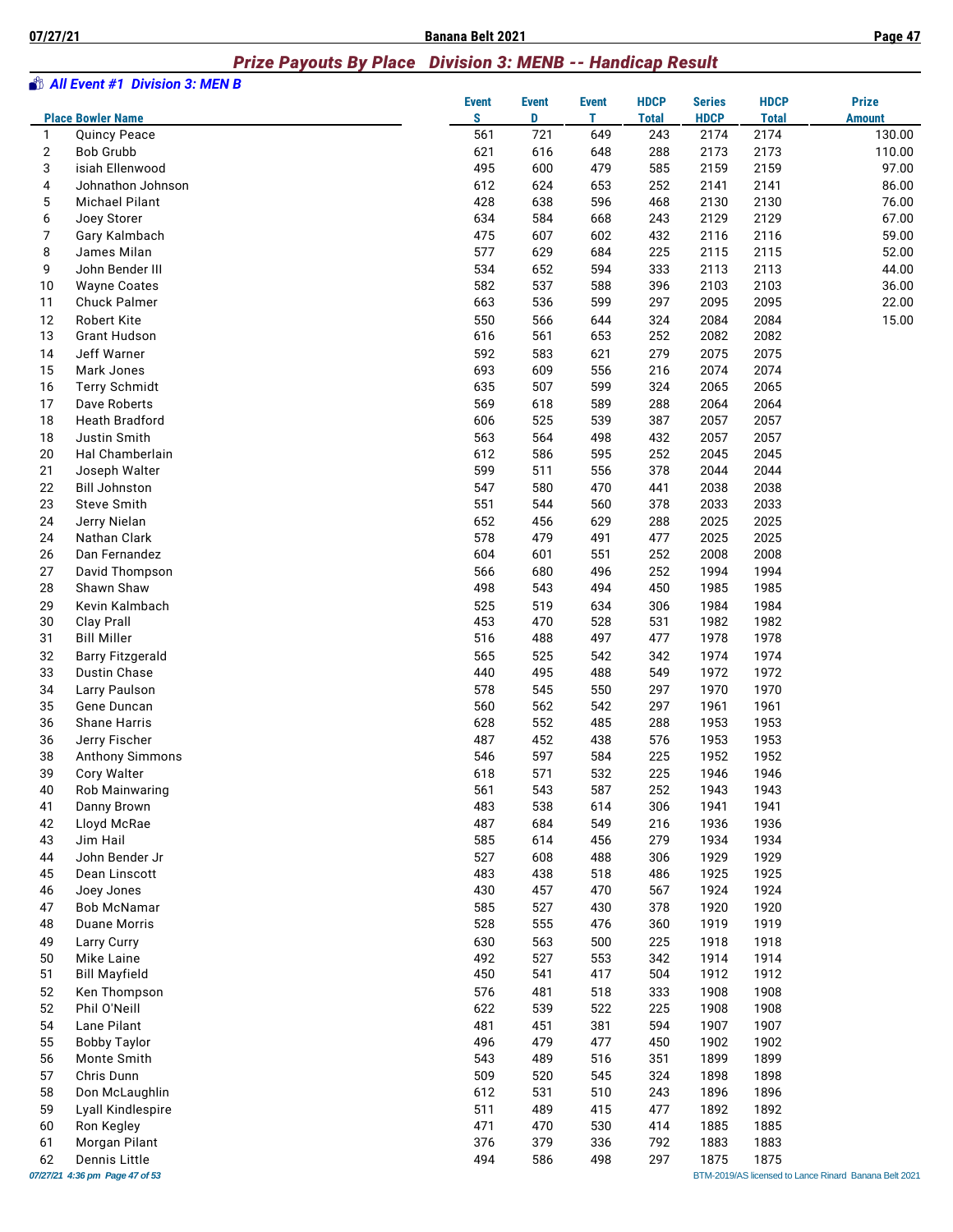## *Prize Payouts By Place Division 3: MENB -- Handicap Result*

### *All Event #1 Division 3: MEN B*

| Place | Bowler Name | Event S | Event D | Event T | HDCP Total | Series HDCP | HDCP Total | Prize Amount |
|---|---|---|---|---|---|---|---|---|
| 1 | Quincy Peace | 561 | 721 | 649 | 243 | 2174 | 2174 | 130.00 |
| 2 | Bob Grubb | 621 | 616 | 648 | 288 | 2173 | 2173 | 110.00 |
| 3 | isiah Ellenwood | 495 | 600 | 479 | 585 | 2159 | 2159 | 97.00 |
| 4 | Johnathon Johnson | 612 | 624 | 653 | 252 | 2141 | 2141 | 86.00 |
| 5 | Michael Pilant | 428 | 638 | 596 | 468 | 2130 | 2130 | 76.00 |
| 6 | Joey Storer | 634 | 584 | 668 | 243 | 2129 | 2129 | 67.00 |
| 7 | Gary Kalmbach | 475 | 607 | 602 | 432 | 2116 | 2116 | 59.00 |
| 8 | James Milan | 577 | 629 | 684 | 225 | 2115 | 2115 | 52.00 |
| 9 | John Bender III | 534 | 652 | 594 | 333 | 2113 | 2113 | 44.00 |
| 10 | Wayne Coates | 582 | 537 | 588 | 396 | 2103 | 2103 | 36.00 |
| 11 | Chuck Palmer | 663 | 536 | 599 | 297 | 2095 | 2095 | 22.00 |
| 12 | Robert Kite | 550 | 566 | 644 | 324 | 2084 | 2084 | 15.00 |
| 13 | Grant Hudson | 616 | 561 | 653 | 252 | 2082 | 2082 | |
| 14 | Jeff Warner | 592 | 583 | 621 | 279 | 2075 | 2075 | |
| 15 | Mark Jones | 693 | 609 | 556 | 216 | 2074 | 2074 | |
| 16 | Terry Schmidt | 635 | 507 | 599 | 324 | 2065 | 2065 | |
| 17 | Dave Roberts | 569 | 618 | 589 | 288 | 2064 | 2064 | |
| 18 | Heath Bradford | 606 | 525 | 539 | 387 | 2057 | 2057 | |
| 18 | Justin Smith | 563 | 564 | 498 | 432 | 2057 | 2057 | |
| 20 | Hal Chamberlain | 612 | 586 | 595 | 252 | 2045 | 2045 | |
| 21 | Joseph Walter | 599 | 511 | 556 | 378 | 2044 | 2044 | |
| 22 | Bill Johnston | 547 | 580 | 470 | 441 | 2038 | 2038 | |
| 23 | Steve Smith | 551 | 544 | 560 | 378 | 2033 | 2033 | |
| 24 | Jerry Nielan | 652 | 456 | 629 | 288 | 2025 | 2025 | |
| 24 | Nathan Clark | 578 | 479 | 491 | 477 | 2025 | 2025 | |
| 26 | Dan Fernandez | 604 | 601 | 551 | 252 | 2008 | 2008 | |
| 27 | David Thompson | 566 | 680 | 496 | 252 | 1994 | 1994 | |
| 28 | Shawn Shaw | 498 | 543 | 494 | 450 | 1985 | 1985 | |
| 29 | Kevin Kalmbach | 525 | 519 | 634 | 306 | 1984 | 1984 | |
| 30 | Clay Prall | 453 | 470 | 528 | 531 | 1982 | 1982 | |
| 31 | Bill Miller | 516 | 488 | 497 | 477 | 1978 | 1978 | |
| 32 | Barry Fitzgerald | 565 | 525 | 542 | 342 | 1974 | 1974 | |
| 33 | Dustin Chase | 440 | 495 | 488 | 549 | 1972 | 1972 | |
| 34 | Larry Paulson | 578 | 545 | 550 | 297 | 1970 | 1970 | |
| 35 | Gene Duncan | 560 | 562 | 542 | 297 | 1961 | 1961 | |
| 36 | Shane Harris | 628 | 552 | 485 | 288 | 1953 | 1953 | |
| 36 | Jerry Fischer | 487 | 452 | 438 | 576 | 1953 | 1953 | |
| 38 | Anthony Simmons | 546 | 597 | 584 | 225 | 1952 | 1952 | |
| 39 | Cory Walter | 618 | 571 | 532 | 225 | 1946 | 1946 | |
| 40 | Rob Mainwaring | 561 | 543 | 587 | 252 | 1943 | 1943 | |
| 41 | Danny Brown | 483 | 538 | 614 | 306 | 1941 | 1941 | |
| 42 | Lloyd McRae | 487 | 684 | 549 | 216 | 1936 | 1936 | |
| 43 | Jim Hail | 585 | 614 | 456 | 279 | 1934 | 1934 | |
| 44 | John Bender Jr | 527 | 608 | 488 | 306 | 1929 | 1929 | |
| 45 | Dean Linscott | 483 | 438 | 518 | 486 | 1925 | 1925 | |
| 46 | Joey Jones | 430 | 457 | 470 | 567 | 1924 | 1924 | |
| 47 | Bob McNamar | 585 | 527 | 430 | 378 | 1920 | 1920 | |
| 48 | Duane Morris | 528 | 555 | 476 | 360 | 1919 | 1919 | |
| 49 | Larry Curry | 630 | 563 | 500 | 225 | 1918 | 1918 | |
| 50 | Mike Laine | 492 | 527 | 553 | 342 | 1914 | 1914 | |
| 51 | Bill Mayfield | 450 | 541 | 417 | 504 | 1912 | 1912 | |
| 52 | Ken Thompson | 576 | 481 | 518 | 333 | 1908 | 1908 | |
| 52 | Phil O'Neill | 622 | 539 | 522 | 225 | 1908 | 1908 | |
| 54 | Lane Pilant | 481 | 451 | 381 | 594 | 1907 | 1907 | |
| 55 | Bobby Taylor | 496 | 479 | 477 | 450 | 1902 | 1902 | |
| 56 | Monte Smith | 543 | 489 | 516 | 351 | 1899 | 1899 | |
| 57 | Chris Dunn | 509 | 520 | 545 | 324 | 1898 | 1898 | |
| 58 | Don McLaughlin | 612 | 531 | 510 | 243 | 1896 | 1896 | |
| 59 | Lyall Kindlespire | 511 | 489 | 415 | 477 | 1892 | 1892 | |
| 60 | Ron Kegley | 471 | 470 | 530 | 414 | 1885 | 1885 | |
| 61 | Morgan Pilant | 376 | 379 | 336 | 792 | 1883 | 1883 | |
| 62 | Dennis Little | 494 | 586 | 498 | 297 | 1875 | 1875 | |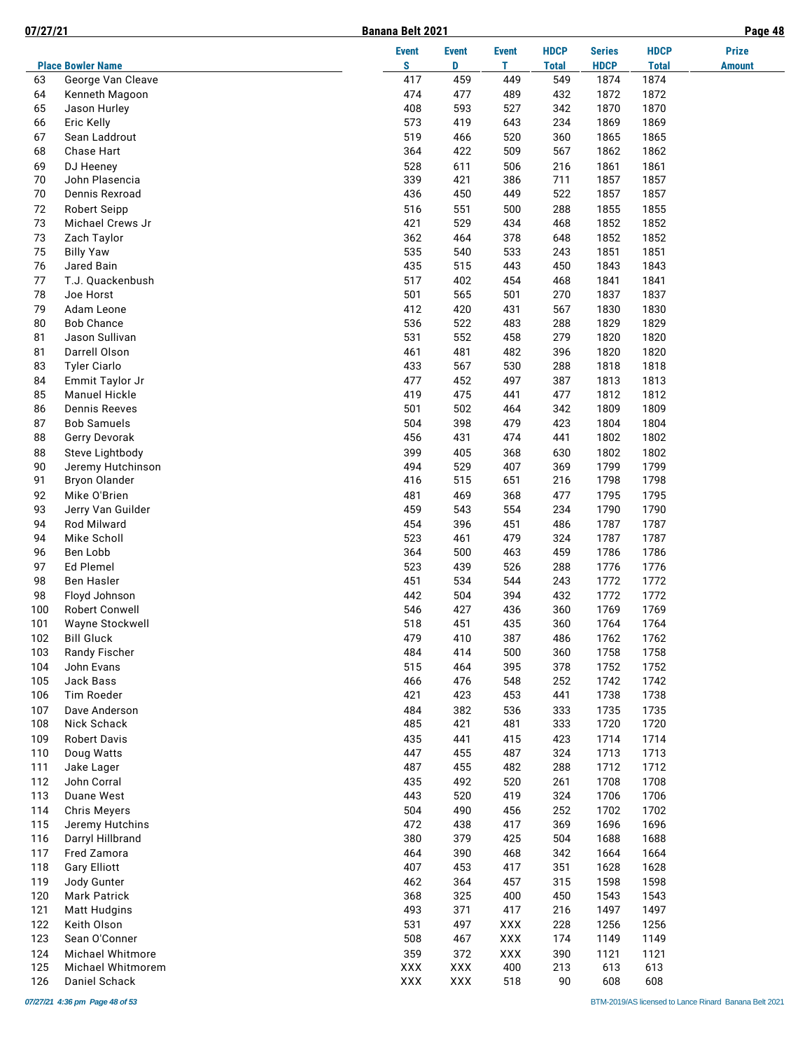| Place | Bowler Name | Event S | Event D | Event T | HDCP Total | Series HDCP | HDCP Total | Prize Amount |
|---|---|---|---|---|---|---|---|---|
| 63 | George Van Cleave | 417 | 459 | 449 | 549 | 1874 | 1874 | |
| 64 | Kenneth Magoon | 474 | 477 | 489 | 432 | 1872 | 1872 | |
| 65 | Jason Hurley | 408 | 593 | 527 | 342 | 1870 | 1870 | |
| 66 | Eric Kelly | 573 | 419 | 643 | 234 | 1869 | 1869 | |
| 67 | Sean Laddrout | 519 | 466 | 520 | 360 | 1865 | 1865 | |
| 68 | Chase Hart | 364 | 422 | 509 | 567 | 1862 | 1862 | |
| 69 | DJ Heeney | 528 | 611 | 506 | 216 | 1861 | 1861 | |
| 70 | John Plasencia | 339 | 421 | 386 | 711 | 1857 | 1857 | |
| 70 | Dennis Rexroad | 436 | 450 | 449 | 522 | 1857 | 1857 | |
| 72 | Robert Seipp | 516 | 551 | 500 | 288 | 1855 | 1855 | |
| 73 | Michael Crews Jr | 421 | 529 | 434 | 468 | 1852 | 1852 | |
| 73 | Zach Taylor | 362 | 464 | 378 | 648 | 1852 | 1852 | |
| 75 | Billy Yaw | 535 | 540 | 533 | 243 | 1851 | 1851 | |
| 76 | Jared Bain | 435 | 515 | 443 | 450 | 1843 | 1843 | |
| 77 | T.J. Quackenbush | 517 | 402 | 454 | 468 | 1841 | 1841 | |
| 78 | Joe Horst | 501 | 565 | 501 | 270 | 1837 | 1837 | |
| 79 | Adam Leone | 412 | 420 | 431 | 567 | 1830 | 1830 | |
| 80 | Bob Chance | 536 | 522 | 483 | 288 | 1829 | 1829 | |
| 81 | Jason Sullivan | 531 | 552 | 458 | 279 | 1820 | 1820 | |
| 81 | Darrell Olson | 461 | 481 | 482 | 396 | 1820 | 1820 | |
| 83 | Tyler Ciarlo | 433 | 567 | 530 | 288 | 1818 | 1818 | |
| 84 | Emmit Taylor Jr | 477 | 452 | 497 | 387 | 1813 | 1813 | |
| 85 | Manuel Hickle | 419 | 475 | 441 | 477 | 1812 | 1812 | |
| 86 | Dennis Reeves | 501 | 502 | 464 | 342 | 1809 | 1809 | |
| 87 | Bob Samuels | 504 | 398 | 479 | 423 | 1804 | 1804 | |
| 88 | Gerry Devorak | 456 | 431 | 474 | 441 | 1802 | 1802 | |
| 88 | Steve Lightbody | 399 | 405 | 368 | 630 | 1802 | 1802 | |
| 90 | Jeremy Hutchinson | 494 | 529 | 407 | 369 | 1799 | 1799 | |
| 91 | Bryon Olander | 416 | 515 | 651 | 216 | 1798 | 1798 | |
| 92 | Mike O'Brien | 481 | 469 | 368 | 477 | 1795 | 1795 | |
| 93 | Jerry Van Guilder | 459 | 543 | 554 | 234 | 1790 | 1790 | |
| 94 | Rod Milward | 454 | 396 | 451 | 486 | 1787 | 1787 | |
| 94 | Mike Scholl | 523 | 461 | 479 | 324 | 1787 | 1787 | |
| 96 | Ben Lobb | 364 | 500 | 463 | 459 | 1786 | 1786 | |
| 97 | Ed Plemel | 523 | 439 | 526 | 288 | 1776 | 1776 | |
| 98 | Ben Hasler | 451 | 534 | 544 | 243 | 1772 | 1772 | |
| 98 | Floyd Johnson | 442 | 504 | 394 | 432 | 1772 | 1772 | |
| 100 | Robert Conwell | 546 | 427 | 436 | 360 | 1769 | 1769 | |
| 101 | Wayne Stockwell | 518 | 451 | 435 | 360 | 1764 | 1764 | |
| 102 | Bill Gluck | 479 | 410 | 387 | 486 | 1762 | 1762 | |
| 103 | Randy Fischer | 484 | 414 | 500 | 360 | 1758 | 1758 | |
| 104 | John Evans | 515 | 464 | 395 | 378 | 1752 | 1752 | |
| 105 | Jack Bass | 466 | 476 | 548 | 252 | 1742 | 1742 | |
| 106 | Tim Roeder | 421 | 423 | 453 | 441 | 1738 | 1738 | |
| 107 | Dave Anderson | 484 | 382 | 536 | 333 | 1735 | 1735 | |
| 108 | Nick Schack | 485 | 421 | 481 | 333 | 1720 | 1720 | |
| 109 | Robert Davis | 435 | 441 | 415 | 423 | 1714 | 1714 | |
| 110 | Doug Watts | 447 | 455 | 487 | 324 | 1713 | 1713 | |
| 111 | Jake Lager | 487 | 455 | 482 | 288 | 1712 | 1712 | |
| 112 | John Corral | 435 | 492 | 520 | 261 | 1708 | 1708 | |
| 113 | Duane West | 443 | 520 | 419 | 324 | 1706 | 1706 | |
| 114 | Chris Meyers | 504 | 490 | 456 | 252 | 1702 | 1702 | |
| 115 | Jeremy Hutchins | 472 | 438 | 417 | 369 | 1696 | 1696 | |
| 116 | Darryl Hillbrand | 380 | 379 | 425 | 504 | 1688 | 1688 | |
| 117 | Fred Zamora | 464 | 390 | 468 | 342 | 1664 | 1664 | |
| 118 | Gary Elliott | 407 | 453 | 417 | 351 | 1628 | 1628 | |
| 119 | Jody Gunter | 462 | 364 | 457 | 315 | 1598 | 1598 | |
| 120 | Mark Patrick | 368 | 325 | 400 | 450 | 1543 | 1543 | |
| 121 | Matt Hudgins | 493 | 371 | 417 | 216 | 1497 | 1497 | |
| 122 | Keith Olson | 531 | 497 | XXX | 228 | 1256 | 1256 | |
| 123 | Sean O'Conner | 508 | 467 | XXX | 174 | 1149 | 1149 | |
| 124 | Michael Whitmore | 359 | 372 | XXX | 390 | 1121 | 1121 | |
| 125 | Michael Whitmorem | XXX | XXX | 400 | 213 | 613 | 613 | |
| 126 | Daniel Schack | XXX | XXX | 518 | 90 | 608 | 608 | |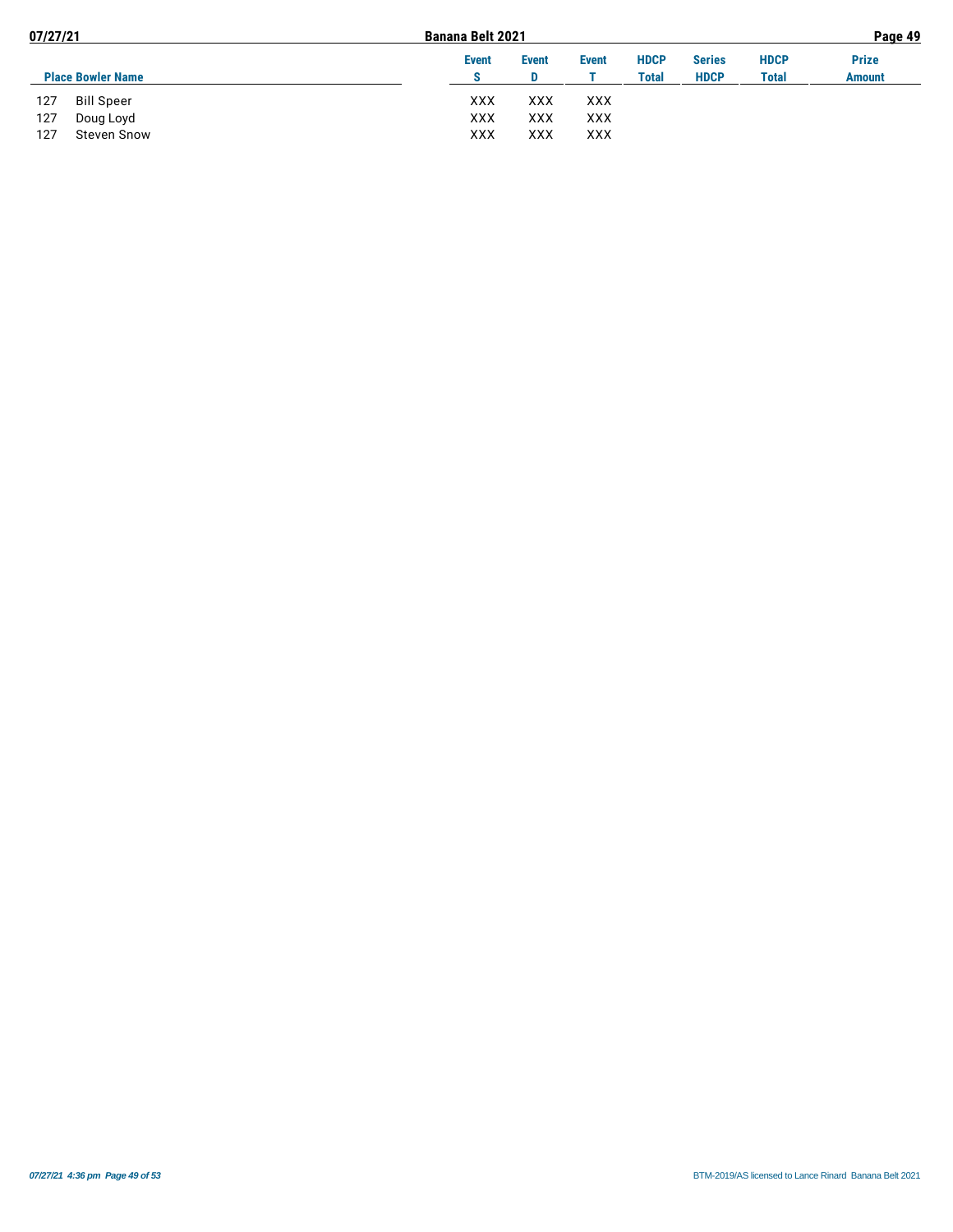| Place | Bowler Name | Event S | Event D | Event T | HDCP Total | Series HDCP | HDCP Total | Prize Amount |
|---|---|---|---|---|---|---|---|---|
| 127 | Bill Speer | XXX | XXX | XXX | | | | |
| 127 | Doug Loyd | XXX | XXX | XXX | | | | |
| 127 | Steven Snow | XXX | XXX | XXX | | | | |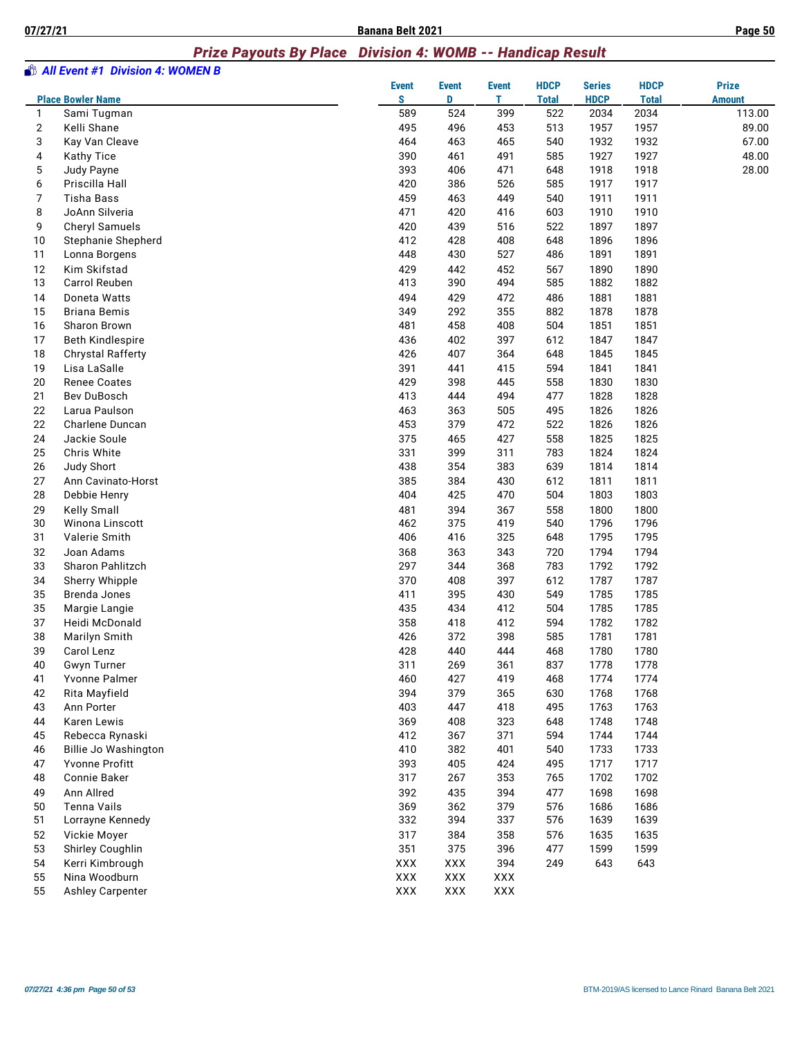## Prize Payouts By Place   Division 4: WOMB -- Handicap Result

### All Event #1  Division 4: WOMEN B

| Place | Bowler Name | Event S | Event D | Event T | HDCP Total | Series HDCP | HDCP Total | Prize Amount |
|---|---|---|---|---|---|---|---|---|
| 1 | Sami Tugman | 589 | 524 | 399 | 522 | 2034 | 2034 | 113.00 |
| 2 | Kelli Shane | 495 | 496 | 453 | 513 | 1957 | 1957 | 89.00 |
| 3 | Kay Van Cleave | 464 | 463 | 465 | 540 | 1932 | 1932 | 67.00 |
| 4 | Kathy Tice | 390 | 461 | 491 | 585 | 1927 | 1927 | 48.00 |
| 5 | Judy Payne | 393 | 406 | 471 | 648 | 1918 | 1918 | 28.00 |
| 6 | Priscilla Hall | 420 | 386 | 526 | 585 | 1917 | 1917 | |
| 7 | Tisha Bass | 459 | 463 | 449 | 540 | 1911 | 1911 | |
| 8 | JoAnn Silveria | 471 | 420 | 416 | 603 | 1910 | 1910 | |
| 9 | Cheryl Samuels | 420 | 439 | 516 | 522 | 1897 | 1897 | |
| 10 | Stephanie Shepherd | 412 | 428 | 408 | 648 | 1896 | 1896 | |
| 11 | Lonna Borgens | 448 | 430 | 527 | 486 | 1891 | 1891 | |
| 12 | Kim Skifstad | 429 | 442 | 452 | 567 | 1890 | 1890 | |
| 13 | Carrol Reuben | 413 | 390 | 494 | 585 | 1882 | 1882 | |
| 14 | Doneta Watts | 494 | 429 | 472 | 486 | 1881 | 1881 | |
| 15 | Briana Bemis | 349 | 292 | 355 | 882 | 1878 | 1878 | |
| 16 | Sharon Brown | 481 | 458 | 408 | 504 | 1851 | 1851 | |
| 17 | Beth Kindlespire | 436 | 402 | 397 | 612 | 1847 | 1847 | |
| 18 | Chrystal Rafferty | 426 | 407 | 364 | 648 | 1845 | 1845 | |
| 19 | Lisa LaSalle | 391 | 441 | 415 | 594 | 1841 | 1841 | |
| 20 | Renee Coates | 429 | 398 | 445 | 558 | 1830 | 1830 | |
| 21 | Bev DuBosch | 413 | 444 | 494 | 477 | 1828 | 1828 | |
| 22 | Larua Paulson | 463 | 363 | 505 | 495 | 1826 | 1826 | |
| 22 | Charlene Duncan | 453 | 379 | 472 | 522 | 1826 | 1826 | |
| 24 | Jackie Soule | 375 | 465 | 427 | 558 | 1825 | 1825 | |
| 25 | Chris White | 331 | 399 | 311 | 783 | 1824 | 1824 | |
| 26 | Judy Short | 438 | 354 | 383 | 639 | 1814 | 1814 | |
| 27 | Ann Cavinato-Horst | 385 | 384 | 430 | 612 | 1811 | 1811 | |
| 28 | Debbie Henry | 404 | 425 | 470 | 504 | 1803 | 1803 | |
| 29 | Kelly Small | 481 | 394 | 367 | 558 | 1800 | 1800 | |
| 30 | Winona Linscott | 462 | 375 | 419 | 540 | 1796 | 1796 | |
| 31 | Valerie Smith | 406 | 416 | 325 | 648 | 1795 | 1795 | |
| 32 | Joan Adams | 368 | 363 | 343 | 720 | 1794 | 1794 | |
| 33 | Sharon Pahlitzch | 297 | 344 | 368 | 783 | 1792 | 1792 | |
| 34 | Sherry Whipple | 370 | 408 | 397 | 612 | 1787 | 1787 | |
| 35 | Brenda Jones | 411 | 395 | 430 | 549 | 1785 | 1785 | |
| 35 | Margie Langie | 435 | 434 | 412 | 504 | 1785 | 1785 | |
| 37 | Heidi McDonald | 358 | 418 | 412 | 594 | 1782 | 1782 | |
| 38 | Marilyn Smith | 426 | 372 | 398 | 585 | 1781 | 1781 | |
| 39 | Carol Lenz | 428 | 440 | 444 | 468 | 1780 | 1780 | |
| 40 | Gwyn Turner | 311 | 269 | 361 | 837 | 1778 | 1778 | |
| 41 | Yvonne Palmer | 460 | 427 | 419 | 468 | 1774 | 1774 | |
| 42 | Rita Mayfield | 394 | 379 | 365 | 630 | 1768 | 1768 | |
| 43 | Ann Porter | 403 | 447 | 418 | 495 | 1763 | 1763 | |
| 44 | Karen Lewis | 369 | 408 | 323 | 648 | 1748 | 1748 | |
| 45 | Rebecca Rynaski | 412 | 367 | 371 | 594 | 1744 | 1744 | |
| 46 | Billie Jo Washington | 410 | 382 | 401 | 540 | 1733 | 1733 | |
| 47 | Yvonne Profitt | 393 | 405 | 424 | 495 | 1717 | 1717 | |
| 48 | Connie Baker | 317 | 267 | 353 | 765 | 1702 | 1702 | |
| 49 | Ann Allred | 392 | 435 | 394 | 477 | 1698 | 1698 | |
| 50 | Tenna Vails | 369 | 362 | 379 | 576 | 1686 | 1686 | |
| 51 | Lorrayne Kennedy | 332 | 394 | 337 | 576 | 1639 | 1639 | |
| 52 | Vickie Moyer | 317 | 384 | 358 | 576 | 1635 | 1635 | |
| 53 | Shirley Coughlin | 351 | 375 | 396 | 477 | 1599 | 1599 | |
| 54 | Kerri Kimbrough | XXX | XXX | 394 | 249 | 643 | 643 | |
| 55 | Nina Woodburn | XXX | XXX | XXX | | | | |
| 55 | Ashley Carpenter | XXX | XXX | XXX | | | | |

07/27/21 4:36 pm

BTM-2019/AS licensed to Lance Rinard  Banana Belt 2021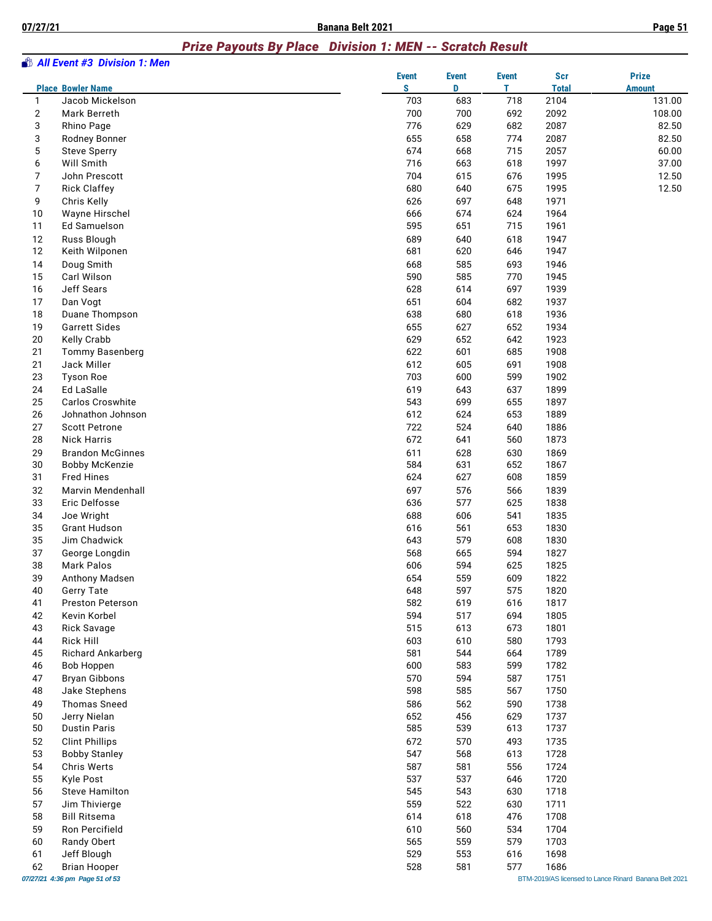## Prize Payouts By Place   Division 1: MEN -- Scratch Result

### All Event #3  Division 1: Men

| Place | Bowler Name | Event S | Event D | Event T | Scr Total | Prize Amount |
|---|---|---|---|---|---|---|
| 1 | Jacob Mickelson | 703 | 683 | 718 | 2104 | 131.00 |
| 2 | Mark Berreth | 700 | 700 | 692 | 2092 | 108.00 |
| 3 | Rhino Page | 776 | 629 | 682 | 2087 | 82.50 |
| 3 | Rodney Bonner | 655 | 658 | 774 | 2087 | 82.50 |
| 5 | Steve Sperry | 674 | 668 | 715 | 2057 | 60.00 |
| 6 | Will Smith | 716 | 663 | 618 | 1997 | 37.00 |
| 7 | John Prescott | 704 | 615 | 676 | 1995 | 12.50 |
| 7 | Rick Claffey | 680 | 640 | 675 | 1995 | 12.50 |
| 9 | Chris Kelly | 626 | 697 | 648 | 1971 | |
| 10 | Wayne Hirschel | 666 | 674 | 624 | 1964 | |
| 11 | Ed Samuelson | 595 | 651 | 715 | 1961 | |
| 12 | Russ Blough | 689 | 640 | 618 | 1947 | |
| 12 | Keith Wilponen | 681 | 620 | 646 | 1947 | |
| 14 | Doug Smith | 668 | 585 | 693 | 1946 | |
| 15 | Carl Wilson | 590 | 585 | 770 | 1945 | |
| 16 | Jeff Sears | 628 | 614 | 697 | 1939 | |
| 17 | Dan Vogt | 651 | 604 | 682 | 1937 | |
| 18 | Duane Thompson | 638 | 680 | 618 | 1936 | |
| 19 | Garrett Sides | 655 | 627 | 652 | 1934 | |
| 20 | Kelly Crabb | 629 | 652 | 642 | 1923 | |
| 21 | Tommy Basenberg | 622 | 601 | 685 | 1908 | |
| 21 | Jack Miller | 612 | 605 | 691 | 1908 | |
| 23 | Tyson Roe | 703 | 600 | 599 | 1902 | |
| 24 | Ed LaSalle | 619 | 643 | 637 | 1899 | |
| 25 | Carlos Croswhite | 543 | 699 | 655 | 1897 | |
| 26 | Johnathon Johnson | 612 | 624 | 653 | 1889 | |
| 27 | Scott Petrone | 722 | 524 | 640 | 1886 | |
| 28 | Nick Harris | 672 | 641 | 560 | 1873 | |
| 29 | Brandon McGinnes | 611 | 628 | 630 | 1869 | |
| 30 | Bobby McKenzie | 584 | 631 | 652 | 1867 | |
| 31 | Fred Hines | 624 | 627 | 608 | 1859 | |
| 32 | Marvin Mendenhall | 697 | 576 | 566 | 1839 | |
| 33 | Eric Delfosse | 636 | 577 | 625 | 1838 | |
| 34 | Joe Wright | 688 | 606 | 541 | 1835 | |
| 35 | Grant Hudson | 616 | 561 | 653 | 1830 | |
| 35 | Jim Chadwick | 643 | 579 | 608 | 1830 | |
| 37 | George Longdin | 568 | 665 | 594 | 1827 | |
| 38 | Mark Palos | 606 | 594 | 625 | 1825 | |
| 39 | Anthony Madsen | 654 | 559 | 609 | 1822 | |
| 40 | Gerry Tate | 648 | 597 | 575 | 1820 | |
| 41 | Preston Peterson | 582 | 619 | 616 | 1817 | |
| 42 | Kevin Korbel | 594 | 517 | 694 | 1805 | |
| 43 | Rick Savage | 515 | 613 | 673 | 1801 | |
| 44 | Rick Hill | 603 | 610 | 580 | 1793 | |
| 45 | Richard Ankarberg | 581 | 544 | 664 | 1789 | |
| 46 | Bob Hoppen | 600 | 583 | 599 | 1782 | |
| 47 | Bryan Gibbons | 570 | 594 | 587 | 1751 | |
| 48 | Jake Stephens | 598 | 585 | 567 | 1750 | |
| 49 | Thomas Sneed | 586 | 562 | 590 | 1738 | |
| 50 | Jerry Nielan | 652 | 456 | 629 | 1737 | |
| 50 | Dustin Paris | 585 | 539 | 613 | 1737 | |
| 52 | Clint Phillips | 672 | 570 | 493 | 1735 | |
| 53 | Bobby Stanley | 547 | 568 | 613 | 1728 | |
| 54 | Chris Werts | 587 | 581 | 556 | 1724 | |
| 55 | Kyle Post | 537 | 537 | 646 | 1720 | |
| 56 | Steve Hamilton | 545 | 543 | 630 | 1718 | |
| 57 | Jim Thivierge | 559 | 522 | 630 | 1711 | |
| 58 | Bill Ritsema | 614 | 618 | 476 | 1708 | |
| 59 | Ron Percifield | 610 | 560 | 534 | 1704 | |
| 60 | Randy Obert | 565 | 559 | 579 | 1703 | |
| 61 | Jeff Blough | 529 | 553 | 616 | 1698 | |
| 62 | Brian Hooper | 528 | 581 | 577 | 1686 | |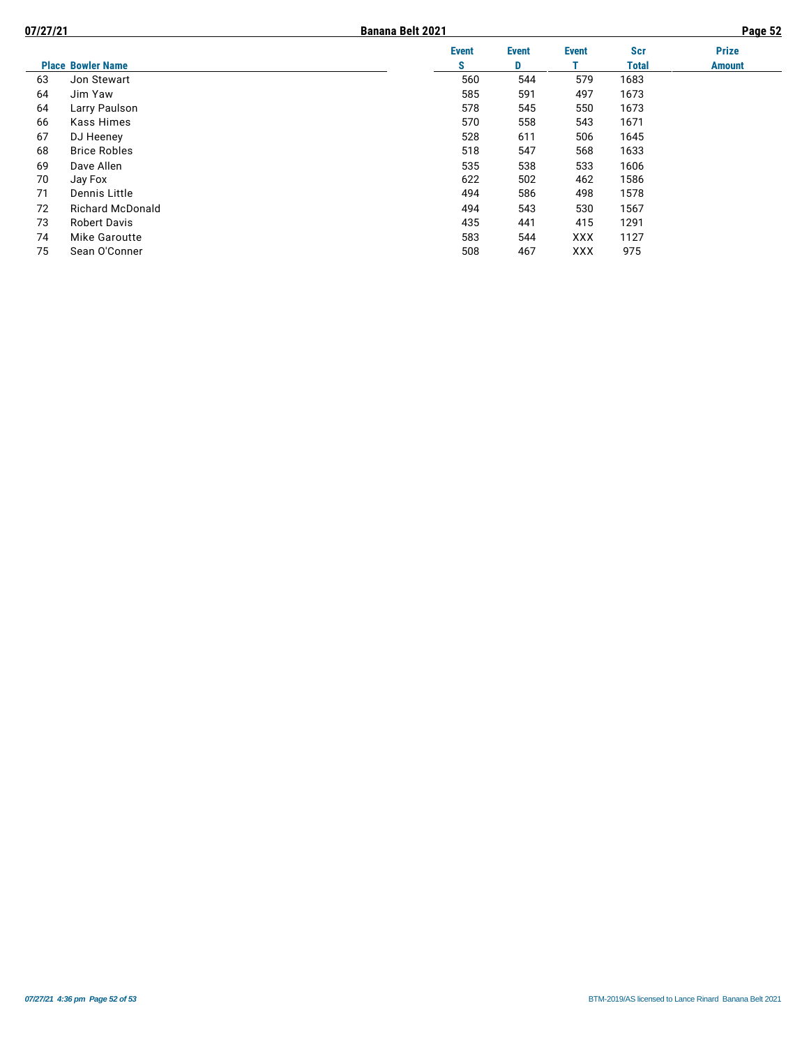| Place | Bowler Name | Event S | Event D | Event T | Scr Total | Prize Amount |
|---|---|---|---|---|---|---|
| 63 | Jon Stewart | 560 | 544 | 579 | 1683 | |
| 64 | Jim Yaw | 585 | 591 | 497 | 1673 | |
| 64 | Larry Paulson | 578 | 545 | 550 | 1673 | |
| 66 | Kass Himes | 570 | 558 | 543 | 1671 | |
| 67 | DJ Heeney | 528 | 611 | 506 | 1645 | |
| 68 | Brice Robles | 518 | 547 | 568 | 1633 | |
| 69 | Dave Allen | 535 | 538 | 533 | 1606 | |
| 70 | Jay Fox | 622 | 502 | 462 | 1586 | |
| 71 | Dennis Little | 494 | 586 | 498 | 1578 | |
| 72 | Richard McDonald | 494 | 543 | 530 | 1567 | |
| 73 | Robert Davis | 435 | 441 | 415 | 1291 | |
| 74 | Mike Garoutte | 583 | 544 | XXX | 1127 | |
| 75 | Sean O'Conner | 508 | 467 | XXX | 975 | |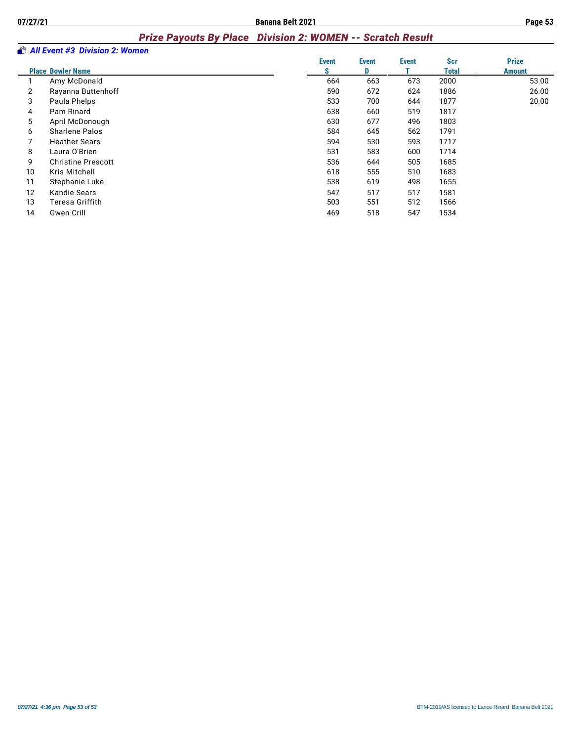## *Prize Payouts By Place Division 2: WOMEN -- Scratch Result*

### *All Event #3 Division 2: Women*

| Place | Bowler Name | Event S | Event D | Event T | Scr Total | Prize Amount |
|---|---|---|---|---|---|---|
| 1 | Amy McDonald | 664 | 663 | 673 | 2000 | 53.00 |
| 2 | Rayanna Buttenhoff | 590 | 672 | 624 | 1886 | 26.00 |
| 3 | Paula Phelps | 533 | 700 | 644 | 1877 | 20.00 |
| 4 | Pam Rinard | 638 | 660 | 519 | 1817 | |
| 5 | April McDonough | 630 | 677 | 496 | 1803 | |
| 6 | Sharlene Palos | 584 | 645 | 562 | 1791 | |
| 7 | Heather Sears | 594 | 530 | 593 | 1717 | |
| 8 | Laura O'Brien | 531 | 583 | 600 | 1714 | |
| 9 | Christine Prescott | 536 | 644 | 505 | 1685 | |
| 10 | Kris Mitchell | 618 | 555 | 510 | 1683 | |
| 11 | Stephanie Luke | 538 | 619 | 498 | 1655 | |
| 12 | Kandie Sears | 547 | 517 | 517 | 1581 | |
| 13 | Teresa Griffith | 503 | 551 | 512 | 1566 | |
| 14 | Gwen Crill | 469 | 518 | 547 | 1534 | |